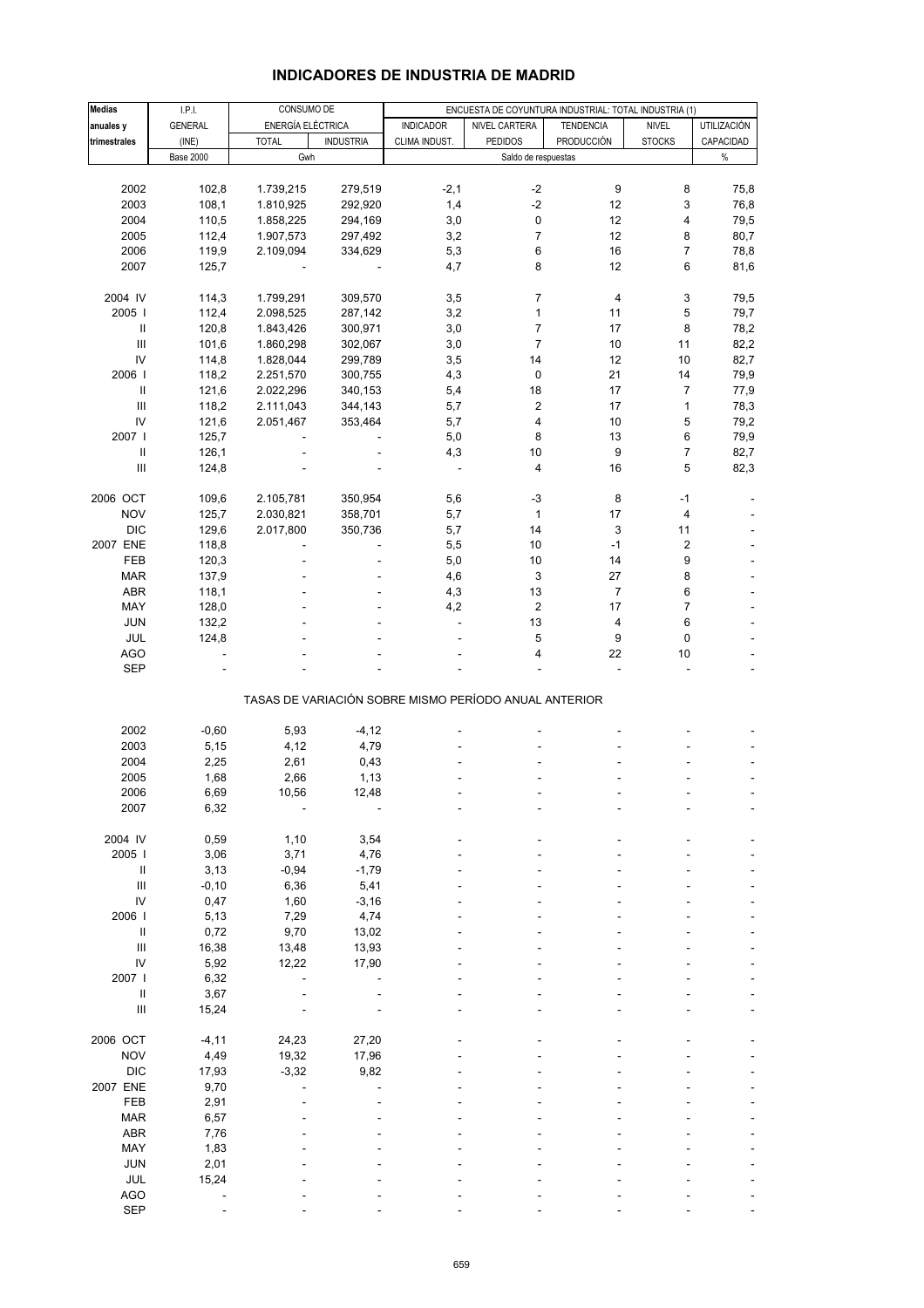# INDICADORES DE INDUSTRIA DE MADRID

| Medias anuales y trimestrales | I.P.I. GENERAL (INE) | CONSUMO DE ENERGÍA ELÉCTRICA | | ENCUESTA DE COYUNTURA INDUSTRIAL: TOTAL INDUSTRIA (1) | | | | |
|---|---|---|---|---|---|---|---|---|
| | | TOTAL | INDUSTRIA | INDICADOR CLIMA INDUST. | NIVEL CARTERA PEDIDOS | TENDENCIA PRODUCCIÓN | NIVEL STOCKS | UTILIZACIÓN CAPACIDAD |
| | Base 2000 | Gwh | | Saldo de respuestas | | | | % |
| 2002 | 102,8 | 1.739,215 | 279,519 | -2,1 | -2 | 9 | 8 | 75,8 |
| 2003 | 108,1 | 1.810,925 | 292,920 | 1,4 | -2 | 12 | 3 | 76,8 |
| 2004 | 110,5 | 1.858,225 | 294,169 | 3,0 | 0 | 12 | 4 | 79,5 |
| 2005 | 112,4 | 1.907,573 | 297,492 | 3,2 | 7 | 12 | 8 | 80,7 |
| 2006 | 119,9 | 2.109,094 | 334,629 | 5,3 | 6 | 16 | 7 | 78,8 |
| 2007 | 125,7 | - | - | 4,7 | 8 | 12 | 6 | 81,6 |
| 2004 IV | 114,3 | 1.799,291 | 309,570 | 3,5 | 7 | 4 | 3 | 79,5 |
| 2005 I | 112,4 | 2.098,525 | 287,142 | 3,2 | 1 | 11 | 5 | 79,7 |
| II | 120,8 | 1.843,426 | 300,971 | 3,0 | 7 | 17 | 8 | 78,2 |
| III | 101,6 | 1.860,298 | 302,067 | 3,0 | 7 | 10 | 11 | 82,2 |
| IV | 114,8 | 1.828,044 | 299,789 | 3,5 | 14 | 12 | 10 | 82,7 |
| 2006 I | 118,2 | 2.251,570 | 300,755 | 4,3 | 0 | 21 | 14 | 79,9 |
| II | 121,6 | 2.022,296 | 340,153 | 5,4 | 18 | 17 | 7 | 77,9 |
| III | 118,2 | 2.111,043 | 344,143 | 5,7 | 2 | 17 | 1 | 78,3 |
| IV | 121,6 | 2.051,467 | 353,464 | 5,7 | 4 | 10 | 5 | 79,2 |
| 2007 I | 125,7 | - | - | 5,0 | 8 | 13 | 6 | 79,9 |
| II | 126,1 | - | - | 4,3 | 10 | 9 | 7 | 82,7 |
| III | 124,8 | - | - | - | 4 | 16 | 5 | 82,3 |
| 2006 OCT | 109,6 | 2.105,781 | 350,954 | 5,6 | -3 | 8 | -1 | - |
| NOV | 125,7 | 2.030,821 | 358,701 | 5,7 | 1 | 17 | 4 | - |
| DIC | 129,6 | 2.017,800 | 350,736 | 5,7 | 14 | 3 | 11 | - |
| 2007 ENE | 118,8 | - | - | 5,5 | 10 | -1 | 2 | - |
| FEB | 120,3 | - | - | 5,0 | 10 | 14 | 9 | - |
| MAR | 137,9 | - | - | 4,6 | 3 | 27 | 8 | - |
| ABR | 118,1 | - | - | 4,3 | 13 | 7 | 6 | - |
| MAY | 128,0 | - | - | 4,2 | 2 | 17 | 7 | - |
| JUN | 132,2 | - | - | - | 13 | 4 | 6 | - |
| JUL | 124,8 | - | - | - | 5 | 9 | 0 | - |
| AGO | - | - | - | - | 4 | 22 | 10 | - |
| SEP | - | - | - | - | - | - | - | - |

TASAS DE VARIACIÓN SOBRE MISMO PERÍODO ANUAL ANTERIOR

| | I.P.I. GENERAL | TOTAL | INDUSTRIA | INDICADOR CLIMA INDUST. | NIVEL CARTERA PEDIDOS | TENDENCIA PRODUCCIÓN | NIVEL STOCKS | UTILIZACIÓN CAPACIDAD |
|---|---|---|---|---|---|---|---|---|
| 2002 | -0,60 | 5,93 | -4,12 | - | - | - | - | - |
| 2003 | 5,15 | 4,12 | 4,79 | - | - | - | - | - |
| 2004 | 2,25 | 2,61 | 0,43 | - | - | - | - | - |
| 2005 | 1,68 | 2,66 | 1,13 | - | - | - | - | - |
| 2006 | 6,69 | 10,56 | 12,48 | - | - | - | - | - |
| 2007 | 6,32 | - | - | - | - | - | - | - |
| 2004 IV | 0,59 | 1,10 | 3,54 | - | - | - | - | - |
| 2005 I | 3,06 | 3,71 | 4,76 | - | - | - | - | - |
| II | 3,13 | -0,94 | -1,79 | - | - | - | - | - |
| III | -0,10 | 6,36 | 5,41 | - | - | - | - | - |
| IV | 0,47 | 1,60 | -3,16 | - | - | - | - | - |
| 2006 I | 5,13 | 7,29 | 4,74 | - | - | - | - | - |
| II | 0,72 | 9,70 | 13,02 | - | - | - | - | - |
| III | 16,38 | 13,48 | 13,93 | - | - | - | - | - |
| IV | 5,92 | 12,22 | 17,90 | - | - | - | - | - |
| 2007 I | 6,32 | - | - | - | - | - | - | - |
| II | 3,67 | - | - | - | - | - | - | - |
| III | 15,24 | - | - | - | - | - | - | - |
| 2006 OCT | -4,11 | 24,23 | 27,20 | - | - | - | - | - |
| NOV | 4,49 | 19,32 | 17,96 | - | - | - | - | - |
| DIC | 17,93 | -3,32 | 9,82 | - | - | - | - | - |
| 2007 ENE | 9,70 | - | - | - | - | - | - | - |
| FEB | 2,91 | - | - | - | - | - | - | - |
| MAR | 6,57 | - | - | - | - | - | - | - |
| ABR | 7,76 | - | - | - | - | - | - | - |
| MAY | 1,83 | - | - | - | - | - | - | - |
| JUN | 2,01 | - | - | - | - | - | - | - |
| JUL | 15,24 | - | - | - | - | - | - | - |
| AGO | - | - | - | - | - | - | - | - |
| SEP | - | - | - | - | - | - | - | - |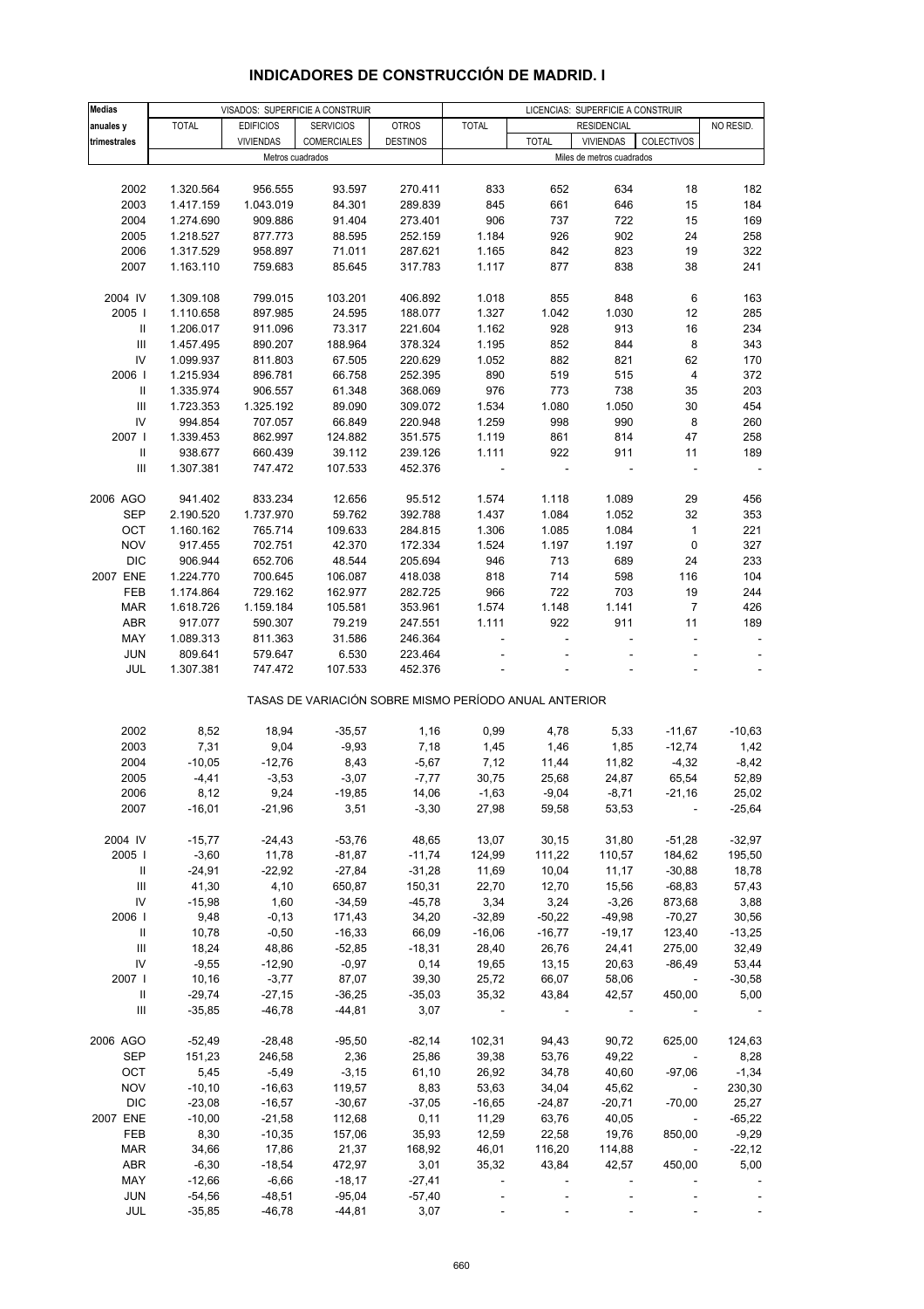# INDICADORES DE CONSTRUCCIÓN DE MADRID. I

| Medias anuales y trimestrales | VISADOS: SUPERFICIE A CONSTRUIR | | | | LICENCIAS: SUPERFICIE A CONSTRUIR | | | | |
|---|---|---|---|---|---|---|---|---|---|
| | TOTAL | EDIFICIOS VIVIENDAS | SERVICIOS COMERCIALES | OTROS DESTINOS | TOTAL | RESIDENCIAL | | | NO RESID. |
| | | | | | | TOTAL | VIVIENDAS | COLECTIVOS | |
| | Metros cuadrados | | | | Miles de metros cuadrados | | | | |
| 2002 | 1.320.564 | 956.555 | 93.597 | 270.411 | 833 | 652 | 634 | 18 | 182 |
| 2003 | 1.417.159 | 1.043.019 | 84.301 | 289.839 | 845 | 661 | 646 | 15 | 184 |
| 2004 | 1.274.690 | 909.886 | 91.404 | 273.401 | 906 | 737 | 722 | 15 | 169 |
| 2005 | 1.218.527 | 877.773 | 88.595 | 252.159 | 1.184 | 926 | 902 | 24 | 258 |
| 2006 | 1.317.529 | 958.897 | 71.011 | 287.621 | 1.165 | 842 | 823 | 19 | 322 |
| 2007 | 1.163.110 | 759.683 | 85.645 | 317.783 | 1.117 | 877 | 838 | 38 | 241 |
| 2004 IV | 1.309.108 | 799.015 | 103.201 | 406.892 | 1.018 | 855 | 848 | 6 | 163 |
| 2005 I | 1.110.658 | 897.985 | 24.595 | 188.077 | 1.327 | 1.042 | 1.030 | 12 | 285 |
| II | 1.206.017 | 911.096 | 73.317 | 221.604 | 1.162 | 928 | 913 | 16 | 234 |
| III | 1.457.495 | 890.207 | 188.964 | 378.324 | 1.195 | 852 | 844 | 8 | 343 |
| IV | 1.099.937 | 811.803 | 67.505 | 220.629 | 1.052 | 882 | 821 | 62 | 170 |
| 2006 I | 1.215.934 | 896.781 | 66.758 | 252.395 | 890 | 519 | 515 | 4 | 372 |
| II | 1.335.974 | 906.557 | 61.348 | 368.069 | 976 | 773 | 738 | 35 | 203 |
| III | 1.723.353 | 1.325.192 | 89.090 | 309.072 | 1.534 | 1.080 | 1.050 | 30 | 454 |
| IV | 994.854 | 707.057 | 66.849 | 220.948 | 1.259 | 998 | 990 | 8 | 260 |
| 2007 I | 1.339.453 | 862.997 | 124.882 | 351.575 | 1.119 | 861 | 814 | 47 | 258 |
| II | 938.677 | 660.439 | 39.112 | 239.126 | 1.111 | 922 | 911 | 11 | 189 |
| III | 1.307.381 | 747.472 | 107.533 | 452.376 | - | - | - | - | - |
| 2006 AGO | 941.402 | 833.234 | 12.656 | 95.512 | 1.574 | 1.118 | 1.089 | 29 | 456 |
| SEP | 2.190.520 | 1.737.970 | 59.762 | 392.788 | 1.437 | 1.084 | 1.052 | 32 | 353 |
| OCT | 1.160.162 | 765.714 | 109.633 | 284.815 | 1.306 | 1.085 | 1.084 | 1 | 221 |
| NOV | 917.455 | 702.751 | 42.370 | 172.334 | 1.524 | 1.197 | 1.197 | 0 | 327 |
| DIC | 906.944 | 652.706 | 48.544 | 205.694 | 946 | 713 | 689 | 24 | 233 |
| 2007 ENE | 1.224.770 | 700.645 | 106.087 | 418.038 | 818 | 714 | 598 | 116 | 104 |
| FEB | 1.174.864 | 729.162 | 162.977 | 282.725 | 966 | 722 | 703 | 19 | 244 |
| MAR | 1.618.726 | 1.159.184 | 105.581 | 353.961 | 1.574 | 1.148 | 1.141 | 7 | 426 |
| ABR | 917.077 | 590.307 | 79.219 | 247.551 | 1.111 | 922 | 911 | 11 | 189 |
| MAY | 1.089.313 | 811.363 | 31.586 | 246.364 | - | - | - | - | - |
| JUN | 809.641 | 579.647 | 6.530 | 223.464 | - | - | - | - | - |
| JUL | 1.307.381 | 747.472 | 107.533 | 452.376 | - | - | - | - | - |
| **TASAS DE VARIACIÓN SOBRE MISMO PERÍODO ANUAL ANTERIOR** | | | | | | | | | |
| 2002 | 8,52 | 18,94 | -35,57 | 1,16 | 0,99 | 4,78 | 5,33 | -11,67 | -10,63 |
| 2003 | 7,31 | 9,04 | -9,93 | 7,18 | 1,45 | 1,46 | 1,85 | -12,74 | 1,42 |
| 2004 | -10,05 | -12,76 | 8,43 | -5,67 | 7,12 | 11,44 | 11,82 | -4,32 | -8,42 |
| 2005 | -4,41 | -3,53 | -3,07 | -7,77 | 30,75 | 25,68 | 24,87 | 65,54 | 52,89 |
| 2006 | 8,12 | 9,24 | -19,85 | 14,06 | -1,63 | -9,04 | -8,71 | -21,16 | 25,02 |
| 2007 | -16,01 | -21,96 | 3,51 | -3,30 | 27,98 | 59,58 | 53,53 | - | -25,64 |
| 2004 IV | -15,77 | -24,43 | -53,76 | 48,65 | 13,07 | 30,15 | 31,80 | -51,28 | -32,97 |
| 2005 I | -3,60 | 11,78 | -81,87 | -11,74 | 124,99 | 111,22 | 110,57 | 184,62 | 195,50 |
| II | -24,91 | -22,92 | -27,84 | -31,28 | 11,69 | 10,04 | 11,17 | -30,88 | 18,78 |
| III | 41,30 | 4,10 | 650,87 | 150,31 | 22,70 | 12,70 | 15,56 | -68,83 | 57,43 |
| IV | -15,98 | 1,60 | -34,59 | -45,78 | 3,34 | 3,24 | -3,26 | 873,68 | 3,88 |
| 2006 I | 9,48 | -0,13 | 171,43 | 34,20 | -32,89 | -50,22 | -49,98 | -70,27 | 30,56 |
| II | 10,78 | -0,50 | -16,33 | 66,09 | -16,06 | -16,77 | -19,17 | 123,40 | -13,25 |
| III | 18,24 | 48,86 | -52,85 | -18,31 | 28,40 | 26,76 | 24,41 | 275,00 | 32,49 |
| IV | -9,55 | -12,90 | -0,97 | 0,14 | 19,65 | 13,15 | 20,63 | -86,49 | 53,44 |
| 2007 I | 10,16 | -3,77 | 87,07 | 39,30 | 25,72 | 66,07 | 58,06 | - | -30,58 |
| II | -29,74 | -27,15 | -36,25 | -35,03 | 35,32 | 43,84 | 42,57 | 450,00 | 5,00 |
| III | -35,85 | -46,78 | -44,81 | 3,07 | - | - | - | - | - |
| 2006 AGO | -52,49 | -28,48 | -95,50 | -82,14 | 102,31 | 94,43 | 90,72 | 625,00 | 124,63 |
| SEP | 151,23 | 246,58 | 2,36 | 25,86 | 39,38 | 53,76 | 49,22 | - | 8,28 |
| OCT | 5,45 | -5,49 | -3,15 | 61,10 | 26,92 | 34,78 | 40,60 | -97,06 | -1,34 |
| NOV | -10,10 | -16,63 | 119,57 | 8,83 | 53,63 | 34,04 | 45,62 | - | 230,30 |
| DIC | -23,08 | -16,57 | -30,67 | -37,05 | -16,65 | -24,87 | -20,71 | -70,00 | 25,27 |
| 2007 ENE | -10,00 | -21,58 | 112,68 | 0,11 | 11,29 | 63,76 | 40,05 | - | -65,22 |
| FEB | 8,30 | -10,35 | 157,06 | 35,93 | 12,59 | 22,58 | 19,76 | 850,00 | -9,29 |
| MAR | 34,66 | 17,86 | 21,37 | 168,92 | 46,01 | 116,20 | 114,88 | - | -22,12 |
| ABR | -6,30 | -18,54 | 472,97 | 3,01 | 35,32 | 43,84 | 42,57 | 450,00 | 5,00 |
| MAY | -12,66 | -6,66 | -18,17 | -27,41 | - | - | - | - | - |
| JUN | -54,56 | -48,51 | -95,04 | -57,40 | - | - | - | - | - |
| JUL | -35,85 | -46,78 | -44,81 | 3,07 | - | - | - | - | - |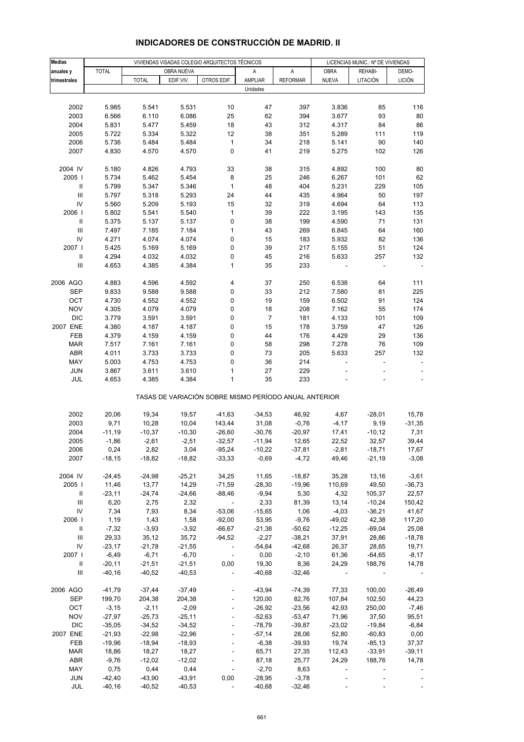# INDICADORES DE CONSTRUCCIÓN DE MADRID. II

| Medias anuales y trimestrales | VIVIENDAS VISADAS COLEGIO ARQUITECTOS TÉCNICOS | | | | | | LICENCIAS MUNIC.: Nº DE VIVIENDAS | | |
|---|---|---|---|---|---|---|---|---|---|
| | TOTAL | OBRA NUEVA | | | A AMPLIAR | A REFORMAR | OBRA NUEVA | REHABI-LITACIÓN | DEMO-LICIÓN |
| | | TOTAL | EDIF.VIV. | OTROS EDIF. | | | | | |
| | Unidades | | | | | | | | |
| 2002 | 5.985 | 5.541 | 5.531 | 10 | 47 | 397 | 3.836 | 85 | 116 |
| 2003 | 6.566 | 6.110 | 6.086 | 25 | 62 | 394 | 3.677 | 93 | 80 |
| 2004 | 5.831 | 5.477 | 5.459 | 18 | 43 | 312 | 4.317 | 84 | 86 |
| 2005 | 5.722 | 5.334 | 5.322 | 12 | 38 | 351 | 5.289 | 111 | 119 |
| 2006 | 5.736 | 5.484 | 5.484 | 1 | 34 | 218 | 5.141 | 90 | 140 |
| 2007 | 4.830 | 4.570 | 4.570 | 0 | 41 | 219 | 5.275 | 102 | 126 |
| 2004 IV | 5.180 | 4.826 | 4.793 | 33 | 38 | 315 | 4.892 | 100 | 80 |
| 2005 I | 5.734 | 5.462 | 5.454 | 8 | 25 | 246 | 6.267 | 101 | 62 |
| II | 5.799 | 5.347 | 5.346 | 1 | 48 | 404 | 5.231 | 229 | 105 |
| III | 5.797 | 5.318 | 5.293 | 24 | 44 | 435 | 4.964 | 50 | 197 |
| IV | 5.560 | 5.209 | 5.193 | 15 | 32 | 319 | 4.694 | 64 | 113 |
| 2006 I | 5.802 | 5.541 | 5.540 | 1 | 39 | 222 | 3.195 | 143 | 135 |
| II | 5.375 | 5.137 | 5.137 | 0 | 38 | 199 | 4.590 | 71 | 131 |
| III | 7.497 | 7.185 | 7.184 | 1 | 43 | 269 | 6.845 | 64 | 160 |
| IV | 4.271 | 4.074 | 4.074 | 0 | 15 | 183 | 5.932 | 82 | 136 |
| 2007 I | 5.425 | 5.169 | 5.169 | 0 | 39 | 217 | 5.155 | 51 | 124 |
| II | 4.294 | 4.032 | 4.032 | 0 | 45 | 216 | 5.633 | 257 | 132 |
| III | 4.653 | 4.385 | 4.384 | 1 | 35 | 233 | - | - | - |
| 2006 AGO | 4.883 | 4.596 | 4.592 | 4 | 37 | 250 | 6.538 | 64 | 111 |
| SEP | 9.833 | 9.588 | 9.588 | 0 | 33 | 212 | 7.580 | 81 | 225 |
| OCT | 4.730 | 4.552 | 4.552 | 0 | 19 | 159 | 6.502 | 91 | 124 |
| NOV | 4.305 | 4.079 | 4.079 | 0 | 18 | 208 | 7.162 | 55 | 174 |
| DIC | 3.779 | 3.591 | 3.591 | 0 | 7 | 181 | 4.133 | 101 | 109 |
| 2007 ENE | 4.380 | 4.187 | 4.187 | 0 | 15 | 178 | 3.759 | 47 | 126 |
| FEB | 4.379 | 4.159 | 4.159 | 0 | 44 | 176 | 4.429 | 29 | 136 |
| MAR | 7.517 | 7.161 | 7.161 | 0 | 58 | 298 | 7.278 | 76 | 109 |
| ABR | 4.011 | 3.733 | 3.733 | 0 | 73 | 205 | 5.633 | 257 | 132 |
| MAY | 5.003 | 4.753 | 4.753 | 0 | 36 | 214 | - | - | - |
| JUN | 3.867 | 3.611 | 3.610 | 1 | 27 | 229 | - | - | - |
| JUL | 4.653 | 4.385 | 4.384 | 1 | 35 | 233 | - | - | - |
| | TASAS DE VARIACIÓN SOBRE MISMO PERÍODO ANUAL ANTERIOR | | | | | | | | |
| 2002 | 20,06 | 19,34 | 19,57 | -41,63 | -34,53 | 46,92 | 4,67 | -28,01 | 15,78 |
| 2003 | 9,71 | 10,28 | 10,04 | 143,44 | 31,08 | -0,76 | -4,17 | 9,19 | -31,35 |
| 2004 | -11,19 | -10,37 | -10,30 | -26,60 | -30,76 | -20,97 | 17,41 | -10,12 | 7,31 |
| 2005 | -1,86 | -2,61 | -2,51 | -32,57 | -11,94 | 12,65 | 22,52 | 32,57 | 39,44 |
| 2006 | 0,24 | 2,82 | 3,04 | -95,24 | -10,22 | -37,81 | -2,81 | -18,71 | 17,67 |
| 2007 | -18,15 | -18,82 | -18,82 | -33,33 | -0,69 | -4,72 | 49,46 | -21,19 | -3,08 |
| 2004 IV | -24,45 | -24,98 | -25,21 | 34,25 | 11,65 | -18,87 | 35,28 | 13,16 | -3,61 |
| 2005 I | 11,46 | 13,77 | 14,29 | -71,59 | -28,30 | -19,96 | 110,69 | 49,50 | -36,73 |
| II | -23,11 | -24,74 | -24,66 | -88,46 | -9,94 | 5,30 | 4,32 | 105,37 | 22,57 |
| III | 6,20 | 2,75 | 2,32 | - | 2,33 | 81,39 | 13,14 | -10,24 | 150,42 |
| IV | 7,34 | 7,93 | 8,34 | -53,06 | -15,65 | 1,06 | -4,03 | -36,21 | 41,67 |
| 2006 I | 1,19 | 1,43 | 1,58 | -92,00 | 53,95 | -9,76 | -49,02 | 42,38 | 117,20 |
| II | -7,32 | -3,93 | -3,92 | -66,67 | -21,38 | -50,62 | -12,25 | -69,04 | 25,08 |
| III | 29,33 | 35,12 | 35,72 | -94,52 | -2,27 | -38,21 | 37,91 | 28,86 | -18,78 |
| IV | -23,17 | -21,78 | -21,55 | - | -54,64 | -42,68 | 26,37 | 28,65 | 19,71 |
| 2007 I | -6,49 | -6,71 | -6,70 | - | 0,00 | -2,10 | 61,36 | -64,65 | -8,17 |
| II | -20,11 | -21,51 | -21,51 | 0,00 | 19,30 | 8,36 | 24,29 | 188,76 | 14,78 |
| III | -40,16 | -40,52 | -40,53 | - | -40,68 | -32,46 | - | - | - |
| 2006 AGO | -41,79 | -37,44 | -37,49 | - | -43,94 | -74,39 | 77,33 | 100,00 | -26,49 |
| SEP | 199,70 | 204,38 | 204,38 | - | 120,00 | 82,76 | 107,84 | 102,50 | 44,23 |
| OCT | -3,15 | -2,11 | -2,09 | - | -26,92 | -23,56 | 42,93 | 250,00 | -7,46 |
| NOV | -27,97 | -25,73 | -25,11 | - | -52,63 | -53,47 | 71,96 | 37,50 | 95,51 |
| DIC | -35,05 | -34,52 | -34,52 | - | -78,79 | -39,87 | -23,02 | -19,84 | -6,84 |
| 2007 ENE | -21,93 | -22,98 | -22,96 | - | -57,14 | 28,06 | 52,80 | -60,83 | 0,00 |
| FEB | -19,96 | -18,94 | -18,93 | - | -6,38 | -39,93 | 19,74 | -85,13 | 37,37 |
| MAR | 18,86 | 18,27 | 18,27 | - | 65,71 | 27,35 | 112,43 | -33,91 | -39,11 |
| ABR | -9,76 | -12,02 | -12,02 | - | 87,18 | 25,77 | 24,29 | 188,76 | 14,78 |
| MAY | 0,75 | 0,44 | 0,44 | - | -2,70 | 8,63 | - | - | - |
| JUN | -42,40 | -43,90 | -43,91 | 0,00 | -28,95 | -3,78 | - | - | - |
| JUL | -40,16 | -40,52 | -40,53 | - | -40,68 | -32,46 | - | - | - |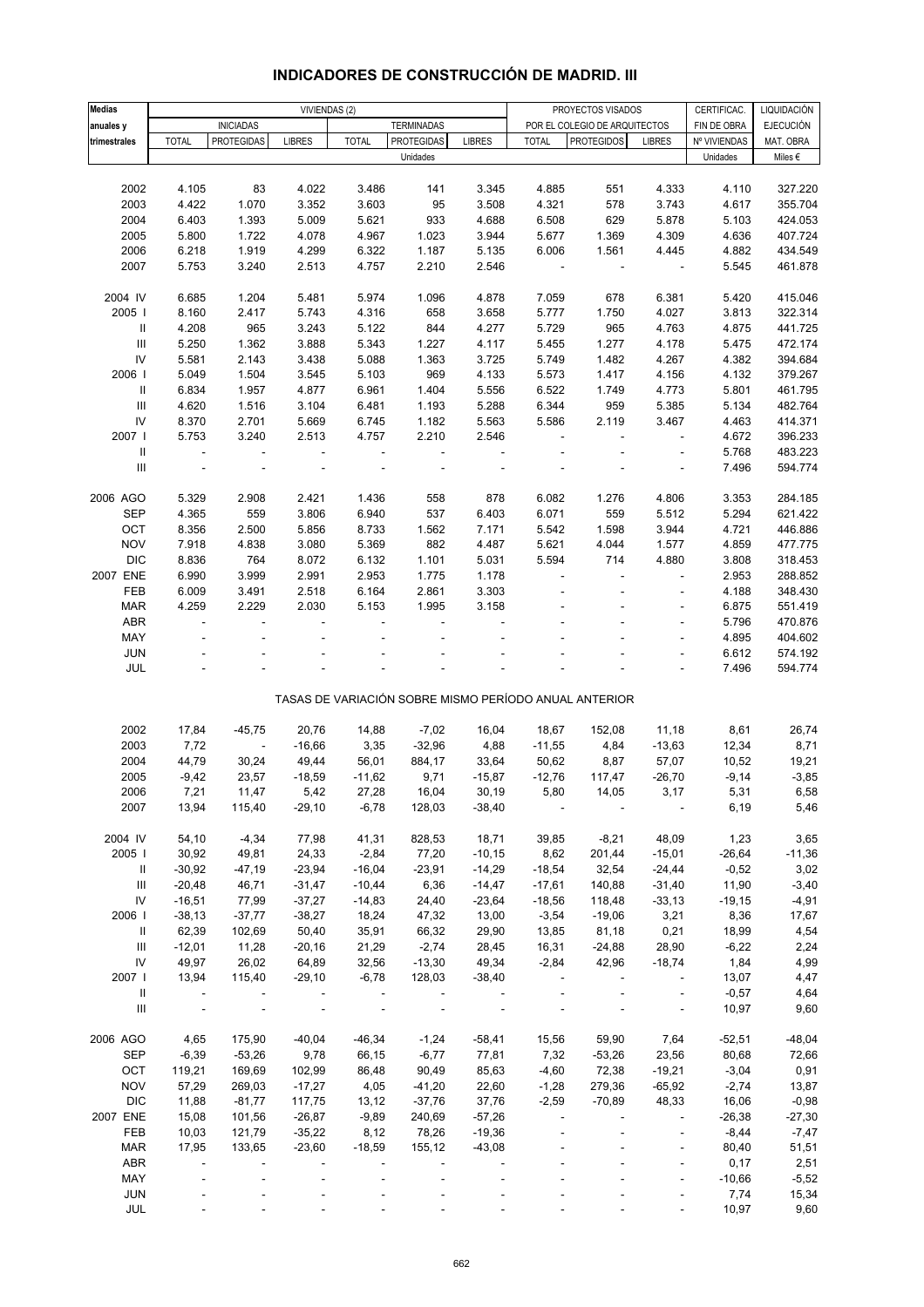# INDICADORES DE CONSTRUCCIÓN DE MADRID. III

| Medias anuales y trimestrales | VIVIENDAS (2) | | | | | | PROYECTOS VISADOS POR EL COLEGIO DE ARQUITECTOS | | | CERTIFICAC. FIN DE OBRA | LIQUIDACIÓN EJECUCIÓN |
|---|---|---|---|---|---|---|---|---|---|---|---|
| | INICIADAS | | | TERMINADAS | | | | | | | |
| | TOTAL | PROTEGIDAS | LIBRES | TOTAL | PROTEGIDAS | LIBRES | TOTAL | PROTEGIDOS | LIBRES | Nº VIVIENDAS | MAT. OBRA |
| | Unidades | | | | | | | | | Unidades | Miles € |
| 2002 | 4.105 | 83 | 4.022 | 3.486 | 141 | 3.345 | 4.885 | 551 | 4.333 | 4.110 | 327.220 |
| 2003 | 4.422 | 1.070 | 3.352 | 3.603 | 95 | 3.508 | 4.321 | 578 | 3.743 | 4.617 | 355.704 |
| 2004 | 6.403 | 1.393 | 5.009 | 5.621 | 933 | 4.688 | 6.508 | 629 | 5.878 | 5.103 | 424.053 |
| 2005 | 5.800 | 1.722 | 4.078 | 4.967 | 1.023 | 3.944 | 5.677 | 1.369 | 4.309 | 4.636 | 407.724 |
| 2006 | 6.218 | 1.919 | 4.299 | 6.322 | 1.187 | 5.135 | 6.006 | 1.561 | 4.445 | 4.882 | 434.549 |
| 2007 | 5.753 | 3.240 | 2.513 | 4.757 | 2.210 | 2.546 | - | - | - | 5.545 | 461.878 |
| 2004 IV | 6.685 | 1.204 | 5.481 | 5.974 | 1.096 | 4.878 | 7.059 | 678 | 6.381 | 5.420 | 415.046 |
| 2005 I | 8.160 | 2.417 | 5.743 | 4.316 | 658 | 3.658 | 5.777 | 1.750 | 4.027 | 3.813 | 322.314 |
| II | 4.208 | 965 | 3.243 | 5.122 | 844 | 4.277 | 5.729 | 965 | 4.763 | 4.875 | 441.725 |
| III | 5.250 | 1.362 | 3.888 | 5.343 | 1.227 | 4.117 | 5.455 | 1.277 | 4.178 | 5.475 | 472.174 |
| IV | 5.581 | 2.143 | 3.438 | 5.088 | 1.363 | 3.725 | 5.749 | 1.482 | 4.267 | 4.382 | 394.684 |
| 2006 I | 5.049 | 1.504 | 3.545 | 5.103 | 969 | 4.133 | 5.573 | 1.417 | 4.156 | 4.132 | 379.267 |
| II | 6.834 | 1.957 | 4.877 | 6.961 | 1.404 | 5.556 | 6.522 | 1.749 | 4.773 | 5.801 | 461.795 |
| III | 4.620 | 1.516 | 3.104 | 6.481 | 1.193 | 5.288 | 6.344 | 959 | 5.385 | 5.134 | 482.764 |
| IV | 8.370 | 2.701 | 5.669 | 6.745 | 1.182 | 5.563 | 5.586 | 2.119 | 3.467 | 4.463 | 414.371 |
| 2007 I | 5.753 | 3.240 | 2.513 | 4.757 | 2.210 | 2.546 | - | - | - | 4.672 | 396.233 |
| II | - | - | - | - | - | - | - | - | - | 5.768 | 483.223 |
| III | - | - | - | - | - | - | - | - | - | 7.496 | 594.774 |
| 2006 AGO | 5.329 | 2.908 | 2.421 | 1.436 | 558 | 878 | 6.082 | 1.276 | 4.806 | 3.353 | 284.185 |
| SEP | 4.365 | 559 | 3.806 | 6.940 | 537 | 6.403 | 6.071 | 559 | 5.512 | 5.294 | 621.422 |
| OCT | 8.356 | 2.500 | 5.856 | 8.733 | 1.562 | 7.171 | 5.542 | 1.598 | 3.944 | 4.721 | 446.886 |
| NOV | 7.918 | 4.838 | 3.080 | 5.369 | 882 | 4.487 | 5.621 | 4.044 | 1.577 | 4.859 | 477.775 |
| DIC | 8.836 | 764 | 8.072 | 6.132 | 1.101 | 5.031 | 5.594 | 714 | 4.880 | 3.808 | 318.453 |
| 2007 ENE | 6.990 | 3.999 | 2.991 | 2.953 | 1.775 | 1.178 | - | - | - | 2.953 | 288.852 |
| FEB | 6.009 | 3.491 | 2.518 | 6.164 | 2.861 | 3.303 | - | - | - | 4.188 | 348.430 |
| MAR | 4.259 | 2.229 | 2.030 | 5.153 | 1.995 | 3.158 | - | - | - | 6.875 | 551.419 |
| ABR | - | - | - | - | - | - | - | - | - | 5.796 | 470.876 |
| MAY | - | - | - | - | - | - | - | - | - | 4.895 | 404.602 |
| JUN | - | - | - | - | - | - | - | - | - | 6.612 | 574.192 |
| JUL | - | - | - | - | - | - | - | - | - | 7.496 | 594.774 |
| | TASAS DE VARIACIÓN SOBRE MISMO PERÍODO ANUAL ANTERIOR | | | | | | | | | | |
| 2002 | 17,84 | -45,75 | 20,76 | 14,88 | -7,02 | 16,04 | 18,67 | 152,08 | 11,18 | 8,61 | 26,74 |
| 2003 | 7,72 | - | -16,66 | 3,35 | -32,96 | 4,88 | -11,55 | 4,84 | -13,63 | 12,34 | 8,71 |
| 2004 | 44,79 | 30,24 | 49,44 | 56,01 | 884,17 | 33,64 | 50,62 | 8,87 | 57,07 | 10,52 | 19,21 |
| 2005 | -9,42 | 23,57 | -18,59 | -11,62 | 9,71 | -15,87 | -12,76 | 117,47 | -26,70 | -9,14 | -3,85 |
| 2006 | 7,21 | 11,47 | 5,42 | 27,28 | 16,04 | 30,19 | 5,80 | 14,05 | 3,17 | 5,31 | 6,58 |
| 2007 | 13,94 | 115,40 | -29,10 | -6,78 | 128,03 | -38,40 | - | - | - | 6,19 | 5,46 |
| 2004 IV | 54,10 | -4,34 | 77,98 | 41,31 | 828,53 | 18,71 | 39,85 | -8,21 | 48,09 | 1,23 | 3,65 |
| 2005 I | 30,92 | 49,81 | 24,33 | -2,84 | 77,20 | -10,15 | 8,62 | 201,44 | -15,01 | -26,64 | -11,36 |
| II | -30,92 | -47,19 | -23,94 | -16,04 | -23,91 | -14,29 | -18,54 | 32,54 | -24,44 | -0,52 | 3,02 |
| III | -20,48 | 46,71 | -31,47 | -10,44 | 6,36 | -14,47 | -17,61 | 140,88 | -31,40 | 11,90 | -3,40 |
| IV | -16,51 | 77,99 | -37,27 | -14,83 | 24,40 | -23,64 | -18,56 | 118,48 | -33,13 | -19,15 | -4,91 |
| 2006 I | -38,13 | -37,77 | -38,27 | 18,24 | 47,32 | 13,00 | -3,54 | -19,06 | 3,21 | 8,36 | 17,67 |
| II | 62,39 | 102,69 | 50,40 | 35,91 | 66,32 | 29,90 | 13,85 | 81,18 | 0,21 | 18,99 | 4,54 |
| III | -12,01 | 11,28 | -20,16 | 21,29 | -2,74 | 28,45 | 16,31 | -24,88 | 28,90 | -6,22 | 2,24 |
| IV | 49,97 | 26,02 | 64,89 | 32,56 | -13,30 | 49,34 | -2,84 | 42,96 | -18,74 | 1,84 | 4,99 |
| 2007 I | 13,94 | 115,40 | -29,10 | -6,78 | 128,03 | -38,40 | - | - | - | 13,07 | 4,47 |
| II | - | - | - | - | - | - | - | - | - | -0,57 | 4,64 |
| III | - | - | - | - | - | - | - | - | - | 10,97 | 9,60 |
| 2006 AGO | 4,65 | 175,90 | -40,04 | -46,34 | -1,24 | -58,41 | 15,56 | 59,90 | 7,64 | -52,51 | -48,04 |
| SEP | -6,39 | -53,26 | 9,78 | 66,15 | -6,77 | 77,81 | 7,32 | -53,26 | 23,56 | 80,68 | 72,66 |
| OCT | 119,21 | 169,69 | 102,99 | 86,48 | 90,49 | 85,63 | -4,60 | 72,38 | -19,21 | -3,04 | 0,91 |
| NOV | 57,29 | 269,03 | -17,27 | 4,05 | -41,20 | 22,60 | -1,28 | 279,36 | -65,92 | -2,74 | 13,87 |
| DIC | 11,88 | -81,77 | 117,75 | 13,12 | -37,76 | 37,76 | -2,59 | -70,89 | 48,33 | 16,06 | -0,98 |
| 2007 ENE | 15,08 | 101,56 | -26,87 | -9,89 | 240,69 | -57,26 | - | - | - | -26,38 | -27,30 |
| FEB | 10,03 | 121,79 | -35,22 | 8,12 | 78,26 | -19,36 | - | - | - | -8,44 | -7,47 |
| MAR | 17,95 | 133,65 | -23,60 | -18,59 | 155,12 | -43,08 | - | - | - | 80,40 | 51,51 |
| ABR | - | - | - | - | - | - | - | - | - | 0,17 | 2,51 |
| MAY | - | - | - | - | - | - | - | - | - | -10,66 | -5,52 |
| JUN | - | - | - | - | - | - | - | - | - | 7,74 | 15,34 |
| JUL | - | - | - | - | - | - | - | - | - | 10,97 | 9,60 |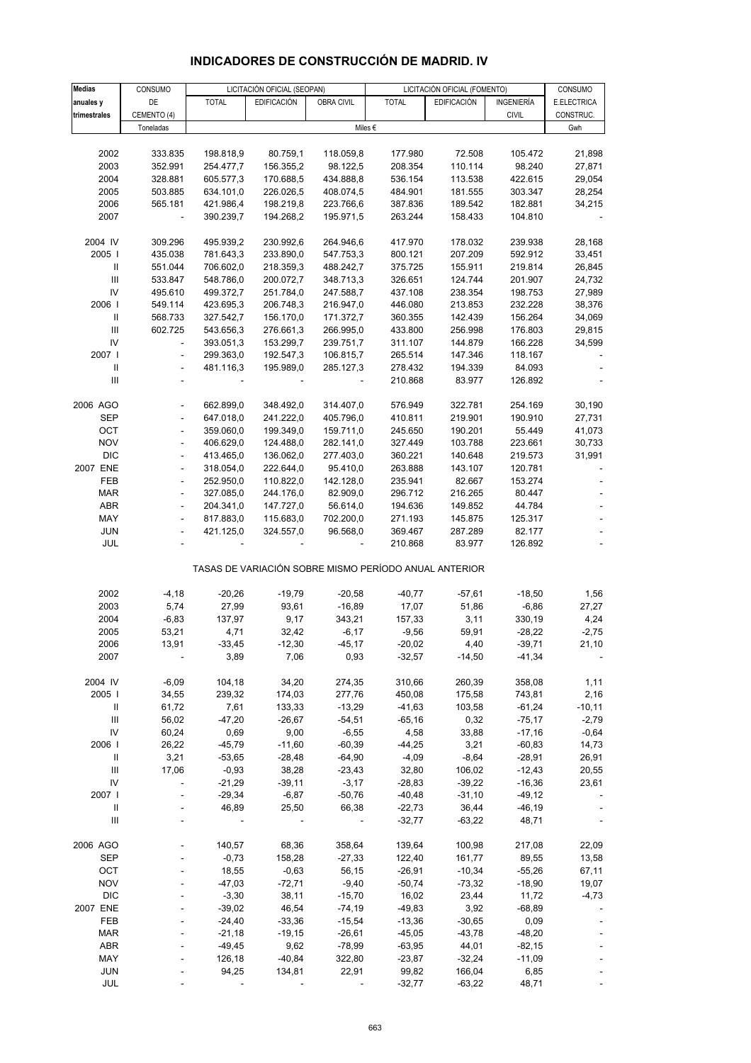# INDICADORES DE CONSTRUCCIÓN DE MADRID. IV

| Medias anuales y trimestrales | CONSUMO DE CEMENTO (4) | LICITACIÓN OFICIAL (SEOPAN) | | | LICITACIÓN OFICIAL (FOMENTO) | | | CONSUMO E.ELECTRICA CONSTRUC. |
|---|---|---|---|---|---|---|---|---|
| | | TOTAL | EDIFICACIÓN | OBRA CIVIL | TOTAL | EDIFICACIÓN | INGENIERÍA CIVIL | |
| | Toneladas | Miles € | | | | | | Gwh |
| 2002 | 333.835 | 198.818,9 | 80.759,1 | 118.059,8 | 177.980 | 72.508 | 105.472 | 21,898 |
| 2003 | 352.991 | 254.477,7 | 156.355,2 | 98.122,5 | 208.354 | 110.114 | 98.240 | 27,871 |
| 2004 | 328.881 | 605.577,3 | 170.688,5 | 434.888,8 | 536.154 | 113.538 | 422.615 | 29,054 |
| 2005 | 503.885 | 634.101,0 | 226.026,5 | 408.074,5 | 484.901 | 181.555 | 303.347 | 28,254 |
| 2006 | 565.181 | 421.986,4 | 198.219,8 | 223.766,6 | 387.836 | 189.542 | 182.881 | 34,215 |
| 2007 | - | 390.239,7 | 194.268,2 | 195.971,5 | 263.244 | 158.433 | 104.810 | - |
| 2004 IV | 309.296 | 495.939,2 | 230.992,6 | 264.946,6 | 417.970 | 178.032 | 239.938 | 28,168 |
| 2005 I | 435.038 | 781.643,3 | 233.890,0 | 547.753,3 | 800.121 | 207.209 | 592.912 | 33,451 |
| II | 551.044 | 706.602,0 | 218.359,3 | 488.242,7 | 375.725 | 155.911 | 219.814 | 26,845 |
| III | 533.847 | 548.786,0 | 200.072,7 | 348.713,3 | 326.651 | 124.744 | 201.907 | 24,732 |
| IV | 495.610 | 499.372,7 | 251.784,0 | 247.588,7 | 437.108 | 238.354 | 198.753 | 27,989 |
| 2006 I | 549.114 | 423.695,3 | 206.748,3 | 216.947,0 | 446.080 | 213.853 | 232.228 | 38,376 |
| II | 568.733 | 327.542,7 | 156.170,0 | 171.372,7 | 360.355 | 142.439 | 156.264 | 34,069 |
| III | 602.725 | 543.656,3 | 276.661,3 | 266.995,0 | 433.800 | 256.998 | 176.803 | 29,815 |
| IV | - | 393.051,3 | 153.299,7 | 239.751,7 | 311.107 | 144.879 | 166.228 | 34,599 |
| 2007 I | - | 299.363,0 | 192.547,3 | 106.815,7 | 265.514 | 147.346 | 118.167 | - |
| II | - | 481.116,3 | 195.989,0 | 285.127,3 | 278.432 | 194.339 | 84.093 | - |
| III | - | - | - | - | 210.868 | 83.977 | 126.892 | - |
| 2006 AGO | - | 662.899,0 | 348.492,0 | 314.407,0 | 576.949 | 322.781 | 254.169 | 30,190 |
| SEP | - | 647.018,0 | 241.222,0 | 405.796,0 | 410.811 | 219.901 | 190.910 | 27,731 |
| OCT | - | 359.060,0 | 199.349,0 | 159.711,0 | 245.650 | 190.201 | 55.449 | 41,073 |
| NOV | - | 406.629,0 | 124.488,0 | 282.141,0 | 327.449 | 103.788 | 223.661 | 30,733 |
| DIC | - | 413.465,0 | 136.062,0 | 277.403,0 | 360.221 | 140.648 | 219.573 | 31,991 |
| 2007 ENE | - | 318.054,0 | 222.644,0 | 95.410,0 | 263.888 | 143.107 | 120.781 | - |
| FEB | - | 252.950,0 | 110.822,0 | 142.128,0 | 235.941 | 82.667 | 153.274 | - |
| MAR | - | 327.085,0 | 244.176,0 | 82.909,0 | 296.712 | 216.265 | 80.447 | - |
| ABR | - | 204.341,0 | 147.727,0 | 56.614,0 | 194.636 | 149.852 | 44.784 | - |
| MAY | - | 817.883,0 | 115.683,0 | 702.200,0 | 271.193 | 145.875 | 125.317 | - |
| JUN | - | 421.125,0 | 324.557,0 | 96.568,0 | 369.467 | 287.289 | 82.177 | - |
| JUL | - | - | - | - | 210.868 | 83.977 | 126.892 | - |
| TASAS DE VARIACIÓN SOBRE MISMO PERÍODO ANUAL ANTERIOR | | | | | | | | |
| 2002 | -4,18 | -20,26 | -19,79 | -20,58 | -40,77 | -57,61 | -18,50 | 1,56 |
| 2003 | 5,74 | 27,99 | 93,61 | -16,89 | 17,07 | 51,86 | -6,86 | 27,27 |
| 2004 | -6,83 | 137,97 | 9,17 | 343,21 | 157,33 | 3,11 | 330,19 | 4,24 |
| 2005 | 53,21 | 4,71 | 32,42 | -6,17 | -9,56 | 59,91 | -28,22 | -2,75 |
| 2006 | 13,91 | -33,45 | -12,30 | -45,17 | -20,02 | 4,40 | -39,71 | 21,10 |
| 2007 | - | 3,89 | 7,06 | 0,93 | -32,57 | -14,50 | -41,34 | - |
| 2004 IV | -6,09 | 104,18 | 34,20 | 274,35 | 310,66 | 260,39 | 358,08 | 1,11 |
| 2005 I | 34,55 | 239,32 | 174,03 | 277,76 | 450,08 | 175,58 | 743,81 | 2,16 |
| II | 61,72 | 7,61 | 133,33 | -13,29 | -41,63 | 103,58 | -61,24 | -10,11 |
| III | 56,02 | -47,20 | -26,67 | -54,51 | -65,16 | 0,32 | -75,17 | -2,79 |
| IV | 60,24 | 0,69 | 9,00 | -6,55 | 4,58 | 33,88 | -17,16 | -0,64 |
| 2006 I | 26,22 | -45,79 | -11,60 | -60,39 | -44,25 | 3,21 | -60,83 | 14,73 |
| II | 3,21 | -53,65 | -28,48 | -64,90 | -4,09 | -8,64 | -28,91 | 26,91 |
| III | 17,06 | -0,93 | 38,28 | -23,43 | 32,80 | 106,02 | -12,43 | 20,55 |
| IV | - | -21,29 | -39,11 | -3,17 | -28,83 | -39,22 | -16,36 | 23,61 |
| 2007 I | - | -29,34 | -6,87 | -50,76 | -40,48 | -31,10 | -49,12 | - |
| II | - | 46,89 | 25,50 | 66,38 | -22,73 | 36,44 | -46,19 | - |
| III | - | - | - | - | -32,77 | -63,22 | 48,71 | - |
| 2006 AGO | - | 140,57 | 68,36 | 358,64 | 139,64 | 100,98 | 217,08 | 22,09 |
| SEP | - | -0,73 | 158,28 | -27,33 | 122,40 | 161,77 | 89,55 | 13,58 |
| OCT | - | 18,55 | -0,63 | 56,15 | -26,91 | -10,34 | -55,26 | 67,11 |
| NOV | - | -47,03 | -72,71 | -9,40 | -50,74 | -73,32 | -18,90 | 19,07 |
| DIC | - | -3,30 | 38,11 | -15,70 | 16,02 | 23,44 | 11,72 | -4,73 |
| 2007 ENE | - | -39,02 | 46,54 | -74,19 | -49,83 | 3,92 | -68,89 | - |
| FEB | - | -24,40 | -33,36 | -15,54 | -13,36 | -30,65 | 0,09 | - |
| MAR | - | -21,18 | -19,15 | -26,61 | -45,05 | -43,78 | -48,20 | - |
| ABR | - | -49,45 | 9,62 | -78,99 | -63,95 | 44,01 | -82,15 | - |
| MAY | - | 126,18 | -40,84 | 322,80 | -23,87 | -32,24 | -11,09 | - |
| JUN | - | 94,25 | 134,81 | 22,91 | 99,82 | 166,04 | 6,85 | - |
| JUL | - | - | - | - | -32,77 | -63,22 | 48,71 | - |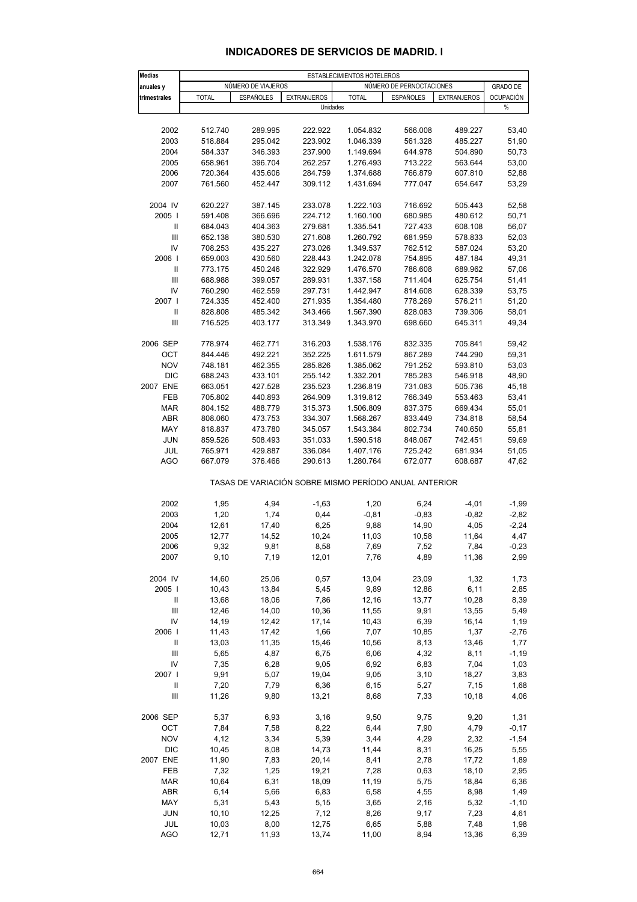# INDICADORES DE SERVICIOS DE MADRID. I

| Medias anuales y trimestrales | ESTABLECIMIENTOS HOTELEROS | | | | | | |
|---|---|---|---|---|---|---|---|
| | NÚMERO DE VIAJEROS | | | NÚMERO DE PERNOCTACIONES | | | GRADO DE OCUPACIÓN |
| | TOTAL | ESPAÑOLES | EXTRANJEROS | TOTAL | ESPAÑOLES | EXTRANJEROS | |
| | Unidades | | | | | | % |
| 2002 | 512.740 | 289.995 | 222.922 | 1.054.832 | 566.008 | 489.227 | 53,40 |
| 2003 | 518.884 | 295.042 | 223.902 | 1.046.339 | 561.328 | 485.227 | 51,90 |
| 2004 | 584.337 | 346.393 | 237.900 | 1.149.694 | 644.978 | 504.890 | 50,73 |
| 2005 | 658.961 | 396.704 | 262.257 | 1.276.493 | 713.222 | 563.644 | 53,00 |
| 2006 | 720.364 | 435.606 | 284.759 | 1.374.688 | 766.879 | 607.810 | 52,88 |
| 2007 | 761.560 | 452.447 | 309.112 | 1.431.694 | 777.047 | 654.647 | 53,29 |
| 2004 IV | 620.227 | 387.145 | 233.078 | 1.222.103 | 716.692 | 505.443 | 52,58 |
| 2005 I | 591.408 | 366.696 | 224.712 | 1.160.100 | 680.985 | 480.612 | 50,71 |
| II | 684.043 | 404.363 | 279.681 | 1.335.541 | 727.433 | 608.108 | 56,07 |
| III | 652.138 | 380.530 | 271.608 | 1.260.792 | 681.959 | 578.833 | 52,03 |
| IV | 708.253 | 435.227 | 273.026 | 1.349.537 | 762.512 | 587.024 | 53,20 |
| 2006 I | 659.003 | 430.560 | 228.443 | 1.242.078 | 754.895 | 487.184 | 49,31 |
| II | 773.175 | 450.246 | 322.929 | 1.476.570 | 786.608 | 689.962 | 57,06 |
| III | 688.988 | 399.057 | 289.931 | 1.337.158 | 711.404 | 625.754 | 51,41 |
| IV | 760.290 | 462.559 | 297.731 | 1.442.947 | 814.608 | 628.339 | 53,75 |
| 2007 I | 724.335 | 452.400 | 271.935 | 1.354.480 | 778.269 | 576.211 | 51,20 |
| II | 828.808 | 485.342 | 343.466 | 1.567.390 | 828.083 | 739.306 | 58,01 |
| III | 716.525 | 403.177 | 313.349 | 1.343.970 | 698.660 | 645.311 | 49,34 |
| 2006 SEP | 778.974 | 462.771 | 316.203 | 1.538.176 | 832.335 | 705.841 | 59,42 |
| OCT | 844.446 | 492.221 | 352.225 | 1.611.579 | 867.289 | 744.290 | 59,31 |
| NOV | 748.181 | 462.355 | 285.826 | 1.385.062 | 791.252 | 593.810 | 53,03 |
| DIC | 688.243 | 433.101 | 255.142 | 1.332.201 | 785.283 | 546.918 | 48,90 |
| 2007 ENE | 663.051 | 427.528 | 235.523 | 1.236.819 | 731.083 | 505.736 | 45,18 |
| FEB | 705.802 | 440.893 | 264.909 | 1.319.812 | 766.349 | 553.463 | 53,41 |
| MAR | 804.152 | 488.779 | 315.373 | 1.506.809 | 837.375 | 669.434 | 55,01 |
| ABR | 808.060 | 473.753 | 334.307 | 1.568.267 | 833.449 | 734.818 | 58,54 |
| MAY | 818.837 | 473.780 | 345.057 | 1.543.384 | 802.734 | 740.650 | 55,81 |
| JUN | 859.526 | 508.493 | 351.033 | 1.590.518 | 848.067 | 742.451 | 59,69 |
| JUL | 765.971 | 429.887 | 336.084 | 1.407.176 | 725.242 | 681.934 | 51,05 |
| AGO | 667.079 | 376.466 | 290.613 | 1.280.764 | 672.077 | 608.687 | 47,62 |
| | TASAS DE VARIACIÓN SOBRE MISMO PERÍODO ANUAL ANTERIOR | | | | | | |
| 2002 | 1,95 | 4,94 | -1,63 | 1,20 | 6,24 | -4,01 | -1,99 |
| 2003 | 1,20 | 1,74 | 0,44 | -0,81 | -0,83 | -0,82 | -2,82 |
| 2004 | 12,61 | 17,40 | 6,25 | 9,88 | 14,90 | 4,05 | -2,24 |
| 2005 | 12,77 | 14,52 | 10,24 | 11,03 | 10,58 | 11,64 | 4,47 |
| 2006 | 9,32 | 9,81 | 8,58 | 7,69 | 7,52 | 7,84 | -0,23 |
| 2007 | 9,10 | 7,19 | 12,01 | 7,76 | 4,89 | 11,36 | 2,99 |
| 2004 IV | 14,60 | 25,06 | 0,57 | 13,04 | 23,09 | 1,32 | 1,73 |
| 2005 I | 10,43 | 13,84 | 5,45 | 9,89 | 12,86 | 6,11 | 2,85 |
| II | 13,68 | 18,06 | 7,86 | 12,16 | 13,77 | 10,28 | 8,39 |
| III | 12,46 | 14,00 | 10,36 | 11,55 | 9,91 | 13,55 | 5,49 |
| IV | 14,19 | 12,42 | 17,14 | 10,43 | 6,39 | 16,14 | 1,19 |
| 2006 I | 11,43 | 17,42 | 1,66 | 7,07 | 10,85 | 1,37 | -2,76 |
| II | 13,03 | 11,35 | 15,46 | 10,56 | 8,13 | 13,46 | 1,77 |
| III | 5,65 | 4,87 | 6,75 | 6,06 | 4,32 | 8,11 | -1,19 |
| IV | 7,35 | 6,28 | 9,05 | 6,92 | 6,83 | 7,04 | 1,03 |
| 2007 I | 9,91 | 5,07 | 19,04 | 9,05 | 3,10 | 18,27 | 3,83 |
| II | 7,20 | 7,79 | 6,36 | 6,15 | 5,27 | 7,15 | 1,68 |
| III | 11,26 | 9,80 | 13,21 | 8,68 | 7,33 | 10,18 | 4,06 |
| 2006 SEP | 5,37 | 6,93 | 3,16 | 9,50 | 9,75 | 9,20 | 1,31 |
| OCT | 7,84 | 7,58 | 8,22 | 6,44 | 7,90 | 4,79 | -0,17 |
| NOV | 4,12 | 3,34 | 5,39 | 3,44 | 4,29 | 2,32 | -1,54 |
| DIC | 10,45 | 8,08 | 14,73 | 11,44 | 8,31 | 16,25 | 5,55 |
| 2007 ENE | 11,90 | 7,83 | 20,14 | 8,41 | 2,78 | 17,72 | 1,89 |
| FEB | 7,32 | 1,25 | 19,21 | 7,28 | 0,63 | 18,10 | 2,95 |
| MAR | 10,64 | 6,31 | 18,09 | 11,19 | 5,75 | 18,84 | 6,36 |
| ABR | 6,14 | 5,66 | 6,83 | 6,58 | 4,55 | 8,98 | 1,49 |
| MAY | 5,31 | 5,43 | 5,15 | 3,65 | 2,16 | 5,32 | -1,10 |
| JUN | 10,10 | 12,25 | 7,12 | 8,26 | 9,17 | 7,23 | 4,61 |
| JUL | 10,03 | 8,00 | 12,75 | 6,65 | 5,88 | 7,48 | 1,98 |
| AGO | 12,71 | 11,93 | 13,74 | 11,00 | 8,94 | 13,36 | 6,39 |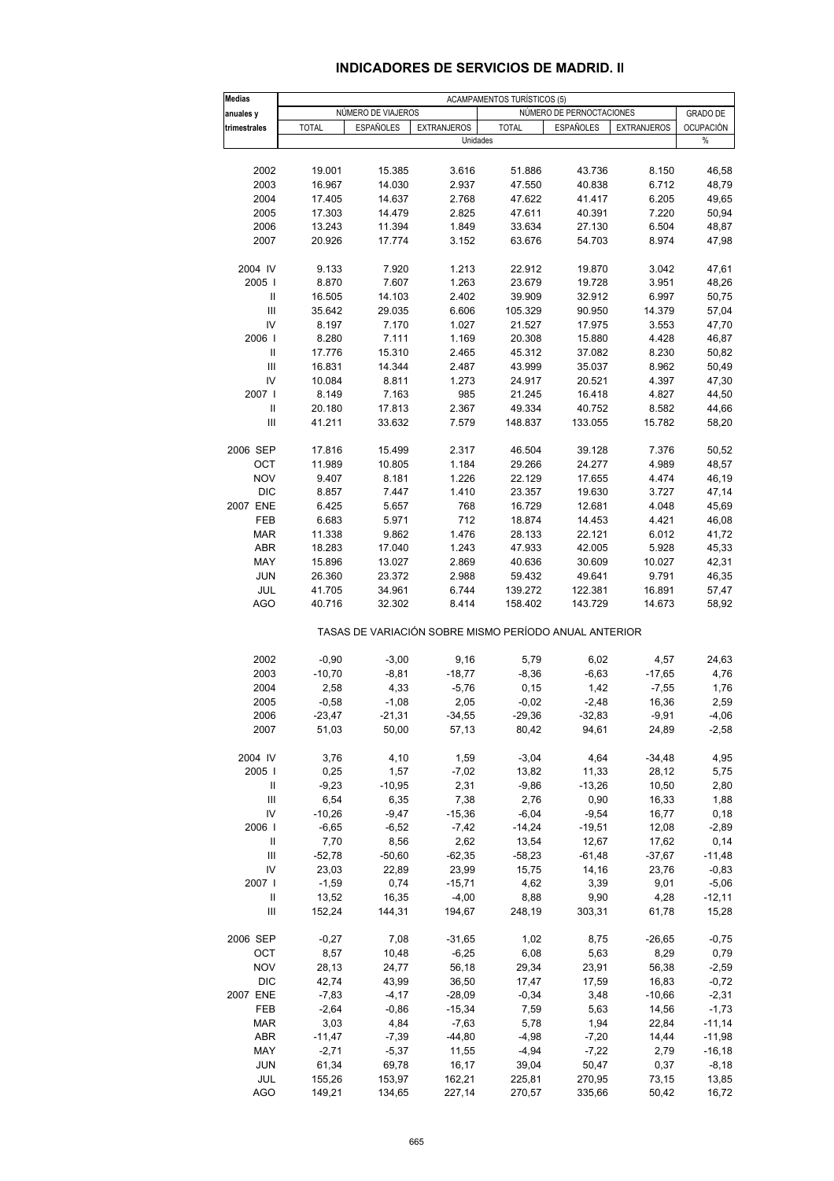## INDICADORES DE SERVICIOS DE MADRID. II

| Medias anuales y trimestrales | ACAMPAMENTOS TURÍSTICOS (5) | | | | | | |
|---|---|---|---|---|---|---|---|
| | NÚMERO DE VIAJEROS | | | NÚMERO DE PERNOCTACIONES | | | GRADO DE OCUPACIÓN |
| | TOTAL | ESPAÑOLES | EXTRANJEROS | TOTAL | ESPAÑOLES | EXTRANJEROS | |
| | Unidades | | | | | | % |
| 2002 | 19.001 | 15.385 | 3.616 | 51.886 | 43.736 | 8.150 | 46,58 |
| 2003 | 16.967 | 14.030 | 2.937 | 47.550 | 40.838 | 6.712 | 48,79 |
| 2004 | 17.405 | 14.637 | 2.768 | 47.622 | 41.417 | 6.205 | 49,65 |
| 2005 | 17.303 | 14.479 | 2.825 | 47.611 | 40.391 | 7.220 | 50,94 |
| 2006 | 13.243 | 11.394 | 1.849 | 33.634 | 27.130 | 6.504 | 48,87 |
| 2007 | 20.926 | 17.774 | 3.152 | 63.676 | 54.703 | 8.974 | 47,98 |
| 2004 IV | 9.133 | 7.920 | 1.213 | 22.912 | 19.870 | 3.042 | 47,61 |
| 2005 I | 8.870 | 7.607 | 1.263 | 23.679 | 19.728 | 3.951 | 48,26 |
| II | 16.505 | 14.103 | 2.402 | 39.909 | 32.912 | 6.997 | 50,75 |
| III | 35.642 | 29.035 | 6.606 | 105.329 | 90.950 | 14.379 | 57,04 |
| IV | 8.197 | 7.170 | 1.027 | 21.527 | 17.975 | 3.553 | 47,70 |
| 2006 I | 8.280 | 7.111 | 1.169 | 20.308 | 15.880 | 4.428 | 46,87 |
| II | 17.776 | 15.310 | 2.465 | 45.312 | 37.082 | 8.230 | 50,82 |
| III | 16.831 | 14.344 | 2.487 | 43.999 | 35.037 | 8.962 | 50,49 |
| IV | 10.084 | 8.811 | 1.273 | 24.917 | 20.521 | 4.397 | 47,30 |
| 2007 I | 8.149 | 7.163 | 985 | 21.245 | 16.418 | 4.827 | 44,50 |
| II | 20.180 | 17.813 | 2.367 | 49.334 | 40.752 | 8.582 | 44,66 |
| III | 41.211 | 33.632 | 7.579 | 148.837 | 133.055 | 15.782 | 58,20 |
| 2006 SEP | 17.816 | 15.499 | 2.317 | 46.504 | 39.128 | 7.376 | 50,52 |
| OCT | 11.989 | 10.805 | 1.184 | 29.266 | 24.277 | 4.989 | 48,57 |
| NOV | 9.407 | 8.181 | 1.226 | 22.129 | 17.655 | 4.474 | 46,19 |
| DIC | 8.857 | 7.447 | 1.410 | 23.357 | 19.630 | 3.727 | 47,14 |
| 2007 ENE | 6.425 | 5.657 | 768 | 16.729 | 12.681 | 4.048 | 45,69 |
| FEB | 6.683 | 5.971 | 712 | 18.874 | 14.453 | 4.421 | 46,08 |
| MAR | 11.338 | 9.862 | 1.476 | 28.133 | 22.121 | 6.012 | 41,72 |
| ABR | 18.283 | 17.040 | 1.243 | 47.933 | 42.005 | 5.928 | 45,33 |
| MAY | 15.896 | 13.027 | 2.869 | 40.636 | 30.609 | 10.027 | 42,31 |
| JUN | 26.360 | 23.372 | 2.988 | 59.432 | 49.641 | 9.791 | 46,35 |
| JUL | 41.705 | 34.961 | 6.744 | 139.272 | 122.381 | 16.891 | 57,47 |
| AGO | 40.716 | 32.302 | 8.414 | 158.402 | 143.729 | 14.673 | 58,92 |
| | TASAS DE VARIACIÓN SOBRE MISMO PERÍODO ANUAL ANTERIOR | | | | | | |
| 2002 | -0,90 | -3,00 | 9,16 | 5,79 | 6,02 | 4,57 | 24,63 |
| 2003 | -10,70 | -8,81 | -18,77 | -8,36 | -6,63 | -17,65 | 4,76 |
| 2004 | 2,58 | 4,33 | -5,76 | 0,15 | 1,42 | -7,55 | 1,76 |
| 2005 | -0,58 | -1,08 | 2,05 | -0,02 | -2,48 | 16,36 | 2,59 |
| 2006 | -23,47 | -21,31 | -34,55 | -29,36 | -32,83 | -9,91 | -4,06 |
| 2007 | 51,03 | 50,00 | 57,13 | 80,42 | 94,61 | 24,89 | -2,58 |
| 2004 IV | 3,76 | 4,10 | 1,59 | -3,04 | 4,64 | -34,48 | 4,95 |
| 2005 I | 0,25 | 1,57 | -7,02 | 13,82 | 11,33 | 28,12 | 5,75 |
| II | -9,23 | -10,95 | 2,31 | -9,86 | -13,26 | 10,50 | 2,80 |
| III | 6,54 | 6,35 | 7,38 | 2,76 | 0,90 | 16,33 | 1,88 |
| IV | -10,26 | -9,47 | -15,36 | -6,04 | -9,54 | 16,77 | 0,18 |
| 2006 I | -6,65 | -6,52 | -7,42 | -14,24 | -19,51 | 12,08 | -2,89 |
| II | 7,70 | 8,56 | 2,62 | 13,54 | 12,67 | 17,62 | 0,14 |
| III | -52,78 | -50,60 | -62,35 | -58,23 | -61,48 | -37,67 | -11,48 |
| IV | 23,03 | 22,89 | 23,99 | 15,75 | 14,16 | 23,76 | -0,83 |
| 2007 I | -1,59 | 0,74 | -15,71 | 4,62 | 3,39 | 9,01 | -5,06 |
| II | 13,52 | 16,35 | -4,00 | 8,88 | 9,90 | 4,28 | -12,11 |
| III | 152,24 | 144,31 | 194,67 | 248,19 | 303,31 | 61,78 | 15,28 |
| 2006 SEP | -0,27 | 7,08 | -31,65 | 1,02 | 8,75 | -26,65 | -0,75 |
| OCT | 8,57 | 10,48 | -6,25 | 6,08 | 5,63 | 8,29 | 0,79 |
| NOV | 28,13 | 24,77 | 56,18 | 29,34 | 23,91 | 56,38 | -2,59 |
| DIC | 42,74 | 43,99 | 36,50 | 17,47 | 17,59 | 16,83 | -0,72 |
| 2007 ENE | -7,83 | -4,17 | -28,09 | -0,34 | 3,48 | -10,66 | -2,31 |
| FEB | -2,64 | -0,86 | -15,34 | 7,59 | 5,63 | 14,56 | -1,73 |
| MAR | 3,03 | 4,84 | -7,63 | 5,78 | 1,94 | 22,84 | -11,14 |
| ABR | -11,47 | -7,39 | -44,80 | -4,98 | -7,20 | 14,44 | -11,98 |
| MAY | -2,71 | -5,37 | 11,55 | -4,94 | -7,22 | 2,79 | -16,18 |
| JUN | 61,34 | 69,78 | 16,17 | 39,04 | 50,47 | 0,37 | -8,18 |
| JUL | 155,26 | 153,97 | 162,21 | 225,81 | 270,95 | 73,15 | 13,85 |
| AGO | 149,21 | 134,65 | 227,14 | 270,57 | 335,66 | 50,42 | 16,72 |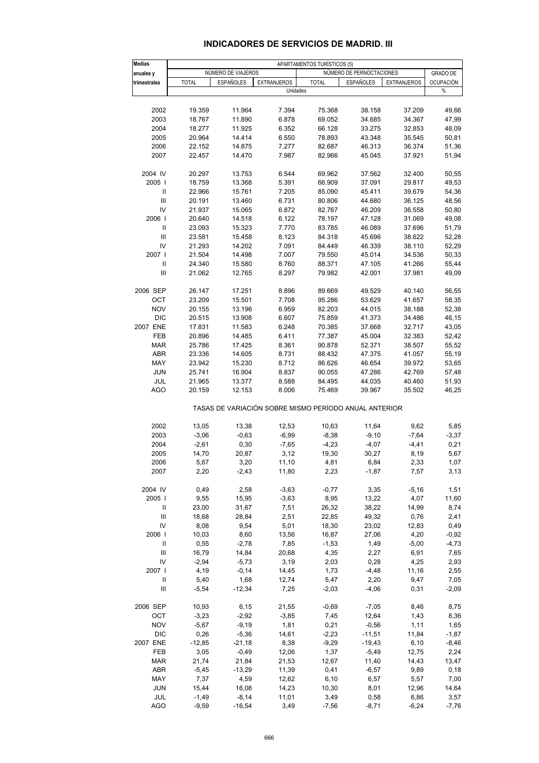# INDICADORES DE SERVICIOS DE MADRID. III

| Medias anuales y trimestrales | APARTAMENTOS TURÍSTICOS (5) | | | | | | |
|---|---|---|---|---|---|---|---|
| | NÚMERO DE VIAJEROS | | | NÚMERO DE PERNOCTACIONES | | | GRADO DE OCUPACIÓN |
| | TOTAL | ESPAÑOLES | EXTRANJEROS | TOTAL | ESPAÑOLES | EXTRANJEROS | |
| | Unidades | | | | | | % |
| 2002 | 19.359 | 11.964 | 7.394 | 75.368 | 38.158 | 37.209 | 49,66 |
| 2003 | 18.767 | 11.890 | 6.878 | 69.052 | 34.685 | 34.367 | 47,99 |
| 2004 | 18.277 | 11.925 | 6.352 | 66.128 | 33.275 | 32.853 | 48,09 |
| 2005 | 20.964 | 14.414 | 6.550 | 78.893 | 43.348 | 35.545 | 50,81 |
| 2006 | 22.152 | 14.875 | 7.277 | 82.687 | 46.313 | 36.374 | 51,36 |
| 2007 | 22.457 | 14.470 | 7.987 | 82.966 | 45.045 | 37.921 | 51,94 |
| 2004 IV | 20.297 | 13.753 | 6.544 | 69.962 | 37.562 | 32.400 | 50,55 |
| 2005 I | 18.759 | 13.368 | 5.391 | 66.909 | 37.091 | 29.817 | 49,53 |
| II | 22.966 | 15.761 | 7.205 | 85.090 | 45.411 | 39.679 | 54,36 |
| III | 20.191 | 13.460 | 6.731 | 80.806 | 44.680 | 36.125 | 48,56 |
| IV | 21.937 | 15.065 | 6.872 | 82.767 | 46.209 | 36.558 | 50,80 |
| 2006 I | 20.640 | 14.518 | 6.122 | 78.197 | 47.128 | 31.069 | 49,08 |
| II | 23.093 | 15.323 | 7.770 | 83.785 | 46.089 | 37.696 | 51,79 |
| III | 23.581 | 15.458 | 8.123 | 84.318 | 45.696 | 38.622 | 52,28 |
| IV | 21.293 | 14.202 | 7.091 | 84.449 | 46.339 | 38.110 | 52,29 |
| 2007 I | 21.504 | 14.498 | 7.007 | 79.550 | 45.014 | 34.536 | 50,33 |
| II | 24.340 | 15.580 | 8.760 | 88.371 | 47.105 | 41.266 | 55,44 |
| III | 21.062 | 12.765 | 8.297 | 79.982 | 42.001 | 37.981 | 49,09 |
| 2006 SEP | 26.147 | 17.251 | 8.896 | 89.669 | 49.529 | 40.140 | 56,55 |
| OCT | 23.209 | 15.501 | 7.708 | 95.286 | 53.629 | 41.657 | 58,35 |
| NOV | 20.155 | 13.196 | 6.959 | 82.203 | 44.015 | 38.188 | 52,38 |
| DIC | 20.515 | 13.908 | 6.607 | 75.859 | 41.373 | 34.486 | 46,15 |
| 2007 ENE | 17.831 | 11.583 | 6.248 | 70.385 | 37.668 | 32.717 | 43,05 |
| FEB | 20.896 | 14.485 | 6.411 | 77.387 | 45.004 | 32.383 | 52,42 |
| MAR | 25.786 | 17.425 | 8.361 | 90.878 | 52.371 | 38.507 | 55,52 |
| ABR | 23.336 | 14.605 | 8.731 | 88.432 | 47.375 | 41.057 | 55,19 |
| MAY | 23.942 | 15.230 | 8.712 | 86.626 | 46.654 | 39.972 | 53,65 |
| JUN | 25.741 | 16.904 | 8.837 | 90.055 | 47.286 | 42.769 | 57,48 |
| JUL | 21.965 | 13.377 | 8.588 | 84.495 | 44.035 | 40.460 | 51,93 |
| AGO | 20.159 | 12.153 | 8.006 | 75.469 | 39.967 | 35.502 | 46,25 |
| | TASAS DE VARIACIÓN SOBRE MISMO PERÍODO ANUAL ANTERIOR | | | | | | |
| 2002 | 13,05 | 13,38 | 12,53 | 10,63 | 11,64 | 9,62 | 5,85 |
| 2003 | -3,06 | -0,63 | -6,99 | -8,38 | -9,10 | -7,64 | -3,37 |
| 2004 | -2,61 | 0,30 | -7,65 | -4,23 | -4,07 | -4,41 | 0,21 |
| 2005 | 14,70 | 20,87 | 3,12 | 19,30 | 30,27 | 8,19 | 5,67 |
| 2006 | 5,67 | 3,20 | 11,10 | 4,81 | 6,84 | 2,33 | 1,07 |
| 2007 | 2,20 | -2,43 | 11,80 | 2,23 | -1,87 | 7,57 | 3,13 |
| 2004 IV | 0,49 | 2,58 | -3,63 | -0,77 | 3,35 | -5,16 | 1,51 |
| 2005 I | 9,55 | 15,95 | -3,63 | 8,95 | 13,22 | 4,07 | 11,60 |
| II | 23,00 | 31,67 | 7,51 | 26,32 | 38,22 | 14,99 | 8,74 |
| III | 18,68 | 28,84 | 2,51 | 22,85 | 49,32 | 0,76 | 2,41 |
| IV | 8,08 | 9,54 | 5,01 | 18,30 | 23,02 | 12,83 | 0,49 |
| 2006 I | 10,03 | 8,60 | 13,56 | 16,87 | 27,06 | 4,20 | -0,92 |
| II | 0,55 | -2,78 | 7,85 | -1,53 | 1,49 | -5,00 | -4,73 |
| III | 16,79 | 14,84 | 20,68 | 4,35 | 2,27 | 6,91 | 7,65 |
| IV | -2,94 | -5,73 | 3,19 | 2,03 | 0,28 | 4,25 | 2,93 |
| 2007 I | 4,19 | -0,14 | 14,45 | 1,73 | -4,48 | 11,16 | 2,55 |
| II | 5,40 | 1,68 | 12,74 | 5,47 | 2,20 | 9,47 | 7,05 |
| III | -5,54 | -12,34 | 7,25 | -2,03 | -4,06 | 0,31 | -2,09 |
| 2006 SEP | 10,93 | 6,15 | 21,55 | -0,69 | -7,05 | 8,46 | 8,75 |
| OCT | -3,23 | -2,92 | -3,85 | 7,45 | 12,64 | 1,43 | 8,36 |
| NOV | -5,67 | -9,19 | 1,81 | 0,21 | -0,56 | 1,11 | 1,65 |
| DIC | 0,26 | -5,36 | 14,61 | -2,23 | -11,51 | 11,84 | -1,87 |
| 2007 ENE | -12,85 | -21,18 | 8,38 | -9,29 | -19,43 | 6,10 | -8,46 |
| FEB | 3,05 | -0,49 | 12,06 | 1,37 | -5,49 | 12,75 | 2,24 |
| MAR | 21,74 | 21,84 | 21,53 | 12,67 | 11,40 | 14,43 | 13,47 |
| ABR | -5,45 | -13,29 | 11,39 | 0,41 | -6,57 | 9,89 | 0,18 |
| MAY | 7,37 | 4,59 | 12,62 | 6,10 | 6,57 | 5,57 | 7,00 |
| JUN | 15,44 | 16,08 | 14,23 | 10,30 | 8,01 | 12,96 | 14,64 |
| JUL | -1,49 | -8,14 | 11,01 | 3,49 | 0,58 | 6,86 | 3,57 |
| AGO | -9,59 | -16,54 | 3,49 | -7,56 | -8,71 | -6,24 | -7,76 |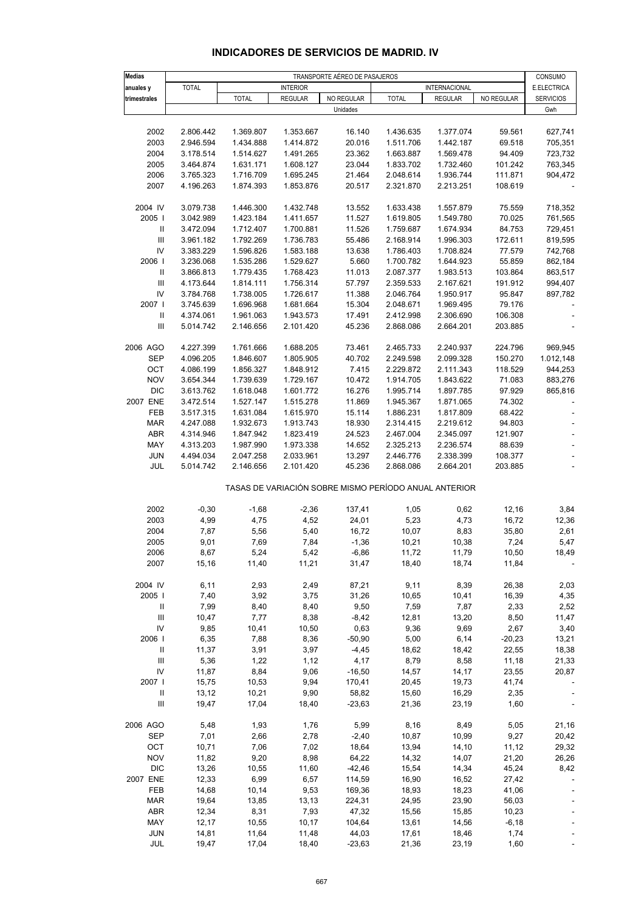# INDICADORES DE SERVICIOS DE MADRID. IV

| Medias anuales y trimestrales | TRANSPORTE AÉREO DE PASAJEROS | | | | | | | CONSUMO E.ELECTRICA SERVICIOS |
|---|---|---|---|---|---|---|---|---|
| | TOTAL | INTERIOR | | | INTERNACIONAL | | | |
| | | TOTAL | REGULAR | NO REGULAR | TOTAL | REGULAR | NO REGULAR | |
| | Unidades | | | | | | | Gwh |
| 2002 | 2.806.442 | 1.369.807 | 1.353.667 | 16.140 | 1.436.635 | 1.377.074 | 59.561 | 627,741 |
| 2003 | 2.946.594 | 1.434.888 | 1.414.872 | 20.016 | 1.511.706 | 1.442.187 | 69.518 | 705,351 |
| 2004 | 3.178.514 | 1.514.627 | 1.491.265 | 23.362 | 1.663.887 | 1.569.478 | 94.409 | 723,732 |
| 2005 | 3.464.874 | 1.631.171 | 1.608.127 | 23.044 | 1.833.702 | 1.732.460 | 101.242 | 763,345 |
| 2006 | 3.765.323 | 1.716.709 | 1.695.245 | 21.464 | 2.048.614 | 1.936.744 | 111.871 | 904,472 |
| 2007 | 4.196.263 | 1.874.393 | 1.853.876 | 20.517 | 2.321.870 | 2.213.251 | 108.619 | - |
| 2004 IV | 3.079.738 | 1.446.300 | 1.432.748 | 13.552 | 1.633.438 | 1.557.879 | 75.559 | 718,352 |
| 2005 I | 3.042.989 | 1.423.184 | 1.411.657 | 11.527 | 1.619.805 | 1.549.780 | 70.025 | 761,565 |
| II | 3.472.094 | 1.712.407 | 1.700.881 | 11.526 | 1.759.687 | 1.674.934 | 84.753 | 729,451 |
| III | 3.961.182 | 1.792.269 | 1.736.783 | 55.486 | 2.168.914 | 1.996.303 | 172.611 | 819,595 |
| IV | 3.383.229 | 1.596.826 | 1.583.188 | 13.638 | 1.786.403 | 1.708.824 | 77.579 | 742,768 |
| 2006 I | 3.236.068 | 1.535.286 | 1.529.627 | 5.660 | 1.700.782 | 1.644.923 | 55.859 | 862,184 |
| II | 3.866.813 | 1.779.435 | 1.768.423 | 11.013 | 2.087.377 | 1.983.513 | 103.864 | 863,517 |
| III | 4.173.644 | 1.814.111 | 1.756.314 | 57.797 | 2.359.533 | 2.167.621 | 191.912 | 994,407 |
| IV | 3.784.768 | 1.738.005 | 1.726.617 | 11.388 | 2.046.764 | 1.950.917 | 95.847 | 897,782 |
| 2007 I | 3.745.639 | 1.696.968 | 1.681.664 | 15.304 | 2.048.671 | 1.969.495 | 79.176 | - |
| II | 4.374.061 | 1.961.063 | 1.943.573 | 17.491 | 2.412.998 | 2.306.690 | 106.308 | - |
| III | 5.014.742 | 2.146.656 | 2.101.420 | 45.236 | 2.868.086 | 2.664.201 | 203.885 | - |
| 2006 AGO | 4.227.399 | 1.761.666 | 1.688.205 | 73.461 | 2.465.733 | 2.240.937 | 224.796 | 969,945 |
| SEP | 4.096.205 | 1.846.607 | 1.805.905 | 40.702 | 2.249.598 | 2.099.328 | 150.270 | 1.012,148 |
| OCT | 4.086.199 | 1.856.327 | 1.848.912 | 7.415 | 2.229.872 | 2.111.343 | 118.529 | 944,253 |
| NOV | 3.654.344 | 1.739.639 | 1.729.167 | 10.472 | 1.914.705 | 1.843.622 | 71.083 | 883,276 |
| DIC | 3.613.762 | 1.618.048 | 1.601.772 | 16.276 | 1.995.714 | 1.897.785 | 97.929 | 865,816 |
| 2007 ENE | 3.472.514 | 1.527.147 | 1.515.278 | 11.869 | 1.945.367 | 1.871.065 | 74.302 | - |
| FEB | 3.517.315 | 1.631.084 | 1.615.970 | 15.114 | 1.886.231 | 1.817.809 | 68.422 | - |
| MAR | 4.247.088 | 1.932.673 | 1.913.743 | 18.930 | 2.314.415 | 2.219.612 | 94.803 | - |
| ABR | 4.314.946 | 1.847.942 | 1.823.419 | 24.523 | 2.467.004 | 2.345.097 | 121.907 | - |
| MAY | 4.313.203 | 1.987.990 | 1.973.338 | 14.652 | 2.325.213 | 2.236.574 | 88.639 | - |
| JUN | 4.494.034 | 2.047.258 | 2.033.961 | 13.297 | 2.446.776 | 2.338.399 | 108.377 | - |
| JUL | 5.014.742 | 2.146.656 | 2.101.420 | 45.236 | 2.868.086 | 2.664.201 | 203.885 | - |
| | TASAS DE VARIACIÓN SOBRE MISMO PERÍODO ANUAL ANTERIOR | | | | | | | |
| 2002 | -0,30 | -1,68 | -2,36 | 137,41 | 1,05 | 0,62 | 12,16 | 3,84 |
| 2003 | 4,99 | 4,75 | 4,52 | 24,01 | 5,23 | 4,73 | 16,72 | 12,36 |
| 2004 | 7,87 | 5,56 | 5,40 | 16,72 | 10,07 | 8,83 | 35,80 | 2,61 |
| 2005 | 9,01 | 7,69 | 7,84 | -1,36 | 10,21 | 10,38 | 7,24 | 5,47 |
| 2006 | 8,67 | 5,24 | 5,42 | -6,86 | 11,72 | 11,79 | 10,50 | 18,49 |
| 2007 | 15,16 | 11,40 | 11,21 | 31,47 | 18,40 | 18,74 | 11,84 | - |
| 2004 IV | 6,11 | 2,93 | 2,49 | 87,21 | 9,11 | 8,39 | 26,38 | 2,03 |
| 2005 I | 7,40 | 3,92 | 3,75 | 31,26 | 10,65 | 10,41 | 16,39 | 4,35 |
| II | 7,99 | 8,40 | 8,40 | 9,50 | 7,59 | 7,87 | 2,33 | 2,52 |
| III | 10,47 | 7,77 | 8,38 | -8,42 | 12,81 | 13,20 | 8,50 | 11,47 |
| IV | 9,85 | 10,41 | 10,50 | 0,63 | 9,36 | 9,69 | 2,67 | 3,40 |
| 2006 I | 6,35 | 7,88 | 8,36 | -50,90 | 5,00 | 6,14 | -20,23 | 13,21 |
| II | 11,37 | 3,91 | 3,97 | -4,45 | 18,62 | 18,42 | 22,55 | 18,38 |
| III | 5,36 | 1,22 | 1,12 | 4,17 | 8,79 | 8,58 | 11,18 | 21,33 |
| IV | 11,87 | 8,84 | 9,06 | -16,50 | 14,57 | 14,17 | 23,55 | 20,87 |
| 2007 I | 15,75 | 10,53 | 9,94 | 170,41 | 20,45 | 19,73 | 41,74 | - |
| II | 13,12 | 10,21 | 9,90 | 58,82 | 15,60 | 16,29 | 2,35 | - |
| III | 19,47 | 17,04 | 18,40 | -23,63 | 21,36 | 23,19 | 1,60 | - |
| 2006 AGO | 5,48 | 1,93 | 1,76 | 5,99 | 8,16 | 8,49 | 5,05 | 21,16 |
| SEP | 7,01 | 2,66 | 2,78 | -2,40 | 10,87 | 10,99 | 9,27 | 20,42 |
| OCT | 10,71 | 7,06 | 7,02 | 18,64 | 13,94 | 14,10 | 11,12 | 29,32 |
| NOV | 11,82 | 9,20 | 8,98 | 64,22 | 14,32 | 14,07 | 21,20 | 26,26 |
| DIC | 13,26 | 10,55 | 11,60 | -42,46 | 15,54 | 14,34 | 45,24 | 8,42 |
| 2007 ENE | 12,33 | 6,99 | 6,57 | 114,59 | 16,90 | 16,52 | 27,42 | - |
| FEB | 14,68 | 10,14 | 9,53 | 169,36 | 18,93 | 18,23 | 41,06 | - |
| MAR | 19,64 | 13,85 | 13,13 | 224,31 | 24,95 | 23,90 | 56,03 | - |
| ABR | 12,34 | 8,31 | 7,93 | 47,32 | 15,56 | 15,85 | 10,23 | - |
| MAY | 12,17 | 10,55 | 10,17 | 104,64 | 13,61 | 14,56 | -6,18 | - |
| JUN | 14,81 | 11,64 | 11,48 | 44,03 | 17,61 | 18,46 | 1,74 | - |
| JUL | 19,47 | 17,04 | 18,40 | -23,63 | 21,36 | 23,19 | 1,60 | - |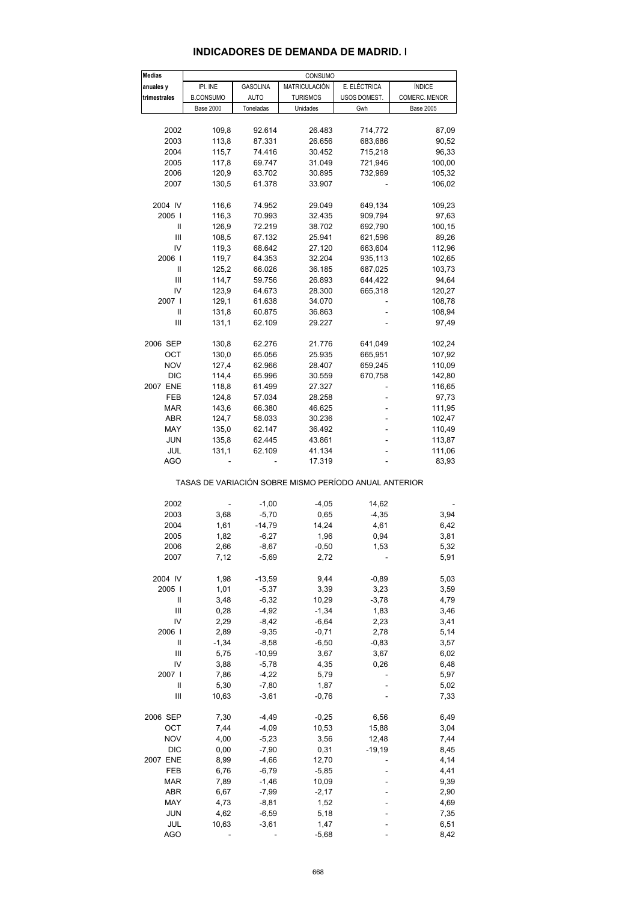## INDICADORES DE DEMANDA DE MADRID. I

| Medias anuales y trimestrales | CONSUMO | | | | |
|---|---|---|---|---|---|
| | IPI. INE B.CONSUMO | GASOLINA AUTO | MATRICULACIÓN TURISMOS | E. ELÉCTRICA USOS DOMEST. | ÍNDICE COMERC. MENOR |
| | Base 2000 | Toneladas | Unidades | Gwh | Base 2005 |
| 2002 | 109,8 | 92.614 | 26.483 | 714,772 | 87,09 |
| 2003 | 113,8 | 87.331 | 26.656 | 683,686 | 90,52 |
| 2004 | 115,7 | 74.416 | 30.452 | 715,218 | 96,33 |
| 2005 | 117,8 | 69.747 | 31.049 | 721,946 | 100,00 |
| 2006 | 120,9 | 63.702 | 30.895 | 732,969 | 105,32 |
| 2007 | 130,5 | 61.378 | 33.907 | - | 106,02 |
| 2004 IV | 116,6 | 74.952 | 29.049 | 649,134 | 109,23 |
| 2005 I | 116,3 | 70.993 | 32.435 | 909,794 | 97,63 |
| II | 126,9 | 72.219 | 38.702 | 692,790 | 100,15 |
| III | 108,5 | 67.132 | 25.941 | 621,596 | 89,26 |
| IV | 119,3 | 68.642 | 27.120 | 663,604 | 112,96 |
| 2006 I | 119,7 | 64.353 | 32.204 | 935,113 | 102,65 |
| II | 125,2 | 66.026 | 36.185 | 687,025 | 103,73 |
| III | 114,7 | 59.756 | 26.893 | 644,422 | 94,64 |
| IV | 123,9 | 64.673 | 28.300 | 665,318 | 120,27 |
| 2007 I | 129,1 | 61.638 | 34.070 | - | 108,78 |
| II | 131,8 | 60.875 | 36.863 | - | 108,94 |
| III | 131,1 | 62.109 | 29.227 | - | 97,49 |
| 2006 SEP | 130,8 | 62.276 | 21.776 | 641,049 | 102,24 |
| OCT | 130,0 | 65.056 | 25.935 | 665,951 | 107,92 |
| NOV | 127,4 | 62.966 | 28.407 | 659,245 | 110,09 |
| DIC | 114,4 | 65.996 | 30.559 | 670,758 | 142,80 |
| 2007 ENE | 118,8 | 61.499 | 27.327 | - | 116,65 |
| FEB | 124,8 | 57.034 | 28.258 | - | 97,73 |
| MAR | 143,6 | 66.380 | 46.625 | - | 111,95 |
| ABR | 124,7 | 58.033 | 30.236 | - | 102,47 |
| MAY | 135,0 | 62.147 | 36.492 | - | 110,49 |
| JUN | 135,8 | 62.445 | 43.861 | - | 113,87 |
| JUL | 131,1 | 62.109 | 41.134 | - | 111,06 |
| AGO | - | - | 17.319 | - | 83,93 |
| **TASAS DE VARIACIÓN SOBRE MISMO PERÍODO ANUAL ANTERIOR** | | | | | |
| 2002 | - | -1,00 | -4,05 | 14,62 | - |
| 2003 | 3,68 | -5,70 | 0,65 | -4,35 | 3,94 |
| 2004 | 1,61 | -14,79 | 14,24 | 4,61 | 6,42 |
| 2005 | 1,82 | -6,27 | 1,96 | 0,94 | 3,81 |
| 2006 | 2,66 | -8,67 | -0,50 | 1,53 | 5,32 |
| 2007 | 7,12 | -5,69 | 2,72 | - | 5,91 |
| 2004 IV | 1,98 | -13,59 | 9,44 | -0,89 | 5,03 |
| 2005 I | 1,01 | -5,37 | 3,39 | 3,23 | 3,59 |
| II | 3,48 | -6,32 | 10,29 | -3,78 | 4,79 |
| III | 0,28 | -4,92 | -1,34 | 1,83 | 3,46 |
| IV | 2,29 | -8,42 | -6,64 | 2,23 | 3,41 |
| 2006 I | 2,89 | -9,35 | -0,71 | 2,78 | 5,14 |
| II | -1,34 | -8,58 | -6,50 | -0,83 | 3,57 |
| III | 5,75 | -10,99 | 3,67 | 3,67 | 6,02 |
| IV | 3,88 | -5,78 | 4,35 | 0,26 | 6,48 |
| 2007 I | 7,86 | -4,22 | 5,79 | - | 5,97 |
| II | 5,30 | -7,80 | 1,87 | - | 5,02 |
| III | 10,63 | -3,61 | -0,76 | - | 7,33 |
| 2006 SEP | 7,30 | -4,49 | -0,25 | 6,56 | 6,49 |
| OCT | 7,44 | -4,09 | 10,53 | 15,88 | 3,04 |
| NOV | 4,00 | -5,23 | 3,56 | 12,48 | 7,44 |
| DIC | 0,00 | -7,90 | 0,31 | -19,19 | 8,45 |
| 2007 ENE | 8,99 | -4,66 | 12,70 | - | 4,14 |
| FEB | 6,76 | -6,79 | -5,85 | - | 4,41 |
| MAR | 7,89 | -1,46 | 10,09 | - | 9,39 |
| ABR | 6,67 | -7,99 | -2,17 | - | 2,90 |
| MAY | 4,73 | -8,81 | 1,52 | - | 4,69 |
| JUN | 4,62 | -6,59 | 5,18 | - | 7,35 |
| JUL | 10,63 | -3,61 | 1,47 | - | 6,51 |
| AGO | - | - | -5,68 | - | 8,42 |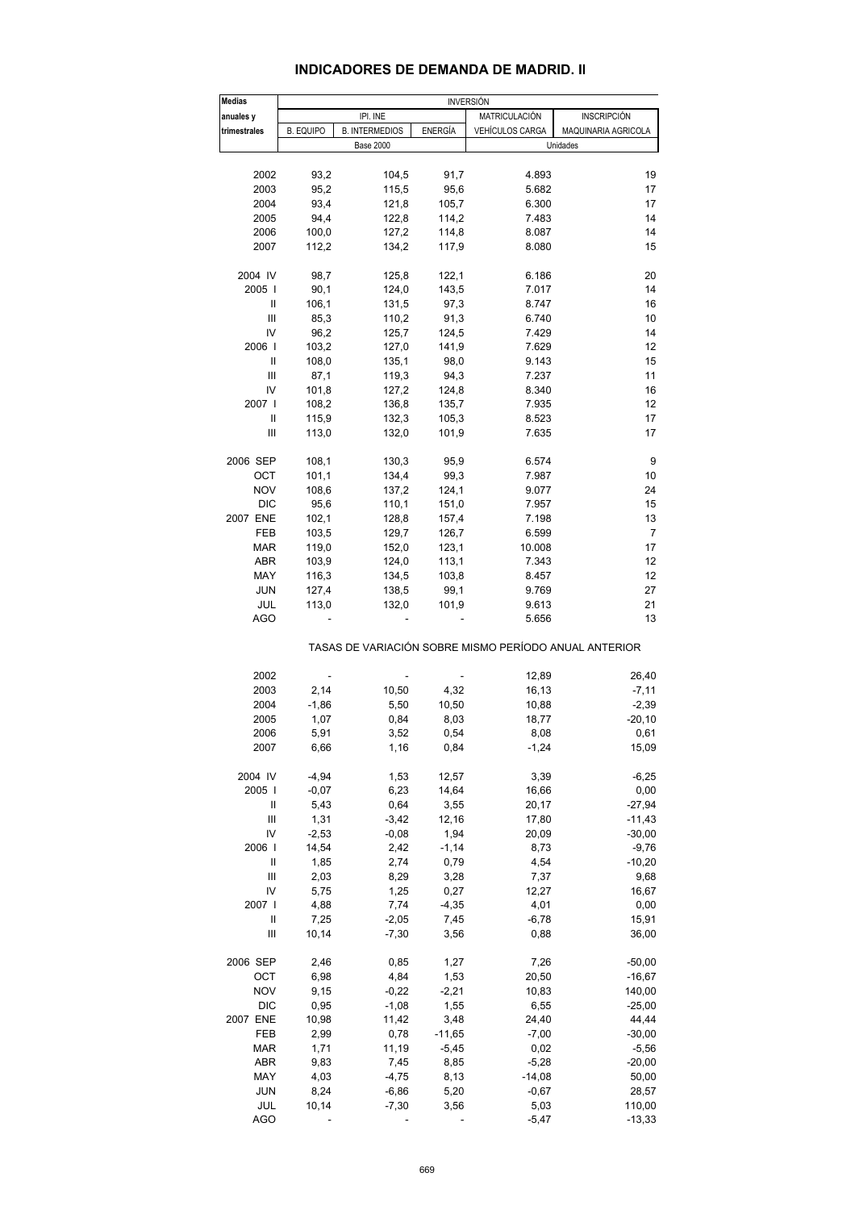# INDICADORES DE DEMANDA DE MADRID. II

| Medias anuales y trimestrales | INVERSIÓN | | | | |
|---|---|---|---|---|---|
| | IPI. INE | | | MATRICULACIÓN | INSCRIPCIÓN |
| | B. EQUIPO | B. INTERMEDIOS | ENERGÍA | VEHÍCULOS CARGA | MAQUINARIA AGRICOLA |
| | Base 2000 | | | Unidades | |
| 2002 | 93,2 | 104,5 | 91,7 | 4.893 | 19 |
| 2003 | 95,2 | 115,5 | 95,6 | 5.682 | 17 |
| 2004 | 93,4 | 121,8 | 105,7 | 6.300 | 17 |
| 2005 | 94,4 | 122,8 | 114,2 | 7.483 | 14 |
| 2006 | 100,0 | 127,2 | 114,8 | 8.087 | 14 |
| 2007 | 112,2 | 134,2 | 117,9 | 8.080 | 15 |
| 2004 IV | 98,7 | 125,8 | 122,1 | 6.186 | 20 |
| 2005 I | 90,1 | 124,0 | 143,5 | 7.017 | 14 |
| II | 106,1 | 131,5 | 97,3 | 8.747 | 16 |
| III | 85,3 | 110,2 | 91,3 | 6.740 | 10 |
| IV | 96,2 | 125,7 | 124,5 | 7.429 | 14 |
| 2006 I | 103,2 | 127,0 | 141,9 | 7.629 | 12 |
| II | 108,0 | 135,1 | 98,0 | 9.143 | 15 |
| III | 87,1 | 119,3 | 94,3 | 7.237 | 11 |
| IV | 101,8 | 127,2 | 124,8 | 8.340 | 16 |
| 2007 I | 108,2 | 136,8 | 135,7 | 7.935 | 12 |
| II | 115,9 | 132,3 | 105,3 | 8.523 | 17 |
| III | 113,0 | 132,0 | 101,9 | 7.635 | 17 |
| 2006 SEP | 108,1 | 130,3 | 95,9 | 6.574 | 9 |
| OCT | 101,1 | 134,4 | 99,3 | 7.987 | 10 |
| NOV | 108,6 | 137,2 | 124,1 | 9.077 | 24 |
| DIC | 95,6 | 110,1 | 151,0 | 7.957 | 15 |
| 2007 ENE | 102,1 | 128,8 | 157,4 | 7.198 | 13 |
| FEB | 103,5 | 129,7 | 126,7 | 6.599 | 7 |
| MAR | 119,0 | 152,0 | 123,1 | 10.008 | 17 |
| ABR | 103,9 | 124,0 | 113,1 | 7.343 | 12 |
| MAY | 116,3 | 134,5 | 103,8 | 8.457 | 12 |
| JUN | 127,4 | 138,5 | 99,1 | 9.769 | 27 |
| JUL | 113,0 | 132,0 | 101,9 | 9.613 | 21 |
| AGO | - | - | - | 5.656 | 13 |
| | TASAS DE VARIACIÓN SOBRE MISMO PERÍODO ANUAL ANTERIOR | | | | |
| 2002 | - | - | - | 12,89 | 26,40 |
| 2003 | 2,14 | 10,50 | 4,32 | 16,13 | -7,11 |
| 2004 | -1,86 | 5,50 | 10,50 | 10,88 | -2,39 |
| 2005 | 1,07 | 0,84 | 8,03 | 18,77 | -20,10 |
| 2006 | 5,91 | 3,52 | 0,54 | 8,08 | 0,61 |
| 2007 | 6,66 | 1,16 | 0,84 | -1,24 | 15,09 |
| 2004 IV | -4,94 | 1,53 | 12,57 | 3,39 | -6,25 |
| 2005 I | -0,07 | 6,23 | 14,64 | 16,66 | 0,00 |
| II | 5,43 | 0,64 | 3,55 | 20,17 | -27,94 |
| III | 1,31 | -3,42 | 12,16 | 17,80 | -11,43 |
| IV | -2,53 | -0,08 | 1,94 | 20,09 | -30,00 |
| 2006 I | 14,54 | 2,42 | -1,14 | 8,73 | -9,76 |
| II | 1,85 | 2,74 | 0,79 | 4,54 | -10,20 |
| III | 2,03 | 8,29 | 3,28 | 7,37 | 9,68 |
| IV | 5,75 | 1,25 | 0,27 | 12,27 | 16,67 |
| 2007 I | 4,88 | 7,74 | -4,35 | 4,01 | 0,00 |
| II | 7,25 | -2,05 | 7,45 | -6,78 | 15,91 |
| III | 10,14 | -7,30 | 3,56 | 0,88 | 36,00 |
| 2006 SEP | 2,46 | 0,85 | 1,27 | 7,26 | -50,00 |
| OCT | 6,98 | 4,84 | 1,53 | 20,50 | -16,67 |
| NOV | 9,15 | -0,22 | -2,21 | 10,83 | 140,00 |
| DIC | 0,95 | -1,08 | 1,55 | 6,55 | -25,00 |
| 2007 ENE | 10,98 | 11,42 | 3,48 | 24,40 | 44,44 |
| FEB | 2,99 | 0,78 | -11,65 | -7,00 | -30,00 |
| MAR | 1,71 | 11,19 | -5,45 | 0,02 | -5,56 |
| ABR | 9,83 | 7,45 | 8,85 | -5,28 | -20,00 |
| MAY | 4,03 | -4,75 | 8,13 | -14,08 | 50,00 |
| JUN | 8,24 | -6,86 | 5,20 | -0,67 | 28,57 |
| JUL | 10,14 | -7,30 | 3,56 | 5,03 | 110,00 |
| AGO | - | - | - | -5,47 | -13,33 |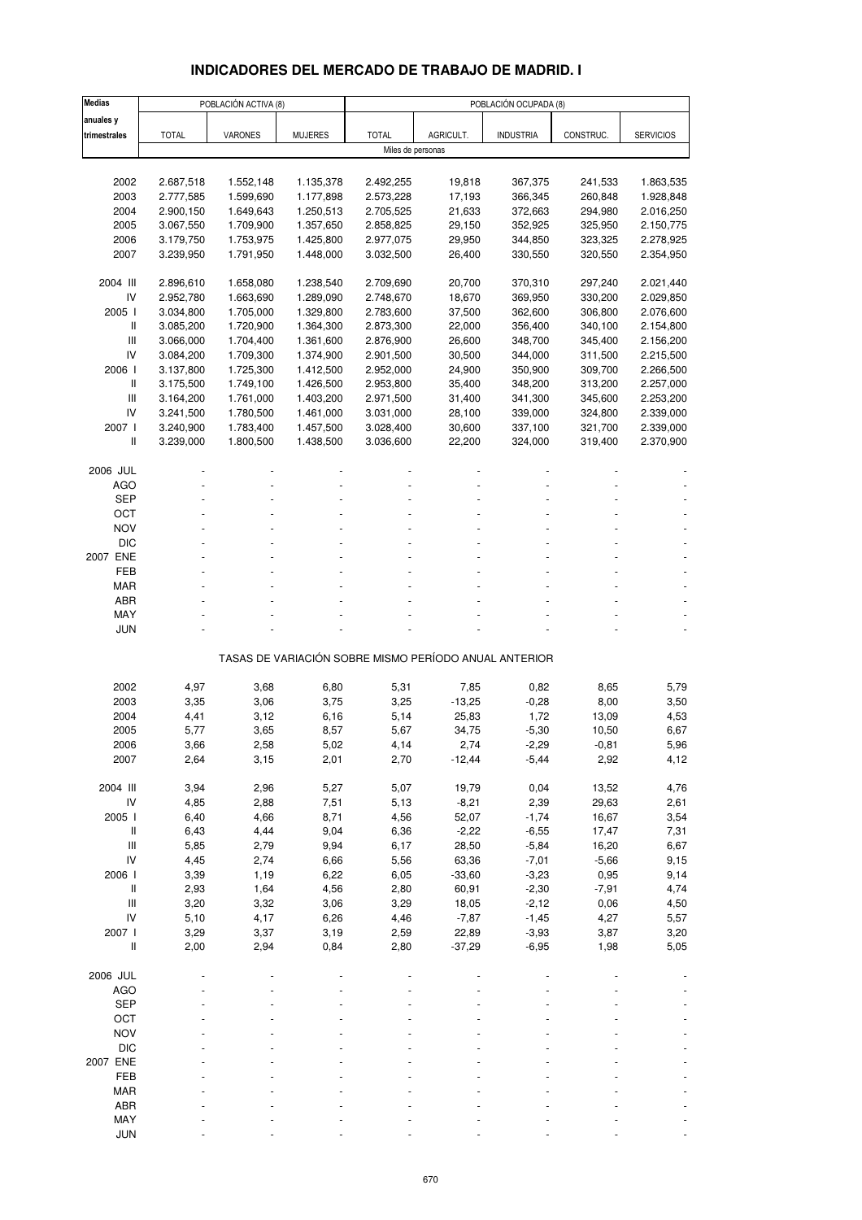# INDICADORES DEL MERCADO DE TRABAJO DE MADRID. I

| Medias anuales y trimestrales | POBLACIÓN ACTIVA (8) | | | POBLACIÓN OCUPADA (8) | | | | |
|---|---|---|---|---|---|---|---|---|
| | TOTAL | VARONES | MUJERES | TOTAL | AGRICULT. | INDUSTRIA | CONSTRUC. | SERVICIOS |
| | Miles de personas | | | | | | | |
| 2002 | 2.687,518 | 1.552,148 | 1.135,378 | 2.492,255 | 19,818 | 367,375 | 241,533 | 1.863,535 |
| 2003 | 2.777,585 | 1.599,690 | 1.177,898 | 2.573,228 | 17,193 | 366,345 | 260,848 | 1.928,848 |
| 2004 | 2.900,150 | 1.649,643 | 1.250,513 | 2.705,525 | 21,633 | 372,663 | 294,980 | 2.016,250 |
| 2005 | 3.067,550 | 1.709,900 | 1.357,650 | 2.858,825 | 29,150 | 352,925 | 325,950 | 2.150,775 |
| 2006 | 3.179,750 | 1.753,975 | 1.425,800 | 2.977,075 | 29,950 | 344,850 | 323,325 | 2.278,925 |
| 2007 | 3.239,950 | 1.791,950 | 1.448,000 | 3.032,500 | 26,400 | 330,550 | 320,550 | 2.354,950 |
| 2004 III | 2.896,610 | 1.658,080 | 1.238,540 | 2.709,690 | 20,700 | 370,310 | 297,240 | 2.021,440 |
| IV | 2.952,780 | 1.663,690 | 1.289,090 | 2.748,670 | 18,670 | 369,950 | 330,200 | 2.029,850 |
| 2005 I | 3.034,800 | 1.705,000 | 1.329,800 | 2.783,600 | 37,500 | 362,600 | 306,800 | 2.076,600 |
| II | 3.085,200 | 1.720,900 | 1.364,300 | 2.873,300 | 22,000 | 356,400 | 340,100 | 2.154,800 |
| III | 3.066,000 | 1.704,400 | 1.361,600 | 2.876,900 | 26,600 | 348,700 | 345,400 | 2.156,200 |
| IV | 3.084,200 | 1.709,300 | 1.374,900 | 2.901,500 | 30,500 | 344,000 | 311,500 | 2.215,500 |
| 2006 I | 3.137,800 | 1.725,300 | 1.412,500 | 2.952,000 | 24,900 | 350,900 | 309,700 | 2.266,500 |
| II | 3.175,500 | 1.749,100 | 1.426,500 | 2.953,800 | 35,400 | 348,200 | 313,200 | 2.257,000 |
| III | 3.164,200 | 1.761,000 | 1.403,200 | 2.971,500 | 31,400 | 341,300 | 345,600 | 2.253,200 |
| IV | 3.241,500 | 1.780,500 | 1.461,000 | 3.031,000 | 28,100 | 339,000 | 324,800 | 2.339,000 |
| 2007 I | 3.240,900 | 1.783,400 | 1.457,500 | 3.028,400 | 30,600 | 337,100 | 321,700 | 2.339,000 |
| II | 3.239,000 | 1.800,500 | 1.438,500 | 3.036,600 | 22,200 | 324,000 | 319,400 | 2.370,900 |
| 2006 JUL | - | - | - | - | - | - | - | - |
| AGO | - | - | - | - | - | - | - | - |
| SEP | - | - | - | - | - | - | - | - |
| OCT | - | - | - | - | - | - | - | - |
| NOV | - | - | - | - | - | - | - | - |
| DIC | - | - | - | - | - | - | - | - |
| 2007 ENE | - | - | - | - | - | - | - | - |
| FEB | - | - | - | - | - | - | - | - |
| MAR | - | - | - | - | - | - | - | - |
| ABR | - | - | - | - | - | - | - | - |
| MAY | - | - | - | - | - | - | - | - |
| JUN | - | - | - | - | - | - | - | - |
| | TASAS DE VARIACIÓN SOBRE MISMO PERÍODO ANUAL ANTERIOR | | | | | | | |
| 2002 | 4,97 | 3,68 | 6,80 | 5,31 | 7,85 | 0,82 | 8,65 | 5,79 |
| 2003 | 3,35 | 3,06 | 3,75 | 3,25 | -13,25 | -0,28 | 8,00 | 3,50 |
| 2004 | 4,41 | 3,12 | 6,16 | 5,14 | 25,83 | 1,72 | 13,09 | 4,53 |
| 2005 | 5,77 | 3,65 | 8,57 | 5,67 | 34,75 | -5,30 | 10,50 | 6,67 |
| 2006 | 3,66 | 2,58 | 5,02 | 4,14 | 2,74 | -2,29 | -0,81 | 5,96 |
| 2007 | 2,64 | 3,15 | 2,01 | 2,70 | -12,44 | -5,44 | 2,92 | 4,12 |
| 2004 III | 3,94 | 2,96 | 5,27 | 5,07 | 19,79 | 0,04 | 13,52 | 4,76 |
| IV | 4,85 | 2,88 | 7,51 | 5,13 | -8,21 | 2,39 | 29,63 | 2,61 |
| 2005 I | 6,40 | 4,66 | 8,71 | 4,56 | 52,07 | -1,74 | 16,67 | 3,54 |
| II | 6,43 | 4,44 | 9,04 | 6,36 | -2,22 | -6,55 | 17,47 | 7,31 |
| III | 5,85 | 2,79 | 9,94 | 6,17 | 28,50 | -5,84 | 16,20 | 6,67 |
| IV | 4,45 | 2,74 | 6,66 | 5,56 | 63,36 | -7,01 | -5,66 | 9,15 |
| 2006 I | 3,39 | 1,19 | 6,22 | 6,05 | -33,60 | -3,23 | 0,95 | 9,14 |
| II | 2,93 | 1,64 | 4,56 | 2,80 | 60,91 | -2,30 | -7,91 | 4,74 |
| III | 3,20 | 3,32 | 3,06 | 3,29 | 18,05 | -2,12 | 0,06 | 4,50 |
| IV | 5,10 | 4,17 | 6,26 | 4,46 | -7,87 | -1,45 | 4,27 | 5,57 |
| 2007 I | 3,29 | 3,37 | 3,19 | 2,59 | 22,89 | -3,93 | 3,87 | 3,20 |
| II | 2,00 | 2,94 | 0,84 | 2,80 | -37,29 | -6,95 | 1,98 | 5,05 |
| 2006 JUL | - | - | - | - | - | - | - | - |
| AGO | - | - | - | - | - | - | - | - |
| SEP | - | - | - | - | - | - | - | - |
| OCT | - | - | - | - | - | - | - | - |
| NOV | - | - | - | - | - | - | - | - |
| DIC | - | - | - | - | - | - | - | - |
| 2007 ENE | - | - | - | - | - | - | - | - |
| FEB | - | - | - | - | - | - | - | - |
| MAR | - | - | - | - | - | - | - | - |
| ABR | - | - | - | - | - | - | - | - |
| MAY | - | - | - | - | - | - | - | - |
| JUN | - | - | - | - | - | - | - | - |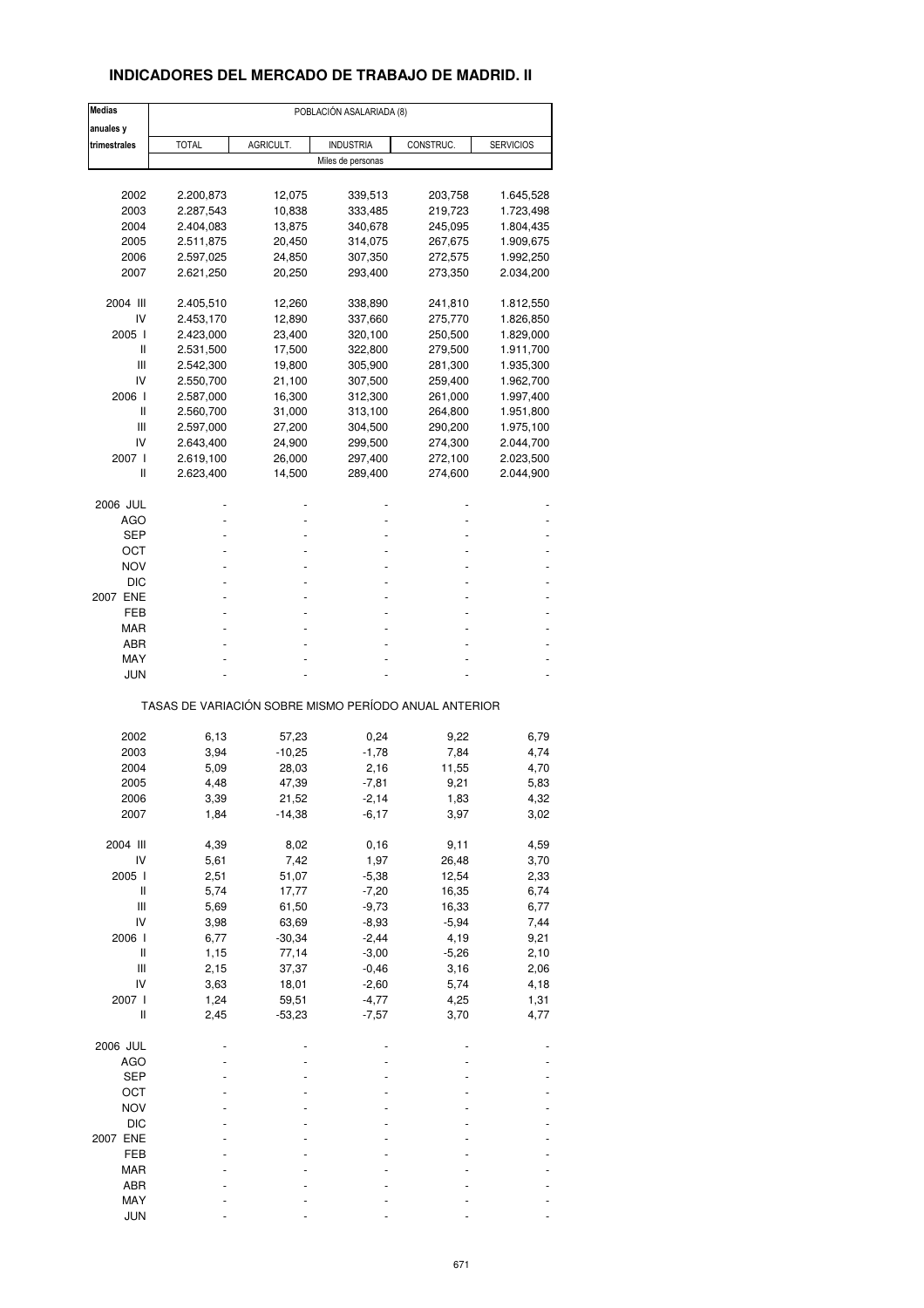## INDICADORES DEL MERCADO DE TRABAJO DE MADRID. II

| Medias anuales y trimestrales | POBLACIÓN ASALARIADA (8) | | | | |
|---|---|---|---|---|---|
| | TOTAL | AGRICULT. | INDUSTRIA | CONSTRUC. | SERVICIOS |
| | Miles de personas | | | | |
| 2002 | 2.200,873 | 12,075 | 339,513 | 203,758 | 1.645,528 |
| 2003 | 2.287,543 | 10,838 | 333,485 | 219,723 | 1.723,498 |
| 2004 | 2.404,083 | 13,875 | 340,678 | 245,095 | 1.804,435 |
| 2005 | 2.511,875 | 20,450 | 314,075 | 267,675 | 1.909,675 |
| 2006 | 2.597,025 | 24,850 | 307,350 | 272,575 | 1.992,250 |
| 2007 | 2.621,250 | 20,250 | 293,400 | 273,350 | 2.034,200 |
| 2004 III | 2.405,510 | 12,260 | 338,890 | 241,810 | 1.812,550 |
| IV | 2.453,170 | 12,890 | 337,660 | 275,770 | 1.826,850 |
| 2005 I | 2.423,000 | 23,400 | 320,100 | 250,500 | 1.829,000 |
| II | 2.531,500 | 17,500 | 322,800 | 279,500 | 1.911,700 |
| III | 2.542,300 | 19,800 | 305,900 | 281,300 | 1.935,300 |
| IV | 2.550,700 | 21,100 | 307,500 | 259,400 | 1.962,700 |
| 2006 I | 2.587,000 | 16,300 | 312,300 | 261,000 | 1.997,400 |
| II | 2.560,700 | 31,000 | 313,100 | 264,800 | 1.951,800 |
| III | 2.597,000 | 27,200 | 304,500 | 290,200 | 1.975,100 |
| IV | 2.643,400 | 24,900 | 299,500 | 274,300 | 2.044,700 |
| 2007 I | 2.619,100 | 26,000 | 297,400 | 272,100 | 2.023,500 |
| II | 2.623,400 | 14,500 | 289,400 | 274,600 | 2.044,900 |
| 2006 JUL | - | - | - | - | - |
| AGO | - | - | - | - | - |
| SEP | - | - | - | - | - |
| OCT | - | - | - | - | - |
| NOV | - | - | - | - | - |
| DIC | - | - | - | - | - |
| 2007 ENE | - | - | - | - | - |
| FEB | - | - | - | - | - |
| MAR | - | - | - | - | - |
| ABR | - | - | - | - | - |
| MAY | - | - | - | - | - |
| JUN | - | - | - | - | - |
| | TASAS DE VARIACIÓN SOBRE MISMO PERÍODO ANUAL ANTERIOR | | | | |
| 2002 | 6,13 | 57,23 | 0,24 | 9,22 | 6,79 |
| 2003 | 3,94 | -10,25 | -1,78 | 7,84 | 4,74 |
| 2004 | 5,09 | 28,03 | 2,16 | 11,55 | 4,70 |
| 2005 | 4,48 | 47,39 | -7,81 | 9,21 | 5,83 |
| 2006 | 3,39 | 21,52 | -2,14 | 1,83 | 4,32 |
| 2007 | 1,84 | -14,38 | -6,17 | 3,97 | 3,02 |
| 2004 III | 4,39 | 8,02 | 0,16 | 9,11 | 4,59 |
| IV | 5,61 | 7,42 | 1,97 | 26,48 | 3,70 |
| 2005 I | 2,51 | 51,07 | -5,38 | 12,54 | 2,33 |
| II | 5,74 | 17,77 | -7,20 | 16,35 | 6,74 |
| III | 5,69 | 61,50 | -9,73 | 16,33 | 6,77 |
| IV | 3,98 | 63,69 | -8,93 | -5,94 | 7,44 |
| 2006 I | 6,77 | -30,34 | -2,44 | 4,19 | 9,21 |
| II | 1,15 | 77,14 | -3,00 | -5,26 | 2,10 |
| III | 2,15 | 37,37 | -0,46 | 3,16 | 2,06 |
| IV | 3,63 | 18,01 | -2,60 | 5,74 | 4,18 |
| 2007 I | 1,24 | 59,51 | -4,77 | 4,25 | 1,31 |
| II | 2,45 | -53,23 | -7,57 | 3,70 | 4,77 |
| 2006 JUL | - | - | - | - | - |
| AGO | - | - | - | - | - |
| SEP | - | - | - | - | - |
| OCT | - | - | - | - | - |
| NOV | - | - | - | - | - |
| DIC | - | - | - | - | - |
| 2007 ENE | - | - | - | - | - |
| FEB | - | - | - | - | - |
| MAR | - | - | - | - | - |
| ABR | - | - | - | - | - |
| MAY | - | - | - | - | - |
| JUN | - | - | - | - | - |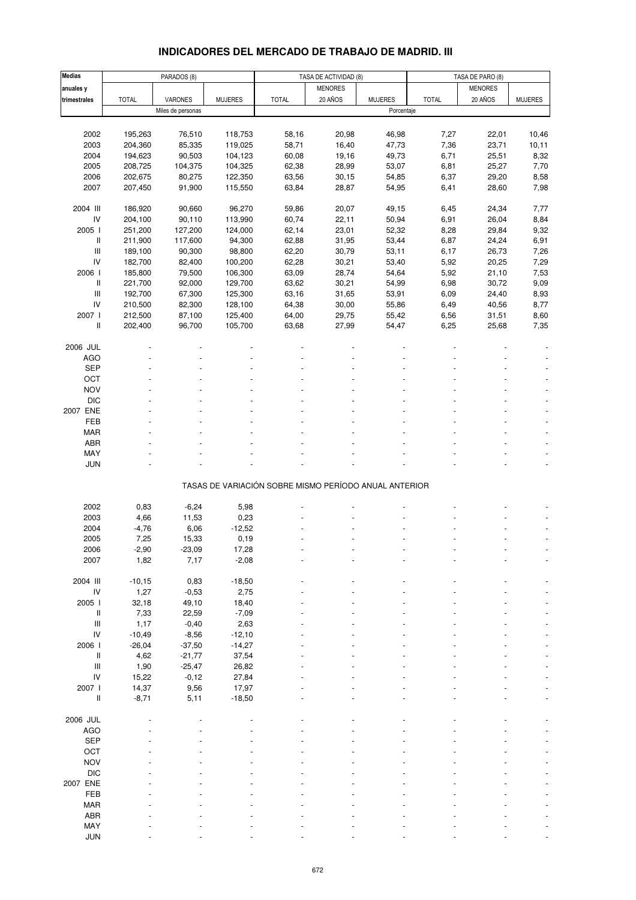## INDICADORES DEL MERCADO DE TRABAJO DE MADRID. III

| Medias anuales y trimestrales | PARADOS (8) | | | TASA DE ACTIVIDAD (8) | | | TASA DE PARO (8) | | |
|---|---|---|---|---|---|---|---|---|---|
| | TOTAL | VARONES | MUJERES | TOTAL | MENORES 20 AÑOS | MUJERES | TOTAL | MENORES 20 AÑOS | MUJERES |
| | Miles de personas | | | Porcentaje | | | | | |
| 2002 | 195,263 | 76,510 | 118,753 | 58,16 | 20,98 | 46,98 | 7,27 | 22,01 | 10,46 |
| 2003 | 204,360 | 85,335 | 119,025 | 58,71 | 16,40 | 47,73 | 7,36 | 23,71 | 10,11 |
| 2004 | 194,623 | 90,503 | 104,123 | 60,08 | 19,16 | 49,73 | 6,71 | 25,51 | 8,32 |
| 2005 | 208,725 | 104,375 | 104,325 | 62,38 | 28,99 | 53,07 | 6,81 | 25,27 | 7,70 |
| 2006 | 202,675 | 80,275 | 122,350 | 63,56 | 30,15 | 54,85 | 6,37 | 29,20 | 8,58 |
| 2007 | 207,450 | 91,900 | 115,550 | 63,84 | 28,87 | 54,95 | 6,41 | 28,60 | 7,98 |
| 2004 III | 186,920 | 90,660 | 96,270 | 59,86 | 20,07 | 49,15 | 6,45 | 24,34 | 7,77 |
| IV | 204,100 | 90,110 | 113,990 | 60,74 | 22,11 | 50,94 | 6,91 | 26,04 | 8,84 |
| 2005 I | 251,200 | 127,200 | 124,000 | 62,14 | 23,01 | 52,32 | 8,28 | 29,84 | 9,32 |
| II | 211,900 | 117,600 | 94,300 | 62,88 | 31,95 | 53,44 | 6,87 | 24,24 | 6,91 |
| III | 189,100 | 90,300 | 98,800 | 62,20 | 30,79 | 53,11 | 6,17 | 26,73 | 7,26 |
| IV | 182,700 | 82,400 | 100,200 | 62,28 | 30,21 | 53,40 | 5,92 | 20,25 | 7,29 |
| 2006 I | 185,800 | 79,500 | 106,300 | 63,09 | 28,74 | 54,64 | 5,92 | 21,10 | 7,53 |
| II | 221,700 | 92,000 | 129,700 | 63,62 | 30,21 | 54,99 | 6,98 | 30,72 | 9,09 |
| III | 192,700 | 67,300 | 125,300 | 63,16 | 31,65 | 53,91 | 6,09 | 24,40 | 8,93 |
| IV | 210,500 | 82,300 | 128,100 | 64,38 | 30,00 | 55,86 | 6,49 | 40,56 | 8,77 |
| 2007 I | 212,500 | 87,100 | 125,400 | 64,00 | 29,75 | 55,42 | 6,56 | 31,51 | 8,60 |
| II | 202,400 | 96,700 | 105,700 | 63,68 | 27,99 | 54,47 | 6,25 | 25,68 | 7,35 |
| 2006 JUL | - | - | - | - | - | - | - | - | - |
| AGO | - | - | - | - | - | - | - | - | - |
| SEP | - | - | - | - | - | - | - | - | - |
| OCT | - | - | - | - | - | - | - | - | - |
| NOV | - | - | - | - | - | - | - | - | - |
| DIC | - | - | - | - | - | - | - | - | - |
| 2007 ENE | - | - | - | - | - | - | - | - | - |
| FEB | - | - | - | - | - | - | - | - | - |
| MAR | - | - | - | - | - | - | - | - | - |
| ABR | - | - | - | - | - | - | - | - | - |
| MAY | - | - | - | - | - | - | - | - | - |
| JUN | - | - | - | - | - | - | - | - | - |
| | TASAS DE VARIACIÓN SOBRE MISMO PERÍODO ANUAL ANTERIOR | | | | | | | | |
| 2002 | 0,83 | -6,24 | 5,98 | - | - | - | - | - | - |
| 2003 | 4,66 | 11,53 | 0,23 | - | - | - | - | - | - |
| 2004 | -4,76 | 6,06 | -12,52 | - | - | - | - | - | - |
| 2005 | 7,25 | 15,33 | 0,19 | - | - | - | - | - | - |
| 2006 | -2,90 | -23,09 | 17,28 | - | - | - | - | - | - |
| 2007 | 1,82 | 7,17 | -2,08 | - | - | - | - | - | - |
| 2004 III | -10,15 | 0,83 | -18,50 | - | - | - | - | - | - |
| IV | 1,27 | -0,53 | 2,75 | - | - | - | - | - | - |
| 2005 I | 32,18 | 49,10 | 18,40 | - | - | - | - | - | - |
| II | 7,33 | 22,59 | -7,09 | - | - | - | - | - | - |
| III | 1,17 | -0,40 | 2,63 | - | - | - | - | - | - |
| IV | -10,49 | -8,56 | -12,10 | - | - | - | - | - | - |
| 2006 I | -26,04 | -37,50 | -14,27 | - | - | - | - | - | - |
| II | 4,62 | -21,77 | 37,54 | - | - | - | - | - | - |
| III | 1,90 | -25,47 | 26,82 | - | - | - | - | - | - |
| IV | 15,22 | -0,12 | 27,84 | - | - | - | - | - | - |
| 2007 I | 14,37 | 9,56 | 17,97 | - | - | - | - | - | - |
| II | -8,71 | 5,11 | -18,50 | - | - | - | - | - | - |
| 2006 JUL | - | - | - | - | - | - | - | - | - |
| AGO | - | - | - | - | - | - | - | - | - |
| SEP | - | - | - | - | - | - | - | - | - |
| OCT | - | - | - | - | - | - | - | - | - |
| NOV | - | - | - | - | - | - | - | - | - |
| DIC | - | - | - | - | - | - | - | - | - |
| 2007 ENE | - | - | - | - | - | - | - | - | - |
| FEB | - | - | - | - | - | - | - | - | - |
| MAR | - | - | - | - | - | - | - | - | - |
| ABR | - | - | - | - | - | - | - | - | - |
| MAY | - | - | - | - | - | - | - | - | - |
| JUN | - | - | - | - | - | - | - | - | - |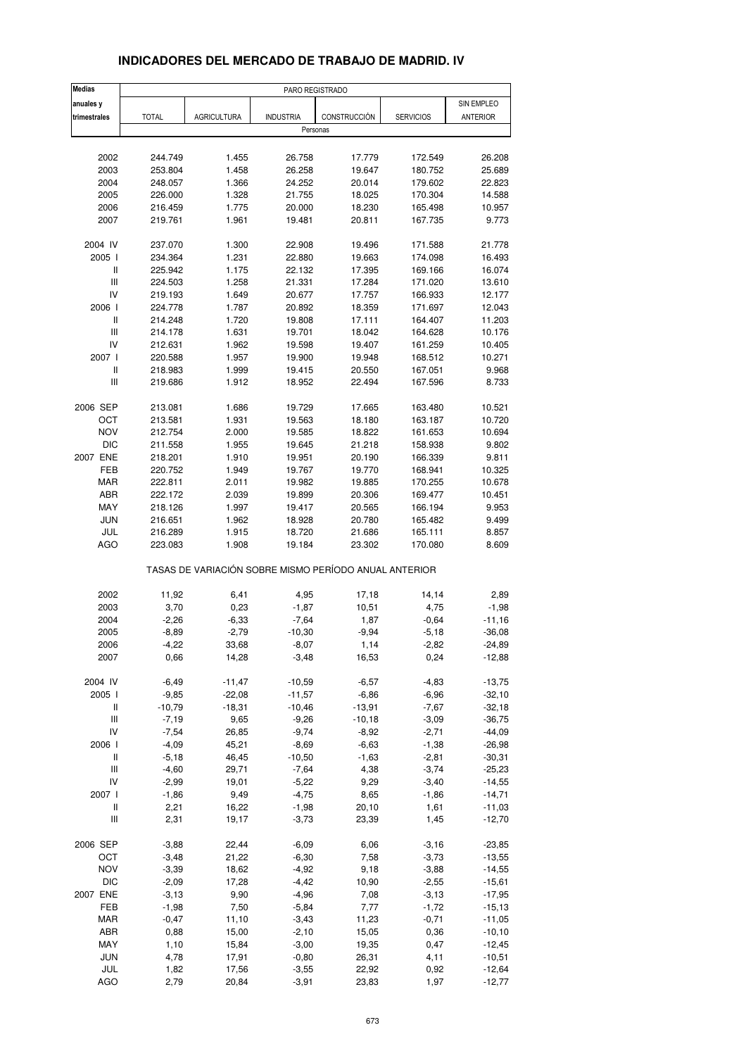# INDICADORES DEL MERCADO DE TRABAJO DE MADRID. IV

| Medias anuales y trimestrales | PARO REGISTRADO | | | | | |
|---|---|---|---|---|---|---|
| | TOTAL | AGRICULTURA | INDUSTRIA | CONSTRUCCIÓN | SERVICIOS | SIN EMPLEO ANTERIOR |
| | Personas | | | | | |
| 2002 | 244.749 | 1.455 | 26.758 | 17.779 | 172.549 | 26.208 |
| 2003 | 253.804 | 1.458 | 26.258 | 19.647 | 180.752 | 25.689 |
| 2004 | 248.057 | 1.366 | 24.252 | 20.014 | 179.602 | 22.823 |
| 2005 | 226.000 | 1.328 | 21.755 | 18.025 | 170.304 | 14.588 |
| 2006 | 216.459 | 1.775 | 20.000 | 18.230 | 165.498 | 10.957 |
| 2007 | 219.761 | 1.961 | 19.481 | 20.811 | 167.735 | 9.773 |
| 2004 IV | 237.070 | 1.300 | 22.908 | 19.496 | 171.588 | 21.778 |
| 2005 I | 234.364 | 1.231 | 22.880 | 19.663 | 174.098 | 16.493 |
| II | 225.942 | 1.175 | 22.132 | 17.395 | 169.166 | 16.074 |
| III | 224.503 | 1.258 | 21.331 | 17.284 | 171.020 | 13.610 |
| IV | 219.193 | 1.649 | 20.677 | 17.757 | 166.933 | 12.177 |
| 2006 I | 224.778 | 1.787 | 20.892 | 18.359 | 171.697 | 12.043 |
| II | 214.248 | 1.720 | 19.808 | 17.111 | 164.407 | 11.203 |
| III | 214.178 | 1.631 | 19.701 | 18.042 | 164.628 | 10.176 |
| IV | 212.631 | 1.962 | 19.598 | 19.407 | 161.259 | 10.405 |
| 2007 I | 220.588 | 1.957 | 19.900 | 19.948 | 168.512 | 10.271 |
| II | 218.983 | 1.999 | 19.415 | 20.550 | 167.051 | 9.968 |
| III | 219.686 | 1.912 | 18.952 | 22.494 | 167.596 | 8.733 |
| 2006 SEP | 213.081 | 1.686 | 19.729 | 17.665 | 163.480 | 10.521 |
| OCT | 213.581 | 1.931 | 19.563 | 18.180 | 163.187 | 10.720 |
| NOV | 212.754 | 2.000 | 19.585 | 18.822 | 161.653 | 10.694 |
| DIC | 211.558 | 1.955 | 19.645 | 21.218 | 158.938 | 9.802 |
| 2007 ENE | 218.201 | 1.910 | 19.951 | 20.190 | 166.339 | 9.811 |
| FEB | 220.752 | 1.949 | 19.767 | 19.770 | 168.941 | 10.325 |
| MAR | 222.811 | 2.011 | 19.982 | 19.885 | 170.255 | 10.678 |
| ABR | 222.172 | 2.039 | 19.899 | 20.306 | 169.477 | 10.451 |
| MAY | 218.126 | 1.997 | 19.417 | 20.565 | 166.194 | 9.953 |
| JUN | 216.651 | 1.962 | 18.928 | 20.780 | 165.482 | 9.499 |
| JUL | 216.289 | 1.915 | 18.720 | 21.686 | 165.111 | 8.857 |
| AGO | 223.083 | 1.908 | 19.184 | 23.302 | 170.080 | 8.609 |
| | TASAS DE VARIACIÓN SOBRE MISMO PERÍODO ANUAL ANTERIOR | | | | | |
| 2002 | 11,92 | 6,41 | 4,95 | 17,18 | 14,14 | 2,89 |
| 2003 | 3,70 | 0,23 | -1,87 | 10,51 | 4,75 | -1,98 |
| 2004 | -2,26 | -6,33 | -7,64 | 1,87 | -0,64 | -11,16 |
| 2005 | -8,89 | -2,79 | -10,30 | -9,94 | -5,18 | -36,08 |
| 2006 | -4,22 | 33,68 | -8,07 | 1,14 | -2,82 | -24,89 |
| 2007 | 0,66 | 14,28 | -3,48 | 16,53 | 0,24 | -12,88 |
| 2004 IV | -6,49 | -11,47 | -10,59 | -6,57 | -4,83 | -13,75 |
| 2005 I | -9,85 | -22,08 | -11,57 | -6,86 | -6,96 | -32,10 |
| II | -10,79 | -18,31 | -10,46 | -13,91 | -7,67 | -32,18 |
| III | -7,19 | 9,65 | -9,26 | -10,18 | -3,09 | -36,75 |
| IV | -7,54 | 26,85 | -9,74 | -8,92 | -2,71 | -44,09 |
| 2006 I | -4,09 | 45,21 | -8,69 | -6,63 | -1,38 | -26,98 |
| II | -5,18 | 46,45 | -10,50 | -1,63 | -2,81 | -30,31 |
| III | -4,60 | 29,71 | -7,64 | 4,38 | -3,74 | -25,23 |
| IV | -2,99 | 19,01 | -5,22 | 9,29 | -3,40 | -14,55 |
| 2007 I | -1,86 | 9,49 | -4,75 | 8,65 | -1,86 | -14,71 |
| II | 2,21 | 16,22 | -1,98 | 20,10 | 1,61 | -11,03 |
| III | 2,31 | 19,17 | -3,73 | 23,39 | 1,45 | -12,70 |
| 2006 SEP | -3,88 | 22,44 | -6,09 | 6,06 | -3,16 | -23,85 |
| OCT | -3,48 | 21,22 | -6,30 | 7,58 | -3,73 | -13,55 |
| NOV | -3,39 | 18,62 | -4,92 | 9,18 | -3,88 | -14,55 |
| DIC | -2,09 | 17,28 | -4,42 | 10,90 | -2,55 | -15,61 |
| 2007 ENE | -3,13 | 9,90 | -4,96 | 7,08 | -3,13 | -17,95 |
| FEB | -1,98 | 7,50 | -5,84 | 7,77 | -1,72 | -15,13 |
| MAR | -0,47 | 11,10 | -3,43 | 11,23 | -0,71 | -11,05 |
| ABR | 0,88 | 15,00 | -2,10 | 15,05 | 0,36 | -10,10 |
| MAY | 1,10 | 15,84 | -3,00 | 19,35 | 0,47 | -12,45 |
| JUN | 4,78 | 17,91 | -0,80 | 26,31 | 4,11 | -10,51 |
| JUL | 1,82 | 17,56 | -3,55 | 22,92 | 0,92 | -12,64 |
| AGO | 2,79 | 20,84 | -3,91 | 23,83 | 1,97 | -12,77 |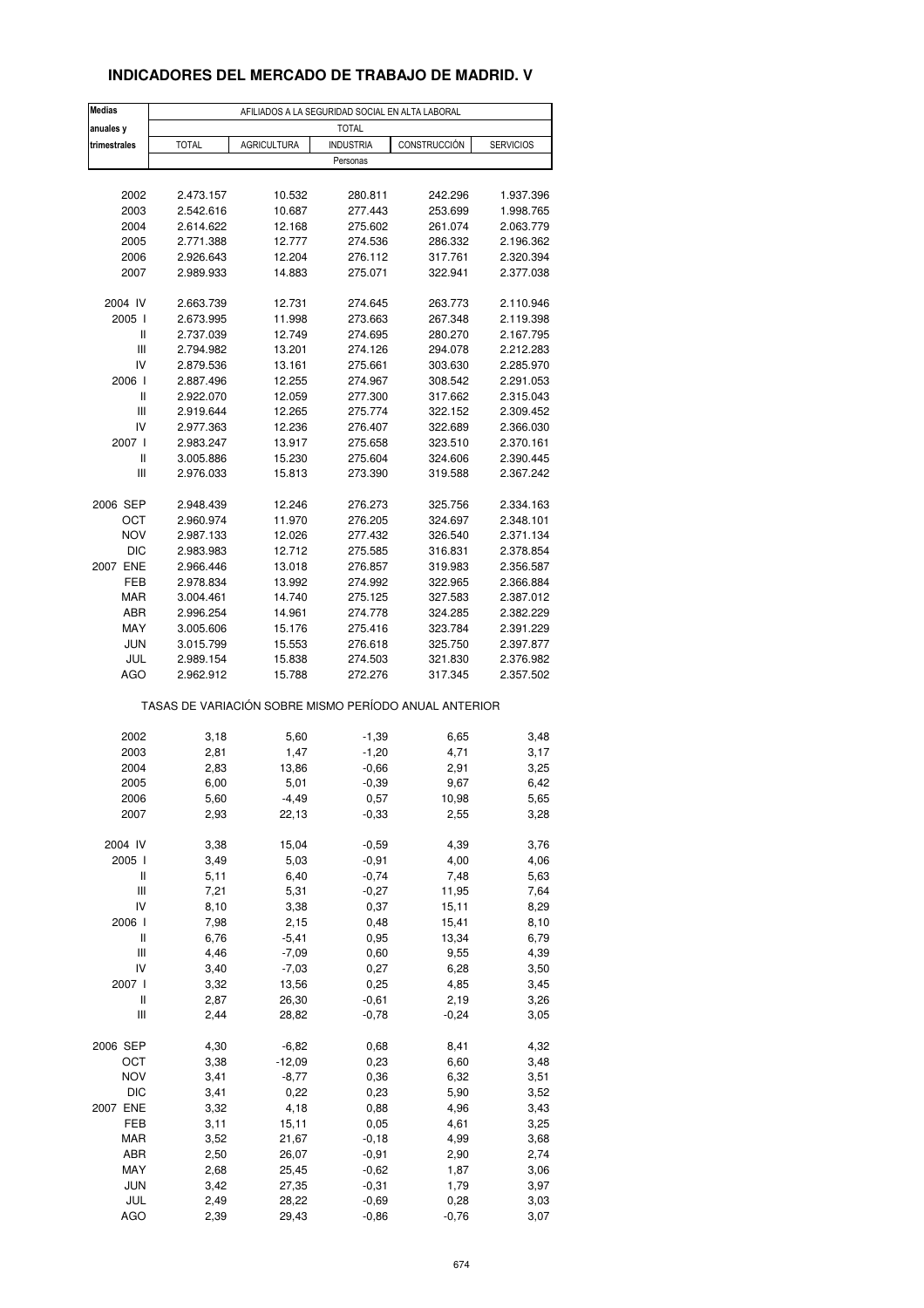## INDICADORES DEL MERCADO DE TRABAJO DE MADRID. V

| Medias anuales y trimestrales | AFILIADOS A LA SEGURIDAD SOCIAL EN ALTA LABORAL | | | | |
|---|---|---|---|---|---|
| | TOTAL | | | | |
| | TOTAL | AGRICULTURA | INDUSTRIA | CONSTRUCCIÓN | SERVICIOS |
| | Personas | | | | |
| 2002 | 2.473.157 | 10.532 | 280.811 | 242.296 | 1.937.396 |
| 2003 | 2.542.616 | 10.687 | 277.443 | 253.699 | 1.998.765 |
| 2004 | 2.614.622 | 12.168 | 275.602 | 261.074 | 2.063.779 |
| 2005 | 2.771.388 | 12.777 | 274.536 | 286.332 | 2.196.362 |
| 2006 | 2.926.643 | 12.204 | 276.112 | 317.761 | 2.320.394 |
| 2007 | 2.989.933 | 14.883 | 275.071 | 322.941 | 2.377.038 |
| 2004 IV | 2.663.739 | 12.731 | 274.645 | 263.773 | 2.110.946 |
| 2005 I | 2.673.995 | 11.998 | 273.663 | 267.348 | 2.119.398 |
| II | 2.737.039 | 12.749 | 274.695 | 280.270 | 2.167.795 |
| III | 2.794.982 | 13.201 | 274.126 | 294.078 | 2.212.283 |
| IV | 2.879.536 | 13.161 | 275.661 | 303.630 | 2.285.970 |
| 2006 I | 2.887.496 | 12.255 | 274.967 | 308.542 | 2.291.053 |
| II | 2.922.070 | 12.059 | 277.300 | 317.662 | 2.315.043 |
| III | 2.919.644 | 12.265 | 275.774 | 322.152 | 2.309.452 |
| IV | 2.977.363 | 12.236 | 276.407 | 322.689 | 2.366.030 |
| 2007 I | 2.983.247 | 13.917 | 275.658 | 323.510 | 2.370.161 |
| II | 3.005.886 | 15.230 | 275.604 | 324.606 | 2.390.445 |
| III | 2.976.033 | 15.813 | 273.390 | 319.588 | 2.367.242 |
| 2006 SEP | 2.948.439 | 12.246 | 276.273 | 325.756 | 2.334.163 |
| OCT | 2.960.974 | 11.970 | 276.205 | 324.697 | 2.348.101 |
| NOV | 2.987.133 | 12.026 | 277.432 | 326.540 | 2.371.134 |
| DIC | 2.983.983 | 12.712 | 275.585 | 316.831 | 2.378.854 |
| 2007 ENE | 2.966.446 | 13.018 | 276.857 | 319.983 | 2.356.587 |
| FEB | 2.978.834 | 13.992 | 274.992 | 322.965 | 2.366.884 |
| MAR | 3.004.461 | 14.740 | 275.125 | 327.583 | 2.387.012 |
| ABR | 2.996.254 | 14.961 | 274.778 | 324.285 | 2.382.229 |
| MAY | 3.005.606 | 15.176 | 275.416 | 323.784 | 2.391.229 |
| JUN | 3.015.799 | 15.553 | 276.618 | 325.750 | 2.397.877 |
| JUL | 2.989.154 | 15.838 | 274.503 | 321.830 | 2.376.982 |
| AGO | 2.962.912 | 15.788 | 272.276 | 317.345 | 2.357.502 |
| | TASAS DE VARIACIÓN SOBRE MISMO PERÍODO ANUAL ANTERIOR | | | | |
| 2002 | 3,18 | 5,60 | -1,39 | 6,65 | 3,48 |
| 2003 | 2,81 | 1,47 | -1,20 | 4,71 | 3,17 |
| 2004 | 2,83 | 13,86 | -0,66 | 2,91 | 3,25 |
| 2005 | 6,00 | 5,01 | -0,39 | 9,67 | 6,42 |
| 2006 | 5,60 | -4,49 | 0,57 | 10,98 | 5,65 |
| 2007 | 2,93 | 22,13 | -0,33 | 2,55 | 3,28 |
| 2004 IV | 3,38 | 15,04 | -0,59 | 4,39 | 3,76 |
| 2005 I | 3,49 | 5,03 | -0,91 | 4,00 | 4,06 |
| II | 5,11 | 6,40 | -0,74 | 7,48 | 5,63 |
| III | 7,21 | 5,31 | -0,27 | 11,95 | 7,64 |
| IV | 8,10 | 3,38 | 0,37 | 15,11 | 8,29 |
| 2006 I | 7,98 | 2,15 | 0,48 | 15,41 | 8,10 |
| II | 6,76 | -5,41 | 0,95 | 13,34 | 6,79 |
| III | 4,46 | -7,09 | 0,60 | 9,55 | 4,39 |
| IV | 3,40 | -7,03 | 0,27 | 6,28 | 3,50 |
| 2007 I | 3,32 | 13,56 | 0,25 | 4,85 | 3,45 |
| II | 2,87 | 26,30 | -0,61 | 2,19 | 3,26 |
| III | 2,44 | 28,82 | -0,78 | -0,24 | 3,05 |
| 2006 SEP | 4,30 | -6,82 | 0,68 | 8,41 | 4,32 |
| OCT | 3,38 | -12,09 | 0,23 | 6,60 | 3,48 |
| NOV | 3,41 | -8,77 | 0,36 | 6,32 | 3,51 |
| DIC | 3,41 | 0,22 | 0,23 | 5,90 | 3,52 |
| 2007 ENE | 3,32 | 4,18 | 0,88 | 4,96 | 3,43 |
| FEB | 3,11 | 15,11 | 0,05 | 4,61 | 3,25 |
| MAR | 3,52 | 21,67 | -0,18 | 4,99 | 3,68 |
| ABR | 2,50 | 26,07 | -0,91 | 2,90 | 2,74 |
| MAY | 2,68 | 25,45 | -0,62 | 1,87 | 3,06 |
| JUN | 3,42 | 27,35 | -0,31 | 1,79 | 3,97 |
| JUL | 2,49 | 28,22 | -0,69 | 0,28 | 3,03 |
| AGO | 2,39 | 29,43 | -0,86 | -0,76 | 3,07 |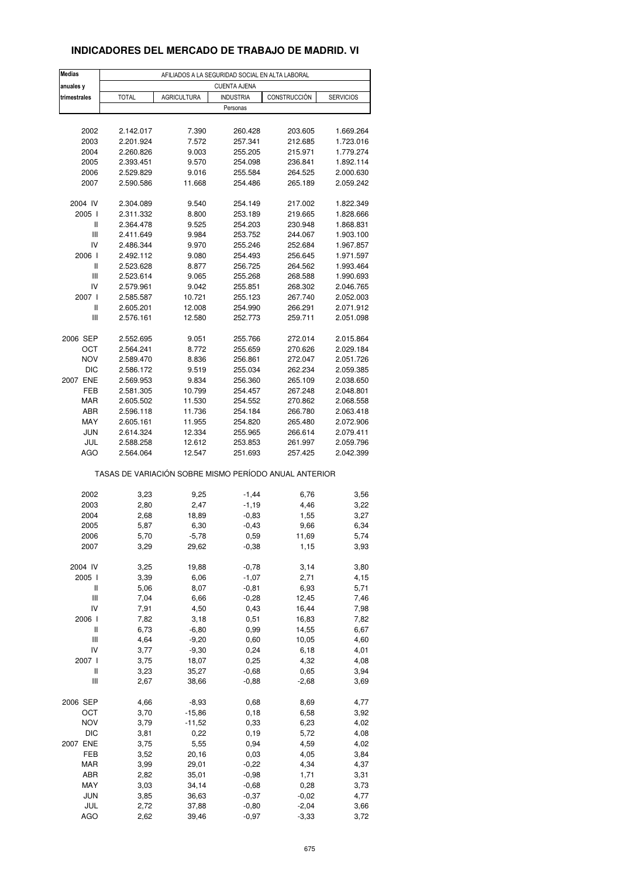## INDICADORES DEL MERCADO DE TRABAJO DE MADRID. VI

| Medias anuales y trimestrales | AFILIADOS A LA SEGURIDAD SOCIAL EN ALTA LABORAL | | | | |
|---|---|---|---|---|---|
| | CUENTA AJENA | | | | |
| | TOTAL | AGRICULTURA | INDUSTRIA | CONSTRUCCIÓN | SERVICIOS |
| | Personas | | | | |
| 2002 | 2.142.017 | 7.390 | 260.428 | 203.605 | 1.669.264 |
| 2003 | 2.201.924 | 7.572 | 257.341 | 212.685 | 1.723.016 |
| 2004 | 2.260.826 | 9.003 | 255.205 | 215.971 | 1.779.274 |
| 2005 | 2.393.451 | 9.570 | 254.098 | 236.841 | 1.892.114 |
| 2006 | 2.529.829 | 9.016 | 255.584 | 264.525 | 2.000.630 |
| 2007 | 2.590.586 | 11.668 | 254.486 | 265.189 | 2.059.242 |
| 2004 IV | 2.304.089 | 9.540 | 254.149 | 217.002 | 1.822.349 |
| 2005 I | 2.311.332 | 8.800 | 253.189 | 219.665 | 1.828.666 |
| II | 2.364.478 | 9.525 | 254.203 | 230.948 | 1.868.831 |
| III | 2.411.649 | 9.984 | 253.752 | 244.067 | 1.903.100 |
| IV | 2.486.344 | 9.970 | 255.246 | 252.684 | 1.967.857 |
| 2006 I | 2.492.112 | 9.080 | 254.493 | 256.645 | 1.971.597 |
| II | 2.523.628 | 8.877 | 256.725 | 264.562 | 1.993.464 |
| III | 2.523.614 | 9.065 | 255.268 | 268.588 | 1.990.693 |
| IV | 2.579.961 | 9.042 | 255.851 | 268.302 | 2.046.765 |
| 2007 I | 2.585.587 | 10.721 | 255.123 | 267.740 | 2.052.003 |
| II | 2.605.201 | 12.008 | 254.990 | 266.291 | 2.071.912 |
| III | 2.576.161 | 12.580 | 252.773 | 259.711 | 2.051.098 |
| 2006 SEP | 2.552.695 | 9.051 | 255.766 | 272.014 | 2.015.864 |
| OCT | 2.564.241 | 8.772 | 255.659 | 270.626 | 2.029.184 |
| NOV | 2.589.470 | 8.836 | 256.861 | 272.047 | 2.051.726 |
| DIC | 2.586.172 | 9.519 | 255.034 | 262.234 | 2.059.385 |
| 2007 ENE | 2.569.953 | 9.834 | 256.360 | 265.109 | 2.038.650 |
| FEB | 2.581.305 | 10.799 | 254.457 | 267.248 | 2.048.801 |
| MAR | 2.605.502 | 11.530 | 254.552 | 270.862 | 2.068.558 |
| ABR | 2.596.118 | 11.736 | 254.184 | 266.780 | 2.063.418 |
| MAY | 2.605.161 | 11.955 | 254.820 | 265.480 | 2.072.906 |
| JUN | 2.614.324 | 12.334 | 255.965 | 266.614 | 2.079.411 |
| JUL | 2.588.258 | 12.612 | 253.853 | 261.997 | 2.059.796 |
| AGO | 2.564.064 | 12.547 | 251.693 | 257.425 | 2.042.399 |
| | TASAS DE VARIACIÓN SOBRE MISMO PERÍODO ANUAL ANTERIOR | | | | |
| 2002 | 3,23 | 9,25 | -1,44 | 6,76 | 3,56 |
| 2003 | 2,80 | 2,47 | -1,19 | 4,46 | 3,22 |
| 2004 | 2,68 | 18,89 | -0,83 | 1,55 | 3,27 |
| 2005 | 5,87 | 6,30 | -0,43 | 9,66 | 6,34 |
| 2006 | 5,70 | -5,78 | 0,59 | 11,69 | 5,74 |
| 2007 | 3,29 | 29,62 | -0,38 | 1,15 | 3,93 |
| 2004 IV | 3,25 | 19,88 | -0,78 | 3,14 | 3,80 |
| 2005 I | 3,39 | 6,06 | -1,07 | 2,71 | 4,15 |
| II | 5,06 | 8,07 | -0,81 | 6,93 | 5,71 |
| III | 7,04 | 6,66 | -0,28 | 12,45 | 7,46 |
| IV | 7,91 | 4,50 | 0,43 | 16,44 | 7,98 |
| 2006 I | 7,82 | 3,18 | 0,51 | 16,83 | 7,82 |
| II | 6,73 | -6,80 | 0,99 | 14,55 | 6,67 |
| III | 4,64 | -9,20 | 0,60 | 10,05 | 4,60 |
| IV | 3,77 | -9,30 | 0,24 | 6,18 | 4,01 |
| 2007 I | 3,75 | 18,07 | 0,25 | 4,32 | 4,08 |
| II | 3,23 | 35,27 | -0,68 | 0,65 | 3,94 |
| III | 2,67 | 38,66 | -0,88 | -2,68 | 3,69 |
| 2006 SEP | 4,66 | -8,93 | 0,68 | 8,69 | 4,77 |
| OCT | 3,70 | -15,86 | 0,18 | 6,58 | 3,92 |
| NOV | 3,79 | -11,52 | 0,33 | 6,23 | 4,02 |
| DIC | 3,81 | 0,22 | 0,19 | 5,72 | 4,08 |
| 2007 ENE | 3,75 | 5,55 | 0,94 | 4,59 | 4,02 |
| FEB | 3,52 | 20,16 | 0,03 | 4,05 | 3,84 |
| MAR | 3,99 | 29,01 | -0,22 | 4,34 | 4,37 |
| ABR | 2,82 | 35,01 | -0,98 | 1,71 | 3,31 |
| MAY | 3,03 | 34,14 | -0,68 | 0,28 | 3,73 |
| JUN | 3,85 | 36,63 | -0,37 | -0,02 | 4,77 |
| JUL | 2,72 | 37,88 | -0,80 | -2,04 | 3,66 |
| AGO | 2,62 | 39,46 | -0,97 | -3,33 | 3,72 |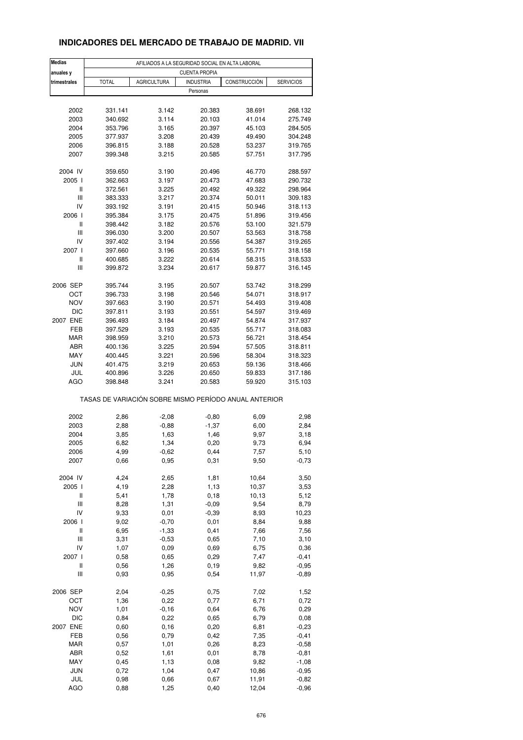## INDICADORES DEL MERCADO DE TRABAJO DE MADRID. VII

| Medias anuales y trimestrales | AFILIADOS A LA SEGURIDAD SOCIAL EN ALTA LABORAL | | | | |
|---|---|---|---|---|---|
| | CUENTA PROPIA | | | | |
| | TOTAL | AGRICULTURA | INDUSTRIA | CONSTRUCCIÓN | SERVICIOS |
| | Personas | | | | |
| 2002 | 331.141 | 3.142 | 20.383 | 38.691 | 268.132 |
| 2003 | 340.692 | 3.114 | 20.103 | 41.014 | 275.749 |
| 2004 | 353.796 | 3.165 | 20.397 | 45.103 | 284.505 |
| 2005 | 377.937 | 3.208 | 20.439 | 49.490 | 304.248 |
| 2006 | 396.815 | 3.188 | 20.528 | 53.237 | 319.765 |
| 2007 | 399.348 | 3.215 | 20.585 | 57.751 | 317.795 |
| 2004 IV | 359.650 | 3.190 | 20.496 | 46.770 | 288.597 |
| 2005 I | 362.663 | 3.197 | 20.473 | 47.683 | 290.732 |
| II | 372.561 | 3.225 | 20.492 | 49.322 | 298.964 |
| III | 383.333 | 3.217 | 20.374 | 50.011 | 309.183 |
| IV | 393.192 | 3.191 | 20.415 | 50.946 | 318.113 |
| 2006 I | 395.384 | 3.175 | 20.475 | 51.896 | 319.456 |
| II | 398.442 | 3.182 | 20.576 | 53.100 | 321.579 |
| III | 396.030 | 3.200 | 20.507 | 53.563 | 318.758 |
| IV | 397.402 | 3.194 | 20.556 | 54.387 | 319.265 |
| 2007 I | 397.660 | 3.196 | 20.535 | 55.771 | 318.158 |
| II | 400.685 | 3.222 | 20.614 | 58.315 | 318.533 |
| III | 399.872 | 3.234 | 20.617 | 59.877 | 316.145 |
| 2006 SEP | 395.744 | 3.195 | 20.507 | 53.742 | 318.299 |
| OCT | 396.733 | 3.198 | 20.546 | 54.071 | 318.917 |
| NOV | 397.663 | 3.190 | 20.571 | 54.493 | 319.408 |
| DIC | 397.811 | 3.193 | 20.551 | 54.597 | 319.469 |
| 2007 ENE | 396.493 | 3.184 | 20.497 | 54.874 | 317.937 |
| FEB | 397.529 | 3.193 | 20.535 | 55.717 | 318.083 |
| MAR | 398.959 | 3.210 | 20.573 | 56.721 | 318.454 |
| ABR | 400.136 | 3.225 | 20.594 | 57.505 | 318.811 |
| MAY | 400.445 | 3.221 | 20.596 | 58.304 | 318.323 |
| JUN | 401.475 | 3.219 | 20.653 | 59.136 | 318.466 |
| JUL | 400.896 | 3.226 | 20.650 | 59.833 | 317.186 |
| AGO | 398.848 | 3.241 | 20.583 | 59.920 | 315.103 |
| | TASAS DE VARIACIÓN SOBRE MISMO PERÍODO ANUAL ANTERIOR | | | | |
| 2002 | 2,86 | -2,08 | -0,80 | 6,09 | 2,98 |
| 2003 | 2,88 | -0,88 | -1,37 | 6,00 | 2,84 |
| 2004 | 3,85 | 1,63 | 1,46 | 9,97 | 3,18 |
| 2005 | 6,82 | 1,34 | 0,20 | 9,73 | 6,94 |
| 2006 | 4,99 | -0,62 | 0,44 | 7,57 | 5,10 |
| 2007 | 0,66 | 0,95 | 0,31 | 9,50 | -0,73 |
| 2004 IV | 4,24 | 2,65 | 1,81 | 10,64 | 3,50 |
| 2005 I | 4,19 | 2,28 | 1,13 | 10,37 | 3,53 |
| II | 5,41 | 1,78 | 0,18 | 10,13 | 5,12 |
| III | 8,28 | 1,31 | -0,09 | 9,54 | 8,79 |
| IV | 9,33 | 0,01 | -0,39 | 8,93 | 10,23 |
| 2006 I | 9,02 | -0,70 | 0,01 | 8,84 | 9,88 |
| II | 6,95 | -1,33 | 0,41 | 7,66 | 7,56 |
| III | 3,31 | -0,53 | 0,65 | 7,10 | 3,10 |
| IV | 1,07 | 0,09 | 0,69 | 6,75 | 0,36 |
| 2007 I | 0,58 | 0,65 | 0,29 | 7,47 | -0,41 |
| II | 0,56 | 1,26 | 0,19 | 9,82 | -0,95 |
| III | 0,93 | 0,95 | 0,54 | 11,97 | -0,89 |
| 2006 SEP | 2,04 | -0,25 | 0,75 | 7,02 | 1,52 |
| OCT | 1,36 | 0,22 | 0,77 | 6,71 | 0,72 |
| NOV | 1,01 | -0,16 | 0,64 | 6,76 | 0,29 |
| DIC | 0,84 | 0,22 | 0,65 | 6,79 | 0,08 |
| 2007 ENE | 0,60 | 0,16 | 0,20 | 6,81 | -0,23 |
| FEB | 0,56 | 0,79 | 0,42 | 7,35 | -0,41 |
| MAR | 0,57 | 1,01 | 0,26 | 8,23 | -0,58 |
| ABR | 0,52 | 1,61 | 0,01 | 8,78 | -0,81 |
| MAY | 0,45 | 1,13 | 0,08 | 9,82 | -1,08 |
| JUN | 0,72 | 1,04 | 0,47 | 10,86 | -0,95 |
| JUL | 0,98 | 0,66 | 0,67 | 11,91 | -0,82 |
| AGO | 0,88 | 1,25 | 0,40 | 12,04 | -0,96 |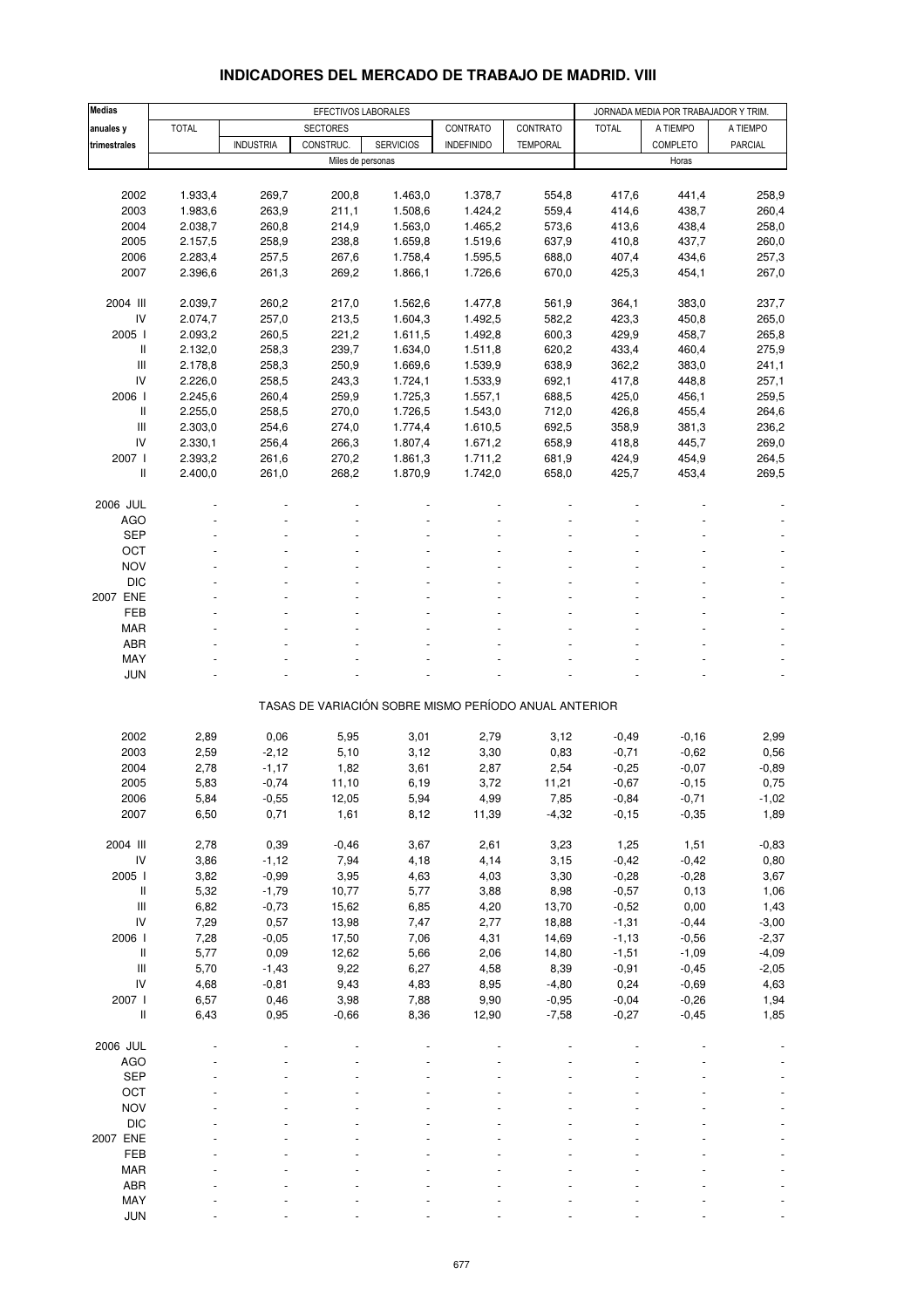# INDICADORES DEL MERCADO DE TRABAJO DE MADRID. VIII

| Medias anuales y trimestrales | EFECTIVOS LABORALES | | | | | | JORNADA MEDIA POR TRABAJADOR Y TRIM. | | |
|---|---|---|---|---|---|---|---|---|---|
| | TOTAL | SECTORES | | | CONTRATO | CONTRATO | TOTAL | A TIEMPO | A TIEMPO |
| | | INDUSTRIA | CONSTRUC. | SERVICIOS | INDEFINIDO | TEMPORAL | | COMPLETO | PARCIAL |
| | Miles de personas | | | | | | Horas | | |
| 2002 | 1.933,4 | 269,7 | 200,8 | 1.463,0 | 1.378,7 | 554,8 | 417,6 | 441,4 | 258,9 |
| 2003 | 1.983,6 | 263,9 | 211,1 | 1.508,6 | 1.424,2 | 559,4 | 414,6 | 438,7 | 260,4 |
| 2004 | 2.038,7 | 260,8 | 214,9 | 1.563,0 | 1.465,2 | 573,6 | 413,6 | 438,4 | 258,0 |
| 2005 | 2.157,5 | 258,9 | 238,8 | 1.659,8 | 1.519,6 | 637,9 | 410,8 | 437,7 | 260,0 |
| 2006 | 2.283,4 | 257,5 | 267,6 | 1.758,4 | 1.595,5 | 688,0 | 407,4 | 434,6 | 257,3 |
| 2007 | 2.396,6 | 261,3 | 269,2 | 1.866,1 | 1.726,6 | 670,0 | 425,3 | 454,1 | 267,0 |
| 2004 III | 2.039,7 | 260,2 | 217,0 | 1.562,6 | 1.477,8 | 561,9 | 364,1 | 383,0 | 237,7 |
| IV | 2.074,7 | 257,0 | 213,5 | 1.604,3 | 1.492,5 | 582,2 | 423,3 | 450,8 | 265,0 |
| 2005 I | 2.093,2 | 260,5 | 221,2 | 1.611,5 | 1.492,8 | 600,3 | 429,9 | 458,7 | 265,8 |
| II | 2.132,0 | 258,3 | 239,7 | 1.634,0 | 1.511,8 | 620,2 | 433,4 | 460,4 | 275,9 |
| III | 2.178,8 | 258,3 | 250,9 | 1.669,6 | 1.539,9 | 638,9 | 362,2 | 383,0 | 241,1 |
| IV | 2.226,0 | 258,5 | 243,3 | 1.724,1 | 1.533,9 | 692,1 | 417,8 | 448,8 | 257,1 |
| 2006 I | 2.245,6 | 260,4 | 259,9 | 1.725,3 | 1.557,1 | 688,5 | 425,0 | 456,1 | 259,5 |
| II | 2.255,0 | 258,5 | 270,0 | 1.726,5 | 1.543,0 | 712,0 | 426,8 | 455,4 | 264,6 |
| III | 2.303,0 | 254,6 | 274,0 | 1.774,4 | 1.610,5 | 692,5 | 358,9 | 381,3 | 236,2 |
| IV | 2.330,1 | 256,4 | 266,3 | 1.807,4 | 1.671,2 | 658,9 | 418,8 | 445,7 | 269,0 |
| 2007 I | 2.393,2 | 261,6 | 270,2 | 1.861,3 | 1.711,2 | 681,9 | 424,9 | 454,9 | 264,5 |
| II | 2.400,0 | 261,0 | 268,2 | 1.870,9 | 1.742,0 | 658,0 | 425,7 | 453,4 | 269,5 |
| 2006 JUL | - | - | - | - | - | - | - | - | - |
| AGO | - | - | - | - | - | - | - | - | - |
| SEP | - | - | - | - | - | - | - | - | - |
| OCT | - | - | - | - | - | - | - | - | - |
| NOV | - | - | - | - | - | - | - | - | - |
| DIC | - | - | - | - | - | - | - | - | - |
| 2007 ENE | - | - | - | - | - | - | - | - | - |
| FEB | - | - | - | - | - | - | - | - | - |
| MAR | - | - | - | - | - | - | - | - | - |
| ABR | - | - | - | - | - | - | - | - | - |
| MAY | - | - | - | - | - | - | - | - | - |
| JUN | - | - | - | - | - | - | - | - | - |
| TASAS DE VARIACIÓN SOBRE MISMO PERÍODO ANUAL ANTERIOR | | | | | | | | | |
| 2002 | 2,89 | 0,06 | 5,95 | 3,01 | 2,79 | 3,12 | -0,49 | -0,16 | 2,99 |
| 2003 | 2,59 | -2,12 | 5,10 | 3,12 | 3,30 | 0,83 | -0,71 | -0,62 | 0,56 |
| 2004 | 2,78 | -1,17 | 1,82 | 3,61 | 2,87 | 2,54 | -0,25 | -0,07 | -0,89 |
| 2005 | 5,83 | -0,74 | 11,10 | 6,19 | 3,72 | 11,21 | -0,67 | -0,15 | 0,75 |
| 2006 | 5,84 | -0,55 | 12,05 | 5,94 | 4,99 | 7,85 | -0,84 | -0,71 | -1,02 |
| 2007 | 6,50 | 0,71 | 1,61 | 8,12 | 11,39 | -4,32 | -0,15 | -0,35 | 1,89 |
| 2004 III | 2,78 | 0,39 | -0,46 | 3,67 | 2,61 | 3,23 | 1,25 | 1,51 | -0,83 |
| IV | 3,86 | -1,12 | 7,94 | 4,18 | 4,14 | 3,15 | -0,42 | -0,42 | 0,80 |
| 2005 I | 3,82 | -0,99 | 3,95 | 4,63 | 4,03 | 3,30 | -0,28 | -0,28 | 3,67 |
| II | 5,32 | -1,79 | 10,77 | 5,77 | 3,88 | 8,98 | -0,57 | 0,13 | 1,06 |
| III | 6,82 | -0,73 | 15,62 | 6,85 | 4,20 | 13,70 | -0,52 | 0,00 | 1,43 |
| IV | 7,29 | 0,57 | 13,98 | 7,47 | 2,77 | 18,88 | -1,31 | -0,44 | -3,00 |
| 2006 I | 7,28 | -0,05 | 17,50 | 7,06 | 4,31 | 14,69 | -1,13 | -0,56 | -2,37 |
| II | 5,77 | 0,09 | 12,62 | 5,66 | 2,06 | 14,80 | -1,51 | -1,09 | -4,09 |
| III | 5,70 | -1,43 | 9,22 | 6,27 | 4,58 | 8,39 | -0,91 | -0,45 | -2,05 |
| IV | 4,68 | -0,81 | 9,43 | 4,83 | 8,95 | -4,80 | 0,24 | -0,69 | 4,63 |
| 2007 I | 6,57 | 0,46 | 3,98 | 7,88 | 9,90 | -0,95 | -0,04 | -0,26 | 1,94 |
| II | 6,43 | 0,95 | -0,66 | 8,36 | 12,90 | -7,58 | -0,27 | -0,45 | 1,85 |
| 2006 JUL | - | - | - | - | - | - | - | - | - |
| AGO | - | - | - | - | - | - | - | - | - |
| SEP | - | - | - | - | - | - | - | - | - |
| OCT | - | - | - | - | - | - | - | - | - |
| NOV | - | - | - | - | - | - | - | - | - |
| DIC | - | - | - | - | - | - | - | - | - |
| 2007 ENE | - | - | - | - | - | - | - | - | - |
| FEB | - | - | - | - | - | - | - | - | - |
| MAR | - | - | - | - | - | - | - | - | - |
| ABR | - | - | - | - | - | - | - | - | - |
| MAY | - | - | - | - | - | - | - | - | - |
| JUN | - | - | - | - | - | - | - | - | - |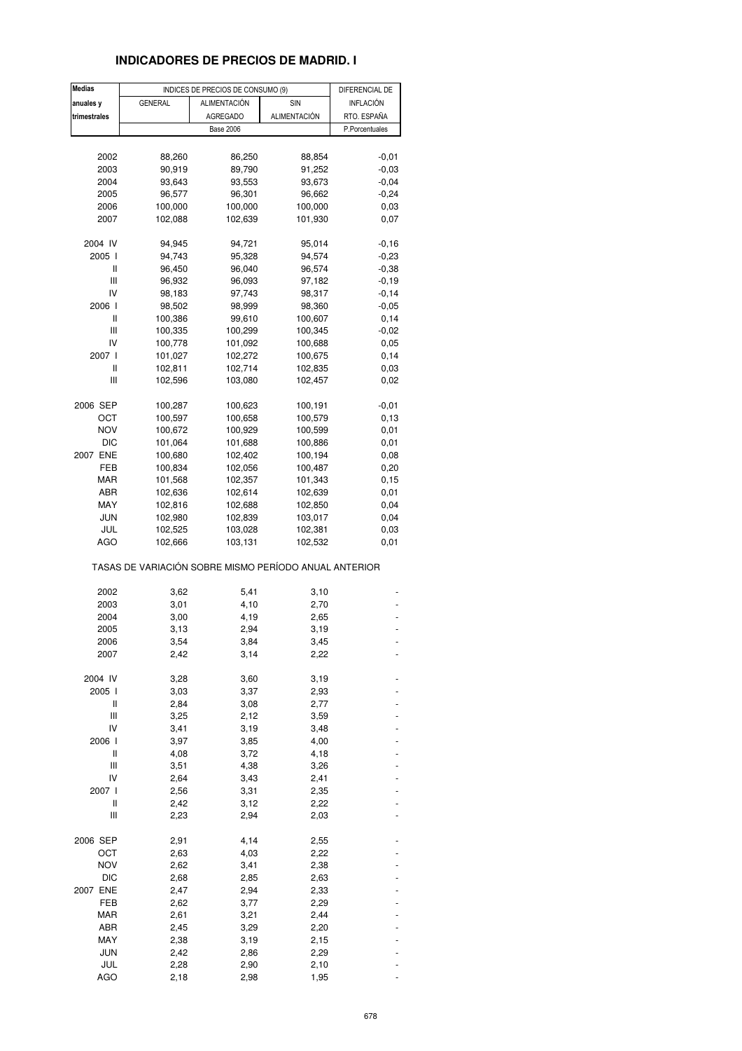## INDICADORES DE PRECIOS DE MADRID. I

| Medias anuales y trimestrales | INDICES DE PRECIOS DE CONSUMO (9) | | | DIFERENCIAL DE INFLACIÓN RTO. ESPAÑA |
|---|---|---|---|---|
| | GENERAL | ALIMENTACIÓN AGREGADO | SIN ALIMENTACIÓN | |
| | Base 2006 | | | P.Porcentuales |
| 2002 | 88,260 | 86,250 | 88,854 | -0,01 |
| 2003 | 90,919 | 89,790 | 91,252 | -0,03 |
| 2004 | 93,643 | 93,553 | 93,673 | -0,04 |
| 2005 | 96,577 | 96,301 | 96,662 | -0,24 |
| 2006 | 100,000 | 100,000 | 100,000 | 0,03 |
| 2007 | 102,088 | 102,639 | 101,930 | 0,07 |
| 2004 IV | 94,945 | 94,721 | 95,014 | -0,16 |
| 2005 I | 94,743 | 95,328 | 94,574 | -0,23 |
| II | 96,450 | 96,040 | 96,574 | -0,38 |
| III | 96,932 | 96,093 | 97,182 | -0,19 |
| IV | 98,183 | 97,743 | 98,317 | -0,14 |
| 2006 I | 98,502 | 98,999 | 98,360 | -0,05 |
| II | 100,386 | 99,610 | 100,607 | 0,14 |
| III | 100,335 | 100,299 | 100,345 | -0,02 |
| IV | 100,778 | 101,092 | 100,688 | 0,05 |
| 2007 I | 101,027 | 102,272 | 100,675 | 0,14 |
| II | 102,811 | 102,714 | 102,835 | 0,03 |
| III | 102,596 | 103,080 | 102,457 | 0,02 |
| 2006 SEP | 100,287 | 100,623 | 100,191 | -0,01 |
| OCT | 100,597 | 100,658 | 100,579 | 0,13 |
| NOV | 100,672 | 100,929 | 100,599 | 0,01 |
| DIC | 101,064 | 101,688 | 100,886 | 0,01 |
| 2007 ENE | 100,680 | 102,402 | 100,194 | 0,08 |
| FEB | 100,834 | 102,056 | 100,487 | 0,20 |
| MAR | 101,568 | 102,357 | 101,343 | 0,15 |
| ABR | 102,636 | 102,614 | 102,639 | 0,01 |
| MAY | 102,816 | 102,688 | 102,850 | 0,04 |
| JUN | 102,980 | 102,839 | 103,017 | 0,04 |
| JUL | 102,525 | 103,028 | 102,381 | 0,03 |
| AGO | 102,666 | 103,131 | 102,532 | 0,01 |
| TASAS DE VARIACIÓN SOBRE MISMO PERÍODO ANUAL ANTERIOR | | | | |
| 2002 | 3,62 | 5,41 | 3,10 | - |
| 2003 | 3,01 | 4,10 | 2,70 | - |
| 2004 | 3,00 | 4,19 | 2,65 | - |
| 2005 | 3,13 | 2,94 | 3,19 | - |
| 2006 | 3,54 | 3,84 | 3,45 | - |
| 2007 | 2,42 | 3,14 | 2,22 | - |
| 2004 IV | 3,28 | 3,60 | 3,19 | - |
| 2005 I | 3,03 | 3,37 | 2,93 | - |
| II | 2,84 | 3,08 | 2,77 | - |
| III | 3,25 | 2,12 | 3,59 | - |
| IV | 3,41 | 3,19 | 3,48 | - |
| 2006 I | 3,97 | 3,85 | 4,00 | - |
| II | 4,08 | 3,72 | 4,18 | - |
| III | 3,51 | 4,38 | 3,26 | - |
| IV | 2,64 | 3,43 | 2,41 | - |
| 2007 I | 2,56 | 3,31 | 2,35 | - |
| II | 2,42 | 3,12 | 2,22 | - |
| III | 2,23 | 2,94 | 2,03 | - |
| 2006 SEP | 2,91 | 4,14 | 2,55 | - |
| OCT | 2,63 | 4,03 | 2,22 | - |
| NOV | 2,62 | 3,41 | 2,38 | - |
| DIC | 2,68 | 2,85 | 2,63 | - |
| 2007 ENE | 2,47 | 2,94 | 2,33 | - |
| FEB | 2,62 | 3,77 | 2,29 | - |
| MAR | 2,61 | 3,21 | 2,44 | - |
| ABR | 2,45 | 3,29 | 2,20 | - |
| MAY | 2,38 | 3,19 | 2,15 | - |
| JUN | 2,42 | 2,86 | 2,29 | - |
| JUL | 2,28 | 2,90 | 2,10 | - |
| AGO | 2,18 | 2,98 | 1,95 | - |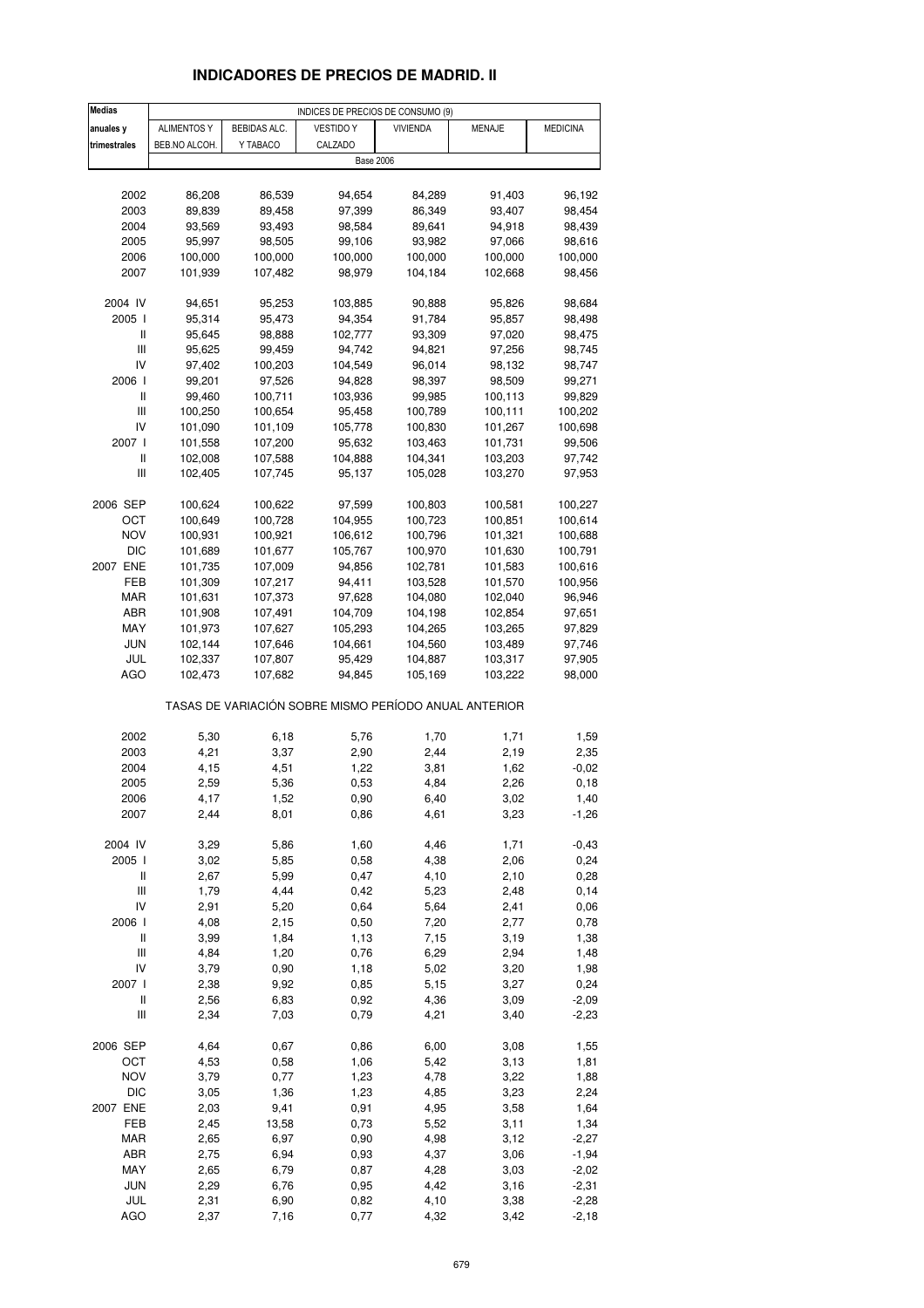# INDICADORES DE PRECIOS DE MADRID. II

| Medias anuales y trimestrales | INDICES DE PRECIOS DE CONSUMO (9) | | | | | |
|---|---|---|---|---|---|---|
| | ALIMENTOS Y BEB.NO ALCOH. | BEBIDAS ALC. Y TABACO | VESTIDO Y CALZADO | VIVIENDA | MENAJE | MEDICINA |
| | Base 2006 | | | | | |
| 2002 | 86,208 | 86,539 | 94,654 | 84,289 | 91,403 | 96,192 |
| 2003 | 89,839 | 89,458 | 97,399 | 86,349 | 93,407 | 98,454 |
| 2004 | 93,569 | 93,493 | 98,584 | 89,641 | 94,918 | 98,439 |
| 2005 | 95,997 | 98,505 | 99,106 | 93,982 | 97,066 | 98,616 |
| 2006 | 100,000 | 100,000 | 100,000 | 100,000 | 100,000 | 100,000 |
| 2007 | 101,939 | 107,482 | 98,979 | 104,184 | 102,668 | 98,456 |
| 2004 IV | 94,651 | 95,253 | 103,885 | 90,888 | 95,826 | 98,684 |
| 2005 I | 95,314 | 95,473 | 94,354 | 91,784 | 95,857 | 98,498 |
| II | 95,645 | 98,888 | 102,777 | 93,309 | 97,020 | 98,475 |
| III | 95,625 | 99,459 | 94,742 | 94,821 | 97,256 | 98,745 |
| IV | 97,402 | 100,203 | 104,549 | 96,014 | 98,132 | 98,747 |
| 2006 I | 99,201 | 97,526 | 94,828 | 98,397 | 98,509 | 99,271 |
| II | 99,460 | 100,711 | 103,936 | 99,985 | 100,113 | 99,829 |
| III | 100,250 | 100,654 | 95,458 | 100,789 | 100,111 | 100,202 |
| IV | 101,090 | 101,109 | 105,778 | 100,830 | 101,267 | 100,698 |
| 2007 I | 101,558 | 107,200 | 95,632 | 103,463 | 101,731 | 99,506 |
| II | 102,008 | 107,588 | 104,888 | 104,341 | 103,203 | 97,742 |
| III | 102,405 | 107,745 | 95,137 | 105,028 | 103,270 | 97,953 |
| 2006 SEP | 100,624 | 100,622 | 97,599 | 100,803 | 100,581 | 100,227 |
| OCT | 100,649 | 100,728 | 104,955 | 100,723 | 100,851 | 100,614 |
| NOV | 100,931 | 100,921 | 106,612 | 100,796 | 101,321 | 100,688 |
| DIC | 101,689 | 101,677 | 105,767 | 100,970 | 101,630 | 100,791 |
| 2007 ENE | 101,735 | 107,009 | 94,856 | 102,781 | 101,583 | 100,616 |
| FEB | 101,309 | 107,217 | 94,411 | 103,528 | 101,570 | 100,956 |
| MAR | 101,631 | 107,373 | 97,628 | 104,080 | 102,040 | 96,946 |
| ABR | 101,908 | 107,491 | 104,709 | 104,198 | 102,854 | 97,651 |
| MAY | 101,973 | 107,627 | 105,293 | 104,265 | 103,265 | 97,829 |
| JUN | 102,144 | 107,646 | 104,661 | 104,560 | 103,489 | 97,746 |
| JUL | 102,337 | 107,807 | 95,429 | 104,887 | 103,317 | 97,905 |
| AGO | 102,473 | 107,682 | 94,845 | 105,169 | 103,222 | 98,000 |
| | TASAS DE VARIACIÓN SOBRE MISMO PERÍODO ANUAL ANTERIOR | | | | | |
| 2002 | 5,30 | 6,18 | 5,76 | 1,70 | 1,71 | 1,59 |
| 2003 | 4,21 | 3,37 | 2,90 | 2,44 | 2,19 | 2,35 |
| 2004 | 4,15 | 4,51 | 1,22 | 3,81 | 1,62 | -0,02 |
| 2005 | 2,59 | 5,36 | 0,53 | 4,84 | 2,26 | 0,18 |
| 2006 | 4,17 | 1,52 | 0,90 | 6,40 | 3,02 | 1,40 |
| 2007 | 2,44 | 8,01 | 0,86 | 4,61 | 3,23 | -1,26 |
| 2004 IV | 3,29 | 5,86 | 1,60 | 4,46 | 1,71 | -0,43 |
| 2005 I | 3,02 | 5,85 | 0,58 | 4,38 | 2,06 | 0,24 |
| II | 2,67 | 5,99 | 0,47 | 4,10 | 2,10 | 0,28 |
| III | 1,79 | 4,44 | 0,42 | 5,23 | 2,48 | 0,14 |
| IV | 2,91 | 5,20 | 0,64 | 5,64 | 2,41 | 0,06 |
| 2006 I | 4,08 | 2,15 | 0,50 | 7,20 | 2,77 | 0,78 |
| II | 3,99 | 1,84 | 1,13 | 7,15 | 3,19 | 1,38 |
| III | 4,84 | 1,20 | 0,76 | 6,29 | 2,94 | 1,48 |
| IV | 3,79 | 0,90 | 1,18 | 5,02 | 3,20 | 1,98 |
| 2007 I | 2,38 | 9,92 | 0,85 | 5,15 | 3,27 | 0,24 |
| II | 2,56 | 6,83 | 0,92 | 4,36 | 3,09 | -2,09 |
| III | 2,34 | 7,03 | 0,79 | 4,21 | 3,40 | -2,23 |
| 2006 SEP | 4,64 | 0,67 | 0,86 | 6,00 | 3,08 | 1,55 |
| OCT | 4,53 | 0,58 | 1,06 | 5,42 | 3,13 | 1,81 |
| NOV | 3,79 | 0,77 | 1,23 | 4,78 | 3,22 | 1,88 |
| DIC | 3,05 | 1,36 | 1,23 | 4,85 | 3,23 | 2,24 |
| 2007 ENE | 2,03 | 9,41 | 0,91 | 4,95 | 3,58 | 1,64 |
| FEB | 2,45 | 13,58 | 0,73 | 5,52 | 3,11 | 1,34 |
| MAR | 2,65 | 6,97 | 0,90 | 4,98 | 3,12 | -2,27 |
| ABR | 2,75 | 6,94 | 0,93 | 4,37 | 3,06 | -1,94 |
| MAY | 2,65 | 6,79 | 0,87 | 4,28 | 3,03 | -2,02 |
| JUN | 2,29 | 6,76 | 0,95 | 4,42 | 3,16 | -2,31 |
| JUL | 2,31 | 6,90 | 0,82 | 4,10 | 3,38 | -2,28 |
| AGO | 2,37 | 7,16 | 0,77 | 4,32 | 3,42 | -2,18 |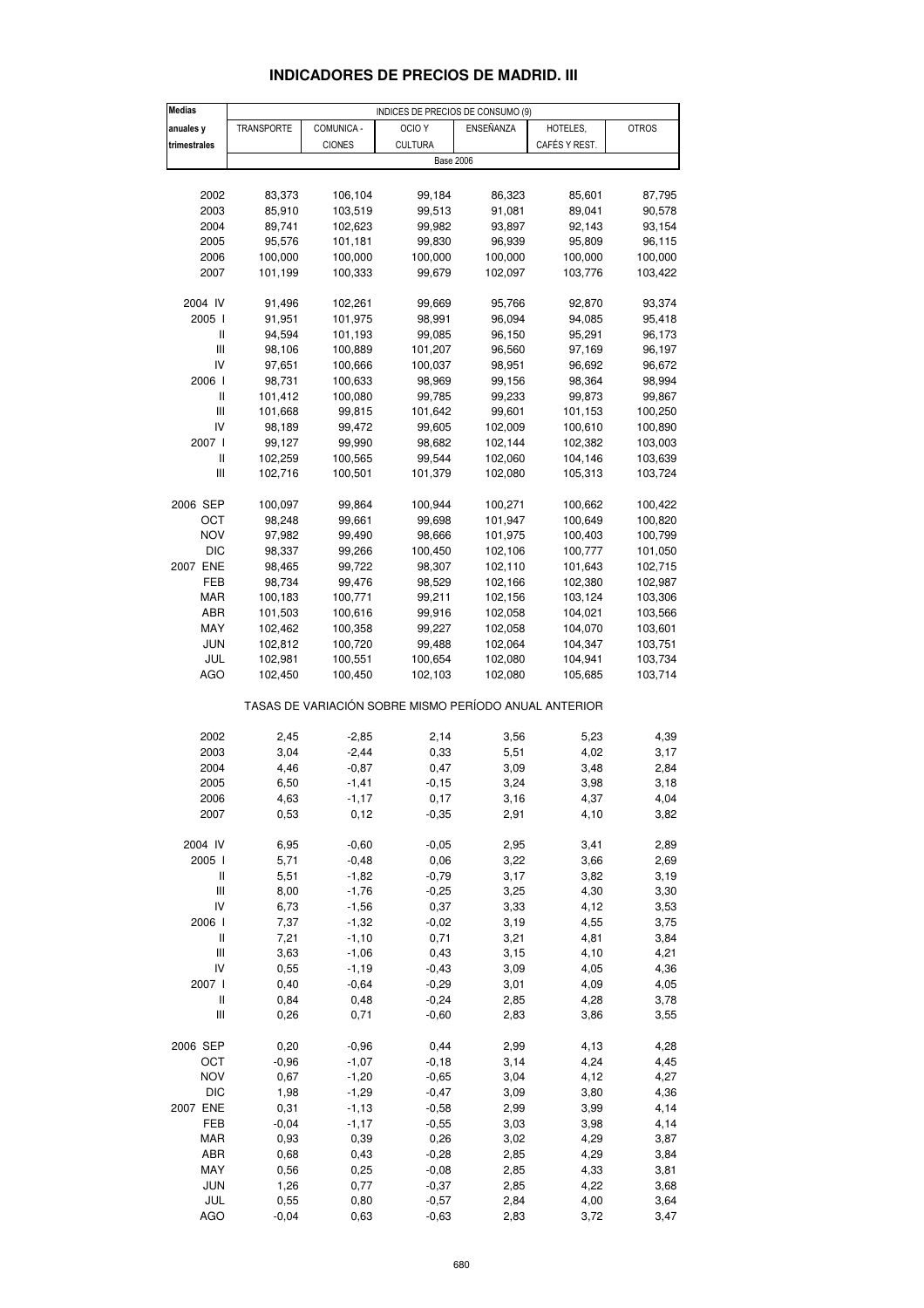# INDICADORES DE PRECIOS DE MADRID. III

| Medias anuales y trimestrales | INDICES DE PRECIOS DE CONSUMO (9) | | | | | |
|---|---|---|---|---|---|---|
| | TRANSPORTE | COMUNICA - CIONES | OCIO Y CULTURA | ENSEÑANZA | HOTELES, CAFÉS Y REST. | OTROS |
| | Base 2006 | | | | | |
| 2002 | 83,373 | 106,104 | 99,184 | 86,323 | 85,601 | 87,795 |
| 2003 | 85,910 | 103,519 | 99,513 | 91,081 | 89,041 | 90,578 |
| 2004 | 89,741 | 102,623 | 99,982 | 93,897 | 92,143 | 93,154 |
| 2005 | 95,576 | 101,181 | 99,830 | 96,939 | 95,809 | 96,115 |
| 2006 | 100,000 | 100,000 | 100,000 | 100,000 | 100,000 | 100,000 |
| 2007 | 101,199 | 100,333 | 99,679 | 102,097 | 103,776 | 103,422 |
| 2004 IV | 91,496 | 102,261 | 99,669 | 95,766 | 92,870 | 93,374 |
| 2005 I | 91,951 | 101,975 | 98,991 | 96,094 | 94,085 | 95,418 |
| II | 94,594 | 101,193 | 99,085 | 96,150 | 95,291 | 96,173 |
| III | 98,106 | 100,889 | 101,207 | 96,560 | 97,169 | 96,197 |
| IV | 97,651 | 100,666 | 100,037 | 98,951 | 96,692 | 96,672 |
| 2006 I | 98,731 | 100,633 | 98,969 | 99,156 | 98,364 | 98,994 |
| II | 101,412 | 100,080 | 99,785 | 99,233 | 99,873 | 99,867 |
| III | 101,668 | 99,815 | 101,642 | 99,601 | 101,153 | 100,250 |
| IV | 98,189 | 99,472 | 99,605 | 102,009 | 100,610 | 100,890 |
| 2007 I | 99,127 | 99,990 | 98,682 | 102,144 | 102,382 | 103,003 |
| II | 102,259 | 100,565 | 99,544 | 102,060 | 104,146 | 103,639 |
| III | 102,716 | 100,501 | 101,379 | 102,080 | 105,313 | 103,724 |
| 2006 SEP | 100,097 | 99,864 | 100,944 | 100,271 | 100,662 | 100,422 |
| OCT | 98,248 | 99,661 | 99,698 | 101,947 | 100,649 | 100,820 |
| NOV | 97,982 | 99,490 | 98,666 | 101,975 | 100,403 | 100,799 |
| DIC | 98,337 | 99,266 | 100,450 | 102,106 | 100,777 | 101,050 |
| 2007 ENE | 98,465 | 99,722 | 98,307 | 102,110 | 101,643 | 102,715 |
| FEB | 98,734 | 99,476 | 98,529 | 102,166 | 102,380 | 102,987 |
| MAR | 100,183 | 100,771 | 99,211 | 102,156 | 103,124 | 103,306 |
| ABR | 101,503 | 100,616 | 99,916 | 102,058 | 104,021 | 103,566 |
| MAY | 102,462 | 100,358 | 99,227 | 102,058 | 104,070 | 103,601 |
| JUN | 102,812 | 100,720 | 99,488 | 102,064 | 104,347 | 103,751 |
| JUL | 102,981 | 100,551 | 100,654 | 102,080 | 104,941 | 103,734 |
| AGO | 102,450 | 100,450 | 102,103 | 102,080 | 105,685 | 103,714 |
| | TASAS DE VARIACIÓN SOBRE MISMO PERÍODO ANUAL ANTERIOR | | | | | |
| 2002 | 2,45 | -2,85 | 2,14 | 3,56 | 5,23 | 4,39 |
| 2003 | 3,04 | -2,44 | 0,33 | 5,51 | 4,02 | 3,17 |
| 2004 | 4,46 | -0,87 | 0,47 | 3,09 | 3,48 | 2,84 |
| 2005 | 6,50 | -1,41 | -0,15 | 3,24 | 3,98 | 3,18 |
| 2006 | 4,63 | -1,17 | 0,17 | 3,16 | 4,37 | 4,04 |
| 2007 | 0,53 | 0,12 | -0,35 | 2,91 | 4,10 | 3,82 |
| 2004 IV | 6,95 | -0,60 | -0,05 | 2,95 | 3,41 | 2,89 |
| 2005 I | 5,71 | -0,48 | 0,06 | 3,22 | 3,66 | 2,69 |
| II | 5,51 | -1,82 | -0,79 | 3,17 | 3,82 | 3,19 |
| III | 8,00 | -1,76 | -0,25 | 3,25 | 4,30 | 3,30 |
| IV | 6,73 | -1,56 | 0,37 | 3,33 | 4,12 | 3,53 |
| 2006 I | 7,37 | -1,32 | -0,02 | 3,19 | 4,55 | 3,75 |
| II | 7,21 | -1,10 | 0,71 | 3,21 | 4,81 | 3,84 |
| III | 3,63 | -1,06 | 0,43 | 3,15 | 4,10 | 4,21 |
| IV | 0,55 | -1,19 | -0,43 | 3,09 | 4,05 | 4,36 |
| 2007 I | 0,40 | -0,64 | -0,29 | 3,01 | 4,09 | 4,05 |
| II | 0,84 | 0,48 | -0,24 | 2,85 | 4,28 | 3,78 |
| III | 0,26 | 0,71 | -0,60 | 2,83 | 3,86 | 3,55 |
| 2006 SEP | 0,20 | -0,96 | 0,44 | 2,99 | 4,13 | 4,28 |
| OCT | -0,96 | -1,07 | -0,18 | 3,14 | 4,24 | 4,45 |
| NOV | 0,67 | -1,20 | -0,65 | 3,04 | 4,12 | 4,27 |
| DIC | 1,98 | -1,29 | -0,47 | 3,09 | 3,80 | 4,36 |
| 2007 ENE | 0,31 | -1,13 | -0,58 | 2,99 | 3,99 | 4,14 |
| FEB | -0,04 | -1,17 | -0,55 | 3,03 | 3,98 | 4,14 |
| MAR | 0,93 | 0,39 | 0,26 | 3,02 | 4,29 | 3,87 |
| ABR | 0,68 | 0,43 | -0,28 | 2,85 | 4,29 | 3,84 |
| MAY | 0,56 | 0,25 | -0,08 | 2,85 | 4,33 | 3,81 |
| JUN | 1,26 | 0,77 | -0,37 | 2,85 | 4,22 | 3,68 |
| JUL | 0,55 | 0,80 | -0,57 | 2,84 | 4,00 | 3,64 |
| AGO | -0,04 | 0,63 | -0,63 | 2,83 | 3,72 | 3,47 |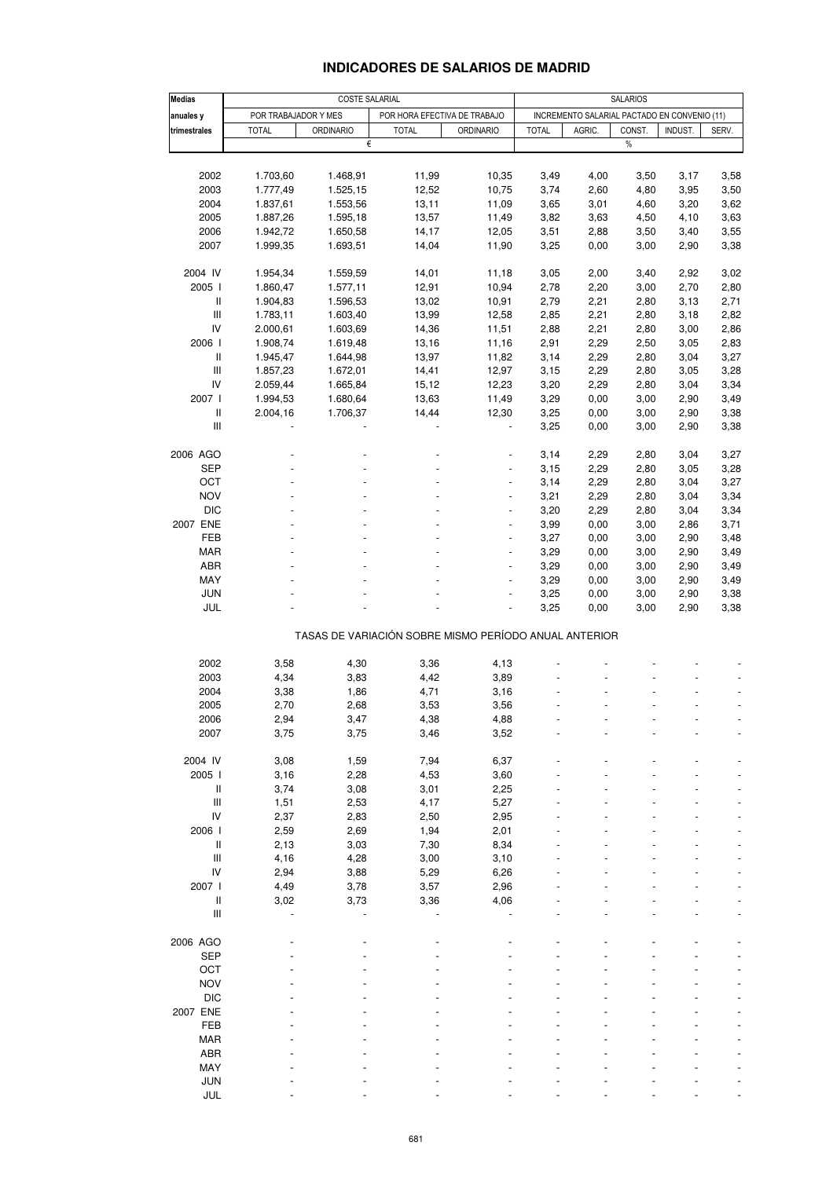# INDICADORES DE SALARIOS DE MADRID

| Medias anuales y trimestrales | COSTE SALARIAL | | | | SALARIOS | | | | |
|---|---|---|---|---|---|---|---|---|---|
| | POR TRABAJADOR Y MES | | POR HORA EFECTIVA DE TRABAJO | | INCREMENTO SALARIAL PACTADO EN CONVENIO (11) | | | | |
| | TOTAL | ORDINARIO | TOTAL | ORDINARIO | TOTAL | AGRIC. | CONST. | INDUST. | SERV. |
| | € | | | | % | | | | |
| 2002 | 1.703,60 | 1.468,91 | 11,99 | 10,35 | 3,49 | 4,00 | 3,50 | 3,17 | 3,58 |
| 2003 | 1.777,49 | 1.525,15 | 12,52 | 10,75 | 3,74 | 2,60 | 4,80 | 3,95 | 3,50 |
| 2004 | 1.837,61 | 1.553,56 | 13,11 | 11,09 | 3,65 | 3,01 | 4,60 | 3,20 | 3,62 |
| 2005 | 1.887,26 | 1.595,18 | 13,57 | 11,49 | 3,82 | 3,63 | 4,50 | 4,10 | 3,63 |
| 2006 | 1.942,72 | 1.650,58 | 14,17 | 12,05 | 3,51 | 2,88 | 3,50 | 3,40 | 3,55 |
| 2007 | 1.999,35 | 1.693,51 | 14,04 | 11,90 | 3,25 | 0,00 | 3,00 | 2,90 | 3,38 |
| 2004 IV | 1.954,34 | 1.559,59 | 14,01 | 11,18 | 3,05 | 2,00 | 3,40 | 2,92 | 3,02 |
| 2005 I | 1.860,47 | 1.577,11 | 12,91 | 10,94 | 2,78 | 2,20 | 3,00 | 2,70 | 2,80 |
| II | 1.904,83 | 1.596,53 | 13,02 | 10,91 | 2,79 | 2,21 | 2,80 | 3,13 | 2,71 |
| III | 1.783,11 | 1.603,40 | 13,99 | 12,58 | 2,85 | 2,21 | 2,80 | 3,18 | 2,82 |
| IV | 2.000,61 | 1.603,69 | 14,36 | 11,51 | 2,88 | 2,21 | 2,80 | 3,00 | 2,86 |
| 2006 I | 1.908,74 | 1.619,48 | 13,16 | 11,16 | 2,91 | 2,29 | 2,50 | 3,05 | 2,83 |
| II | 1.945,47 | 1.644,98 | 13,97 | 11,82 | 3,14 | 2,29 | 2,80 | 3,04 | 3,27 |
| III | 1.857,23 | 1.672,01 | 14,41 | 12,97 | 3,15 | 2,29 | 2,80 | 3,05 | 3,28 |
| IV | 2.059,44 | 1.665,84 | 15,12 | 12,23 | 3,20 | 2,29 | 2,80 | 3,04 | 3,34 |
| 2007 I | 1.994,53 | 1.680,64 | 13,63 | 11,49 | 3,29 | 0,00 | 3,00 | 2,90 | 3,49 |
| II | 2.004,16 | 1.706,37 | 14,44 | 12,30 | 3,25 | 0,00 | 3,00 | 2,90 | 3,38 |
| III | - | - | - | - | 3,25 | 0,00 | 3,00 | 2,90 | 3,38 |
| 2006 AGO | - | - | - | - | 3,14 | 2,29 | 2,80 | 3,04 | 3,27 |
| SEP | - | - | - | - | 3,15 | 2,29 | 2,80 | 3,05 | 3,28 |
| OCT | - | - | - | - | 3,14 | 2,29 | 2,80 | 3,04 | 3,27 |
| NOV | - | - | - | - | 3,21 | 2,29 | 2,80 | 3,04 | 3,34 |
| DIC | - | - | - | - | 3,20 | 2,29 | 2,80 | 3,04 | 3,34 |
| 2007 ENE | - | - | - | - | 3,99 | 0,00 | 3,00 | 2,86 | 3,71 |
| FEB | - | - | - | - | 3,27 | 0,00 | 3,00 | 2,90 | 3,48 |
| MAR | - | - | - | - | 3,29 | 0,00 | 3,00 | 2,90 | 3,49 |
| ABR | - | - | - | - | 3,29 | 0,00 | 3,00 | 2,90 | 3,49 |
| MAY | - | - | - | - | 3,29 | 0,00 | 3,00 | 2,90 | 3,49 |
| JUN | - | - | - | - | 3,25 | 0,00 | 3,00 | 2,90 | 3,38 |
| JUL | - | - | - | - | 3,25 | 0,00 | 3,00 | 2,90 | 3,38 |
| | TASAS DE VARIACIÓN SOBRE MISMO PERÍODO ANUAL ANTERIOR | | | | | | | | |
| 2002 | 3,58 | 4,30 | 3,36 | 4,13 | - | - | - | - | - |
| 2003 | 4,34 | 3,83 | 4,42 | 3,89 | - | - | - | - | - |
| 2004 | 3,38 | 1,86 | 4,71 | 3,16 | - | - | - | - | - |
| 2005 | 2,70 | 2,68 | 3,53 | 3,56 | - | - | - | - | - |
| 2006 | 2,94 | 3,47 | 4,38 | 4,88 | - | - | - | - | - |
| 2007 | 3,75 | 3,75 | 3,46 | 3,52 | - | - | - | - | - |
| 2004 IV | 3,08 | 1,59 | 7,94 | 6,37 | - | - | - | - | - |
| 2005 I | 3,16 | 2,28 | 4,53 | 3,60 | - | - | - | - | - |
| II | 3,74 | 3,08 | 3,01 | 2,25 | - | - | - | - | - |
| III | 1,51 | 2,53 | 4,17 | 5,27 | - | - | - | - | - |
| IV | 2,37 | 2,83 | 2,50 | 2,95 | - | - | - | - | - |
| 2006 I | 2,59 | 2,69 | 1,94 | 2,01 | - | - | - | - | - |
| II | 2,13 | 3,03 | 7,30 | 8,34 | - | - | - | - | - |
| III | 4,16 | 4,28 | 3,00 | 3,10 | - | - | - | - | - |
| IV | 2,94 | 3,88 | 5,29 | 6,26 | - | - | - | - | - |
| 2007 I | 4,49 | 3,78 | 3,57 | 2,96 | - | - | - | - | - |
| II | 3,02 | 3,73 | 3,36 | 4,06 | - | - | - | - | - |
| III | - | - | - | - | - | - | - | - | - |
| 2006 AGO | - | - | - | - | - | - | - | - | - |
| SEP | - | - | - | - | - | - | - | - | - |
| OCT | - | - | - | - | - | - | - | - | - |
| NOV | - | - | - | - | - | - | - | - | - |
| DIC | - | - | - | - | - | - | - | - | - |
| 2007 ENE | - | - | - | - | - | - | - | - | - |
| FEB | - | - | - | - | - | - | - | - | - |
| MAR | - | - | - | - | - | - | - | - | - |
| ABR | - | - | - | - | - | - | - | - | - |
| MAY | - | - | - | - | - | - | - | - | - |
| JUN | - | - | - | - | - | - | - | - | - |
| JUL | - | - | - | - | - | - | - | - | - |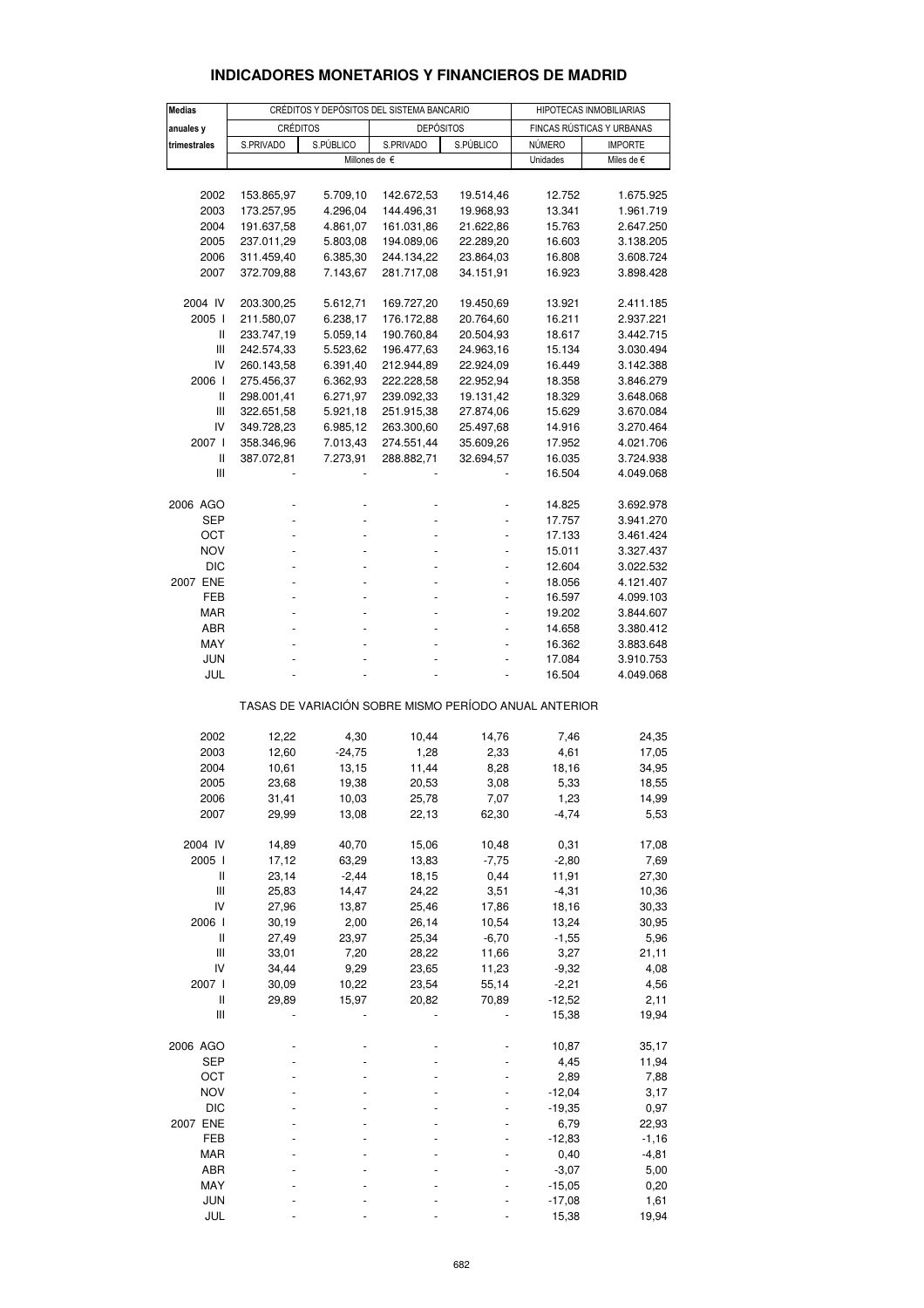# INDICADORES MONETARIOS Y FINANCIEROS DE MADRID

| Medias anuales y trimestrales | CRÉDITOS Y DEPÓSITOS DEL SISTEMA BANCARIO | | | | HIPOTECAS INMOBILIARIAS | |
|---|---|---|---|---|---|---|
| | CRÉDITOS | | DEPÓSITOS | | FINCAS RÚSTICAS Y URBANAS | |
| | S.PRIVADO | S.PÚBLICO | S.PRIVADO | S.PÚBLICO | NÚMERO | IMPORTE |
| | Millones de € | | | | Unidades | Miles de € |
| 2002 | 153.865,97 | 5.709,10 | 142.672,53 | 19.514,46 | 12.752 | 1.675.925 |
| 2003 | 173.257,95 | 4.296,04 | 144.496,31 | 19.968,93 | 13.341 | 1.961.719 |
| 2004 | 191.637,58 | 4.861,07 | 161.031,86 | 21.622,86 | 15.763 | 2.647.250 |
| 2005 | 237.011,29 | 5.803,08 | 194.089,06 | 22.289,20 | 16.603 | 3.138.205 |
| 2006 | 311.459,40 | 6.385,30 | 244.134,22 | 23.864,03 | 16.808 | 3.608.724 |
| 2007 | 372.709,88 | 7.143,67 | 281.717,08 | 34.151,91 | 16.923 | 3.898.428 |
| 2004 IV | 203.300,25 | 5.612,71 | 169.727,20 | 19.450,69 | 13.921 | 2.411.185 |
| 2005 I | 211.580,07 | 6.238,17 | 176.172,88 | 20.764,60 | 16.211 | 2.937.221 |
| II | 233.747,19 | 5.059,14 | 190.760,84 | 20.504,93 | 18.617 | 3.442.715 |
| III | 242.574,33 | 5.523,62 | 196.477,63 | 24.963,16 | 15.134 | 3.030.494 |
| IV | 260.143,58 | 6.391,40 | 212.944,89 | 22.924,09 | 16.449 | 3.142.388 |
| 2006 I | 275.456,37 | 6.362,93 | 222.228,58 | 22.952,94 | 18.358 | 3.846.279 |
| II | 298.001,41 | 6.271,97 | 239.092,33 | 19.131,42 | 18.329 | 3.648.068 |
| III | 322.651,58 | 5.921,18 | 251.915,38 | 27.874,06 | 15.629 | 3.670.084 |
| IV | 349.728,23 | 6.985,12 | 263.300,60 | 25.497,68 | 14.916 | 3.270.464 |
| 2007 I | 358.346,96 | 7.013,43 | 274.551,44 | 35.609,26 | 17.952 | 4.021.706 |
| II | 387.072,81 | 7.273,91 | 288.882,71 | 32.694,57 | 16.035 | 3.724.938 |
| III | - | - | - | - | 16.504 | 4.049.068 |
| 2006 AGO | - | - | - | - | 14.825 | 3.692.978 |
| SEP | - | - | - | - | 17.757 | 3.941.270 |
| OCT | - | - | - | - | 17.133 | 3.461.424 |
| NOV | - | - | - | - | 15.011 | 3.327.437 |
| DIC | - | - | - | - | 12.604 | 3.022.532 |
| 2007 ENE | - | - | - | - | 18.056 | 4.121.407 |
| FEB | - | - | - | - | 16.597 | 4.099.103 |
| MAR | - | - | - | - | 19.202 | 3.844.607 |
| ABR | - | - | - | - | 14.658 | 3.380.412 |
| MAY | - | - | - | - | 16.362 | 3.883.648 |
| JUN | - | - | - | - | 17.084 | 3.910.753 |
| JUL | - | - | - | - | 16.504 | 4.049.068 |
| **TASAS DE VARIACIÓN SOBRE MISMO PERÍODO ANUAL ANTERIOR** | | | | | | |
| 2002 | 12,22 | 4,30 | 10,44 | 14,76 | 7,46 | 24,35 |
| 2003 | 12,60 | -24,75 | 1,28 | 2,33 | 4,61 | 17,05 |
| 2004 | 10,61 | 13,15 | 11,44 | 8,28 | 18,16 | 34,95 |
| 2005 | 23,68 | 19,38 | 20,53 | 3,08 | 5,33 | 18,55 |
| 2006 | 31,41 | 10,03 | 25,78 | 7,07 | 1,23 | 14,99 |
| 2007 | 29,99 | 13,08 | 22,13 | 62,30 | -4,74 | 5,53 |
| 2004 IV | 14,89 | 40,70 | 15,06 | 10,48 | 0,31 | 17,08 |
| 2005 I | 17,12 | 63,29 | 13,83 | -7,75 | -2,80 | 7,69 |
| II | 23,14 | -2,44 | 18,15 | 0,44 | 11,91 | 27,30 |
| III | 25,83 | 14,47 | 24,22 | 3,51 | -4,31 | 10,36 |
| IV | 27,96 | 13,87 | 25,46 | 17,86 | 18,16 | 30,33 |
| 2006 I | 30,19 | 2,00 | 26,14 | 10,54 | 13,24 | 30,95 |
| II | 27,49 | 23,97 | 25,34 | -6,70 | -1,55 | 5,96 |
| III | 33,01 | 7,20 | 28,22 | 11,66 | 3,27 | 21,11 |
| IV | 34,44 | 9,29 | 23,65 | 11,23 | -9,32 | 4,08 |
| 2007 I | 30,09 | 10,22 | 23,54 | 55,14 | -2,21 | 4,56 |
| II | 29,89 | 15,97 | 20,82 | 70,89 | -12,52 | 2,11 |
| III | - | - | - | - | 15,38 | 19,94 |
| 2006 AGO | - | - | - | - | 10,87 | 35,17 |
| SEP | - | - | - | - | 4,45 | 11,94 |
| OCT | - | - | - | - | 2,89 | 7,88 |
| NOV | - | - | - | - | -12,04 | 3,17 |
| DIC | - | - | - | - | -19,35 | 0,97 |
| 2007 ENE | - | - | - | - | 6,79 | 22,93 |
| FEB | - | - | - | - | -12,83 | -1,16 |
| MAR | - | - | - | - | 0,40 | -4,81 |
| ABR | - | - | - | - | -3,07 | 5,00 |
| MAY | - | - | - | - | -15,05 | 0,20 |
| JUN | - | - | - | - | -17,08 | 1,61 |
| JUL | - | - | - | - | 15,38 | 19,94 |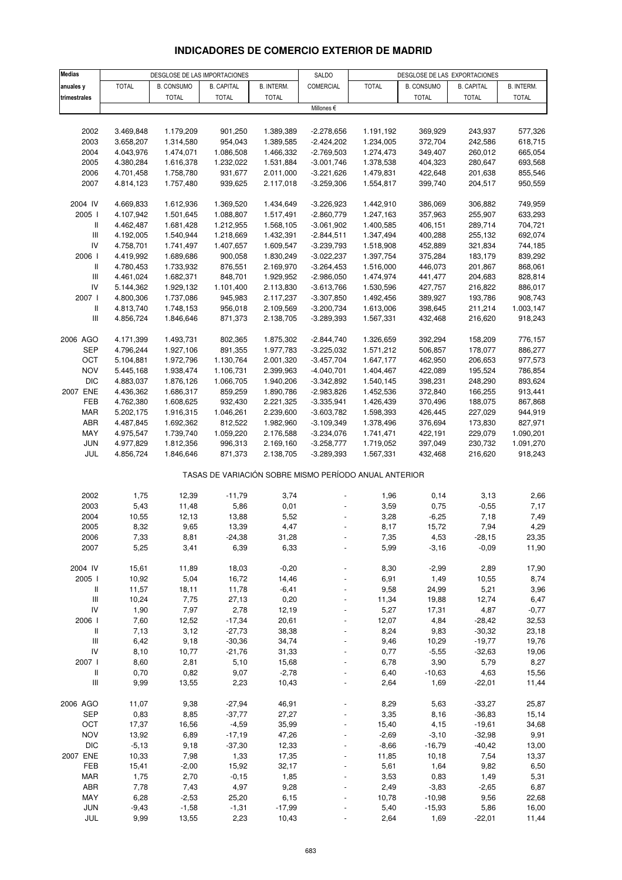# INDICADORES DE COMERCIO EXTERIOR DE MADRID

| Medias anuales y trimestrales | DESGLOSE DE LAS IMPORTACIONES | | | | SALDO | DESGLOSE DE LAS EXPORTACIONES | | | |
|---|---|---|---|---|---|---|---|---|---|
| | TOTAL | B. CONSUMO TOTAL | B. CAPITAL TOTAL | B. INTERM. TOTAL | COMERCIAL | TOTAL | B. CONSUMO TOTAL | B. CAPITAL TOTAL | B. INTERM. TOTAL |
| | | | | | Millones € | | | | |
| 2002 | 3.469,848 | 1.179,209 | 901,250 | 1.389,389 | -2.278,656 | 1.191,192 | 369,929 | 243,937 | 577,326 |
| 2003 | 3.658,207 | 1.314,580 | 954,043 | 1.389,585 | -2.424,202 | 1.234,005 | 372,704 | 242,586 | 618,715 |
| 2004 | 4.043,976 | 1.474,071 | 1.086,508 | 1.466,332 | -2.769,503 | 1.274,473 | 349,407 | 260,012 | 665,054 |
| 2005 | 4.380,284 | 1.616,378 | 1.232,022 | 1.531,884 | -3.001,746 | 1.378,538 | 404,323 | 280,647 | 693,568 |
| 2006 | 4.701,458 | 1.758,780 | 931,677 | 2.011,000 | -3.221,626 | 1.479,831 | 422,648 | 201,638 | 855,546 |
| 2007 | 4.814,123 | 1.757,480 | 939,625 | 2.117,018 | -3.259,306 | 1.554,817 | 399,740 | 204,517 | 950,559 |
| 2004 IV | 4.669,833 | 1.612,936 | 1.369,520 | 1.434,649 | -3.226,923 | 1.442,910 | 386,069 | 306,882 | 749,959 |
| 2005 I | 4.107,942 | 1.501,645 | 1.088,807 | 1.517,491 | -2.860,779 | 1.247,163 | 357,963 | 255,907 | 633,293 |
| II | 4.462,487 | 1.681,428 | 1.212,955 | 1.568,105 | -3.061,902 | 1.400,585 | 406,151 | 289,714 | 704,721 |
| III | 4.192,005 | 1.540,944 | 1.218,669 | 1.432,391 | -2.844,511 | 1.347,494 | 400,288 | 255,132 | 692,074 |
| IV | 4.758,701 | 1.741,497 | 1.407,657 | 1.609,547 | -3.239,793 | 1.518,908 | 452,889 | 321,834 | 744,185 |
| 2006 I | 4.419,992 | 1.689,686 | 900,058 | 1.830,249 | -3.022,237 | 1.397,754 | 375,284 | 183,179 | 839,292 |
| II | 4.780,453 | 1.733,932 | 876,551 | 2.169,970 | -3.264,453 | 1.516,000 | 446,073 | 201,867 | 868,061 |
| III | 4.461,024 | 1.682,371 | 848,701 | 1.929,952 | -2.986,050 | 1.474,974 | 441,477 | 204,683 | 828,814 |
| IV | 5.144,362 | 1.929,132 | 1.101,400 | 2.113,830 | -3.613,766 | 1.530,596 | 427,757 | 216,822 | 886,017 |
| 2007 I | 4.800,306 | 1.737,086 | 945,983 | 2.117,237 | -3.307,850 | 1.492,456 | 389,927 | 193,786 | 908,743 |
| II | 4.813,740 | 1.748,153 | 956,018 | 2.109,569 | -3.200,734 | 1.613,006 | 398,645 | 211,214 | 1.003,147 |
| III | 4.856,724 | 1.846,646 | 871,373 | 2.138,705 | -3.289,393 | 1.567,331 | 432,468 | 216,620 | 918,243 |
| 2006 AGO | 4.171,399 | 1.493,731 | 802,365 | 1.875,302 | -2.844,740 | 1.326,659 | 392,294 | 158,209 | 776,157 |
| SEP | 4.796,244 | 1.927,106 | 891,355 | 1.977,783 | -3.225,032 | 1.571,212 | 506,857 | 178,077 | 886,277 |
| OCT | 5.104,881 | 1.972,796 | 1.130,764 | 2.001,320 | -3.457,704 | 1.647,177 | 462,950 | 206,653 | 977,573 |
| NOV | 5.445,168 | 1.938,474 | 1.106,731 | 2.399,963 | -4.040,701 | 1.404,467 | 422,089 | 195,524 | 786,854 |
| DIC | 4.883,037 | 1.876,126 | 1.066,705 | 1.940,206 | -3.342,892 | 1.540,145 | 398,231 | 248,290 | 893,624 |
| 2007 ENE | 4.436,362 | 1.686,317 | 859,259 | 1.890,786 | -2.983,826 | 1.452,536 | 372,840 | 166,255 | 913,441 |
| FEB | 4.762,380 | 1.608,625 | 932,430 | 2.221,325 | -3.335,941 | 1.426,439 | 370,496 | 188,075 | 867,868 |
| MAR | 5.202,175 | 1.916,315 | 1.046,261 | 2.239,600 | -3.603,782 | 1.598,393 | 426,445 | 227,029 | 944,919 |
| ABR | 4.487,845 | 1.692,362 | 812,522 | 1.982,960 | -3.109,349 | 1.378,496 | 376,694 | 173,830 | 827,971 |
| MAY | 4.975,547 | 1.739,740 | 1.059,220 | 2.176,588 | -3.234,076 | 1.741,471 | 422,191 | 229,079 | 1.090,201 |
| JUN | 4.977,829 | 1.812,356 | 996,313 | 2.169,160 | -3.258,777 | 1.719,052 | 397,049 | 230,732 | 1.091,270 |
| JUL | 4.856,724 | 1.846,646 | 871,373 | 2.138,705 | -3.289,393 | 1.567,331 | 432,468 | 216,620 | 918,243 |
| | TASAS DE VARIACIÓN SOBRE MISMO PERÍODO ANUAL ANTERIOR | | | | | | | | |
| 2002 | 1,75 | 12,39 | -11,79 | 3,74 | - | 1,96 | 0,14 | 3,13 | 2,66 |
| 2003 | 5,43 | 11,48 | 5,86 | 0,01 | - | 3,59 | 0,75 | -0,55 | 7,17 |
| 2004 | 10,55 | 12,13 | 13,88 | 5,52 | - | 3,28 | -6,25 | 7,18 | 7,49 |
| 2005 | 8,32 | 9,65 | 13,39 | 4,47 | - | 8,17 | 15,72 | 7,94 | 4,29 |
| 2006 | 7,33 | 8,81 | -24,38 | 31,28 | - | 7,35 | 4,53 | -28,15 | 23,35 |
| 2007 | 5,25 | 3,41 | 6,39 | 6,33 | - | 5,99 | -3,16 | -0,09 | 11,90 |
| 2004 IV | 15,61 | 11,89 | 18,03 | -0,20 | - | 8,30 | -2,99 | 2,89 | 17,90 |
| 2005 I | 10,92 | 5,04 | 16,72 | 14,46 | - | 6,91 | 1,49 | 10,55 | 8,74 |
| II | 11,57 | 18,11 | 11,78 | -6,41 | - | 9,58 | 24,99 | 5,21 | 3,96 |
| III | 10,24 | 7,75 | 27,13 | 0,20 | - | 11,34 | 19,88 | 12,74 | 6,47 |
| IV | 1,90 | 7,97 | 2,78 | 12,19 | - | 5,27 | 17,31 | 4,87 | -0,77 |
| 2006 I | 7,60 | 12,52 | -17,34 | 20,61 | - | 12,07 | 4,84 | -28,42 | 32,53 |
| II | 7,13 | 3,12 | -27,73 | 38,38 | - | 8,24 | 9,83 | -30,32 | 23,18 |
| III | 6,42 | 9,18 | -30,36 | 34,74 | - | 9,46 | 10,29 | -19,77 | 19,76 |
| IV | 8,10 | 10,77 | -21,76 | 31,33 | - | 0,77 | -5,55 | -32,63 | 19,06 |
| 2007 I | 8,60 | 2,81 | 5,10 | 15,68 | - | 6,78 | 3,90 | 5,79 | 8,27 |
| II | 0,70 | 0,82 | 9,07 | -2,78 | - | 6,40 | -10,63 | 4,63 | 15,56 |
| III | 9,99 | 13,55 | 2,23 | 10,43 | - | 2,64 | 1,69 | -22,01 | 11,44 |
| 2006 AGO | 11,07 | 9,38 | -27,94 | 46,91 | - | 8,29 | 5,63 | -33,27 | 25,87 |
| SEP | 0,83 | 8,85 | -37,77 | 27,27 | - | 3,35 | 8,16 | -36,83 | 15,14 |
| OCT | 17,37 | 16,56 | -4,59 | 35,99 | - | 15,40 | 4,15 | -19,61 | 34,68 |
| NOV | 13,92 | 6,89 | -17,19 | 47,26 | - | -2,69 | -3,10 | -32,98 | 9,91 |
| DIC | -5,13 | 9,18 | -37,30 | 12,33 | - | -8,66 | -16,79 | -40,42 | 13,00 |
| 2007 ENE | 10,33 | 7,98 | 1,33 | 17,35 | - | 11,85 | 10,18 | 7,54 | 13,37 |
| FEB | 15,41 | -2,00 | 15,92 | 32,17 | - | 5,61 | 1,64 | 9,82 | 6,50 |
| MAR | 1,75 | 2,70 | -0,15 | 1,85 | - | 3,53 | 0,83 | 1,49 | 5,31 |
| ABR | 7,78 | 7,43 | 4,97 | 9,28 | - | 2,49 | -3,83 | -2,65 | 6,87 |
| MAY | 6,28 | -2,53 | 25,20 | 6,15 | - | 10,78 | -10,98 | 9,56 | 22,68 |
| JUN | -9,43 | -1,58 | -1,31 | -17,99 | - | 5,40 | -15,93 | 5,86 | 16,00 |
| JUL | 9,99 | 13,55 | 2,23 | 10,43 | - | 2,64 | 1,69 | -22,01 | 11,44 |